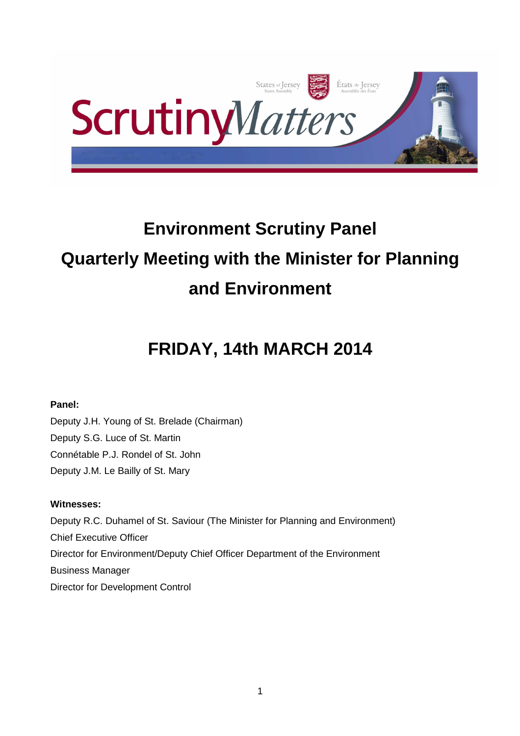# Environment Scrutiny Panel

# Quarterly Meeting with the Minister for Planning and Environment

## FRIDAY, 14th MARCH 2014

**Panel:**

Deputy J.H. Young of St. Brelade (Chairman)
Deputy S.G. Luce of St. Martin
Connétable P.J. Rondel of St. John
Deputy J.M. Le Bailly of St. Mary

**Witnesses:**

Deputy R.C. Duhamel of St. Saviour (The Minister for Planning and Environment)
Chief Executive Officer
Director for Environment/Deputy Chief Officer Department of the Environment
Business Manager
Director for Development Control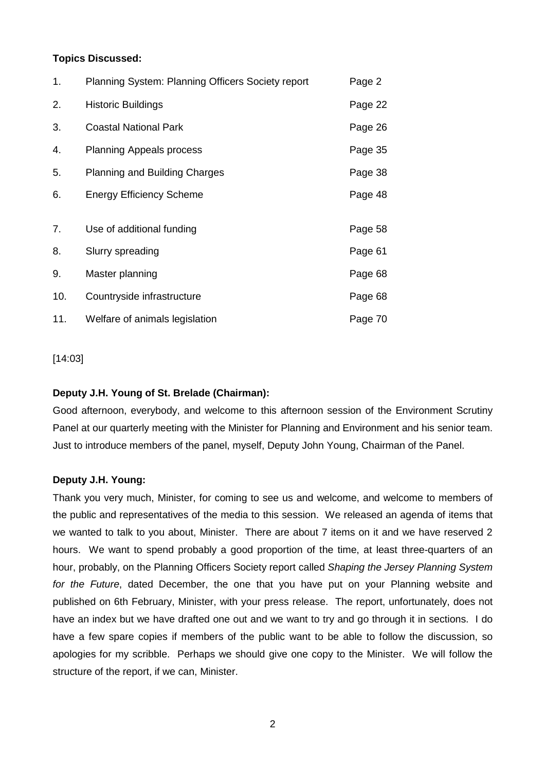**Topics Discussed:**

| | | |
|---|---|---|
| 1. | Planning System: Planning Officers Society report | Page 2 |
| 2. | Historic Buildings | Page 22 |
| 3. | Coastal National Park | Page 26 |
| 4. | Planning Appeals process | Page 35 |
| 5. | Planning and Building Charges | Page 38 |
| 6. | Energy Efficiency Scheme | Page 48 |
| 7. | Use of additional funding | Page 58 |
| 8. | Slurry spreading | Page 61 |
| 9. | Master planning | Page 68 |
| 10. | Countryside infrastructure | Page 68 |
| 11. | Welfare of animals legislation | Page 70 |

[14:03]

**Deputy J.H. Young of St. Brelade (Chairman):**

Good afternoon, everybody, and welcome to this afternoon session of the Environment Scrutiny Panel at our quarterly meeting with the Minister for Planning and Environment and his senior team. Just to introduce members of the panel, myself, Deputy John Young, Chairman of the Panel.

**Deputy J.H. Young:**

Thank you very much, Minister, for coming to see us and welcome, and welcome to members of the public and representatives of the media to this session. We released an agenda of items that we wanted to talk to you about, Minister. There are about 7 items on it and we have reserved 2 hours. We want to spend probably a good proportion of the time, at least three-quarters of an hour, probably, on the Planning Officers Society report called *Shaping the Jersey Planning System for the Future*, dated December, the one that you have put on your Planning website and published on 6th February, Minister, with your press release. The report, unfortunately, does not have an index but we have drafted one out and we want to try and go through it in sections. I do have a few spare copies if members of the public want to be able to follow the discussion, so apologies for my scribble. Perhaps we should give one copy to the Minister. We will follow the structure of the report, if we can, Minister.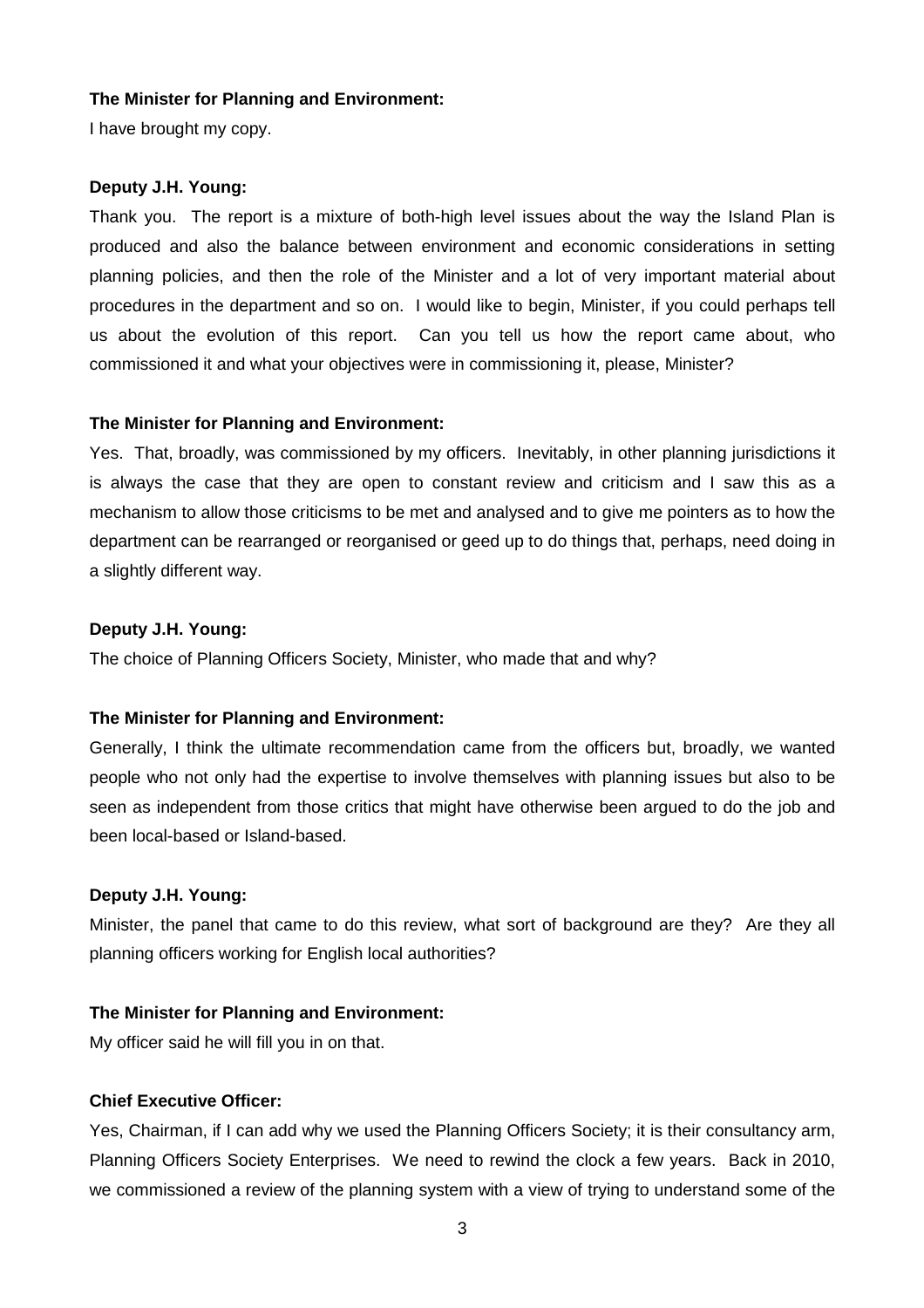**The Minister for Planning and Environment:**

I have brought my copy.

**Deputy J.H. Young:**

Thank you. The report is a mixture of both-high level issues about the way the Island Plan is produced and also the balance between environment and economic considerations in setting planning policies, and then the role of the Minister and a lot of very important material about procedures in the department and so on. I would like to begin, Minister, if you could perhaps tell us about the evolution of this report. Can you tell us how the report came about, who commissioned it and what your objectives were in commissioning it, please, Minister?

**The Minister for Planning and Environment:**

Yes. That, broadly, was commissioned by my officers. Inevitably, in other planning jurisdictions it is always the case that they are open to constant review and criticism and I saw this as a mechanism to allow those criticisms to be met and analysed and to give me pointers as to how the department can be rearranged or reorganised or geed up to do things that, perhaps, need doing in a slightly different way.

**Deputy J.H. Young:**

The choice of Planning Officers Society, Minister, who made that and why?

**The Minister for Planning and Environment:**

Generally, I think the ultimate recommendation came from the officers but, broadly, we wanted people who not only had the expertise to involve themselves with planning issues but also to be seen as independent from those critics that might have otherwise been argued to do the job and been local-based or Island-based.

**Deputy J.H. Young:**

Minister, the panel that came to do this review, what sort of background are they? Are they all planning officers working for English local authorities?

**The Minister for Planning and Environment:**

My officer said he will fill you in on that.

**Chief Executive Officer:**

Yes, Chairman, if I can add why we used the Planning Officers Society; it is their consultancy arm, Planning Officers Society Enterprises. We need to rewind the clock a few years. Back in 2010, we commissioned a review of the planning system with a view of trying to understand some of the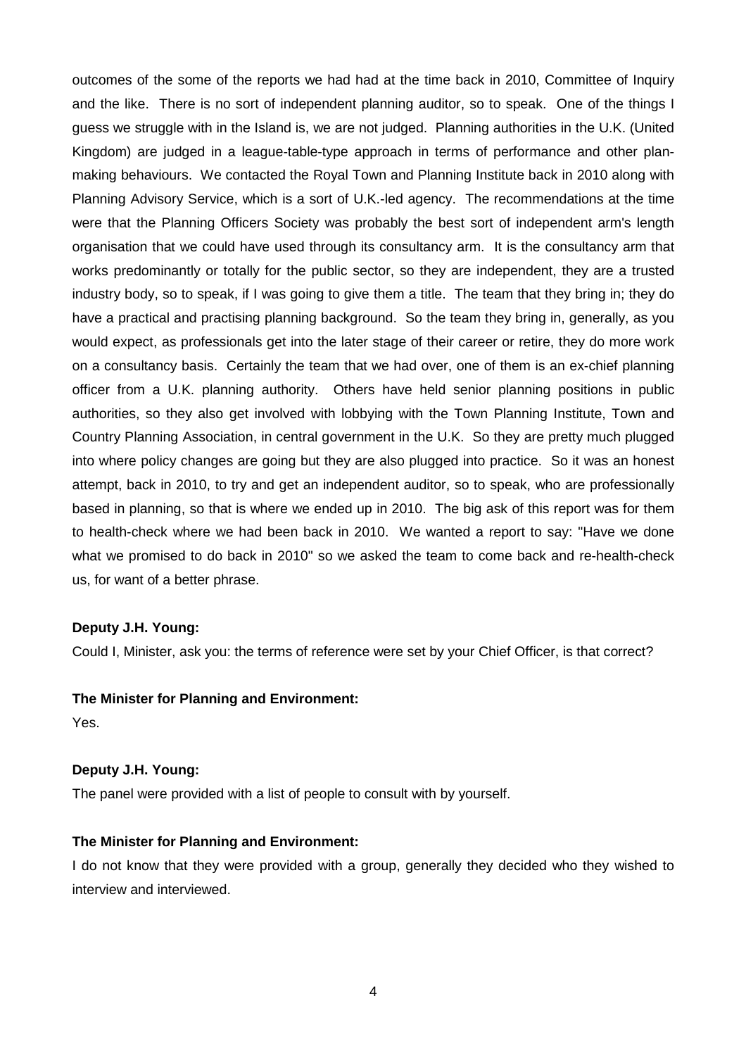outcomes of the some of the reports we had had at the time back in 2010, Committee of Inquiry and the like. There is no sort of independent planning auditor, so to speak. One of the things I guess we struggle with in the Island is, we are not judged. Planning authorities in the U.K. (United Kingdom) are judged in a league-table-type approach in terms of performance and other plan-making behaviours. We contacted the Royal Town and Planning Institute back in 2010 along with Planning Advisory Service, which is a sort of U.K.-led agency. The recommendations at the time were that the Planning Officers Society was probably the best sort of independent arm's length organisation that we could have used through its consultancy arm. It is the consultancy arm that works predominantly or totally for the public sector, so they are independent, they are a trusted industry body, so to speak, if I was going to give them a title. The team that they bring in; they do have a practical and practising planning background. So the team they bring in, generally, as you would expect, as professionals get into the later stage of their career or retire, they do more work on a consultancy basis. Certainly the team that we had over, one of them is an ex-chief planning officer from a U.K. planning authority. Others have held senior planning positions in public authorities, so they also get involved with lobbying with the Town Planning Institute, Town and Country Planning Association, in central government in the U.K. So they are pretty much plugged into where policy changes are going but they are also plugged into practice. So it was an honest attempt, back in 2010, to try and get an independent auditor, so to speak, who are professionally based in planning, so that is where we ended up in 2010. The big ask of this report was for them to health-check where we had been back in 2010. We wanted a report to say: "Have we done what we promised to do back in 2010" so we asked the team to come back and re-health-check us, for want of a better phrase.

**Deputy J.H. Young:**

Could I, Minister, ask you: the terms of reference were set by your Chief Officer, is that correct?

**The Minister for Planning and Environment:**

Yes.

**Deputy J.H. Young:**

The panel were provided with a list of people to consult with by yourself.

**The Minister for Planning and Environment:**

I do not know that they were provided with a group, generally they decided who they wished to interview and interviewed.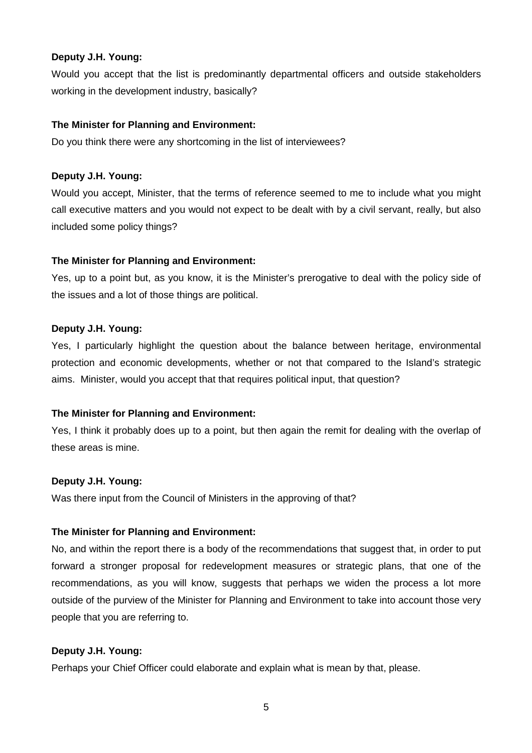**Deputy J.H. Young:**

Would you accept that the list is predominantly departmental officers and outside stakeholders working in the development industry, basically?

**The Minister for Planning and Environment:**

Do you think there were any shortcoming in the list of interviewees?

**Deputy J.H. Young:**

Would you accept, Minister, that the terms of reference seemed to me to include what you might call executive matters and you would not expect to be dealt with by a civil servant, really, but also included some policy things?

**The Minister for Planning and Environment:**

Yes, up to a point but, as you know, it is the Minister's prerogative to deal with the policy side of the issues and a lot of those things are political.

**Deputy J.H. Young:**

Yes, I particularly highlight the question about the balance between heritage, environmental protection and economic developments, whether or not that compared to the Island's strategic aims. Minister, would you accept that that requires political input, that question?

**The Minister for Planning and Environment:**

Yes, I think it probably does up to a point, but then again the remit for dealing with the overlap of these areas is mine.

**Deputy J.H. Young:**

Was there input from the Council of Ministers in the approving of that?

**The Minister for Planning and Environment:**

No, and within the report there is a body of the recommendations that suggest that, in order to put forward a stronger proposal for redevelopment measures or strategic plans, that one of the recommendations, as you will know, suggests that perhaps we widen the process a lot more outside of the purview of the Minister for Planning and Environment to take into account those very people that you are referring to.

**Deputy J.H. Young:**

Perhaps your Chief Officer could elaborate and explain what is mean by that, please.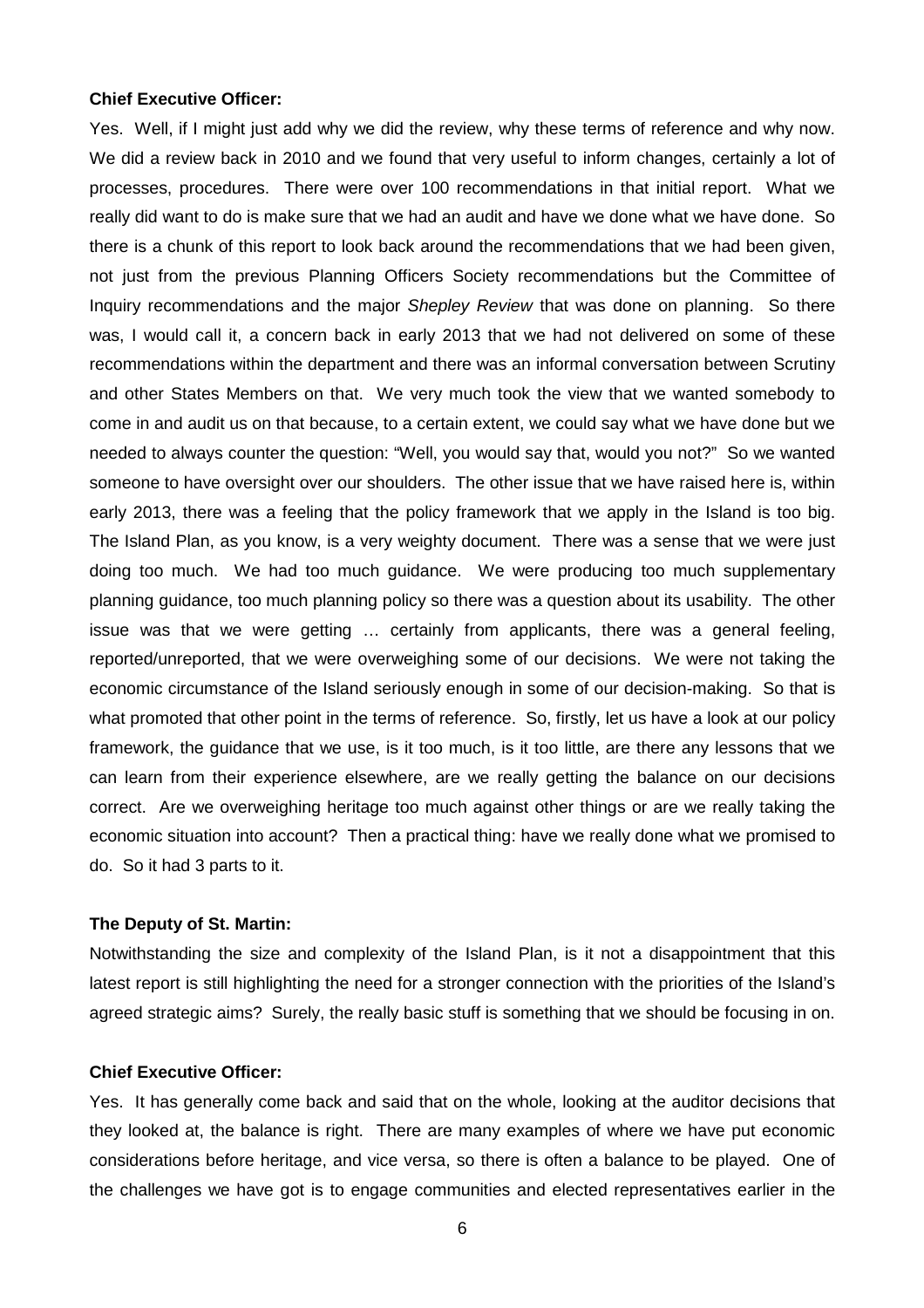**Chief Executive Officer:**

Yes. Well, if I might just add why we did the review, why these terms of reference and why now. We did a review back in 2010 and we found that very useful to inform changes, certainly a lot of processes, procedures. There were over 100 recommendations in that initial report. What we really did want to do is make sure that we had an audit and have we done what we have done. So there is a chunk of this report to look back around the recommendations that we had been given, not just from the previous Planning Officers Society recommendations but the Committee of Inquiry recommendations and the major *Shepley Review* that was done on planning. So there was, I would call it, a concern back in early 2013 that we had not delivered on some of these recommendations within the department and there was an informal conversation between Scrutiny and other States Members on that. We very much took the view that we wanted somebody to come in and audit us on that because, to a certain extent, we could say what we have done but we needed to always counter the question: "Well, you would say that, would you not?" So we wanted someone to have oversight over our shoulders. The other issue that we have raised here is, within early 2013, there was a feeling that the policy framework that we apply in the Island is too big. The Island Plan, as you know, is a very weighty document. There was a sense that we were just doing too much. We had too much guidance. We were producing too much supplementary planning guidance, too much planning policy so there was a question about its usability. The other issue was that we were getting … certainly from applicants, there was a general feeling, reported/unreported, that we were overweighing some of our decisions. We were not taking the economic circumstance of the Island seriously enough in some of our decision-making. So that is what promoted that other point in the terms of reference. So, firstly, let us have a look at our policy framework, the guidance that we use, is it too much, is it too little, are there any lessons that we can learn from their experience elsewhere, are we really getting the balance on our decisions correct. Are we overweighing heritage too much against other things or are we really taking the economic situation into account? Then a practical thing: have we really done what we promised to do. So it had 3 parts to it.

**The Deputy of St. Martin:**

Notwithstanding the size and complexity of the Island Plan, is it not a disappointment that this latest report is still highlighting the need for a stronger connection with the priorities of the Island's agreed strategic aims? Surely, the really basic stuff is something that we should be focusing in on.

**Chief Executive Officer:**

Yes. It has generally come back and said that on the whole, looking at the auditor decisions that they looked at, the balance is right. There are many examples of where we have put economic considerations before heritage, and vice versa, so there is often a balance to be played. One of the challenges we have got is to engage communities and elected representatives earlier in the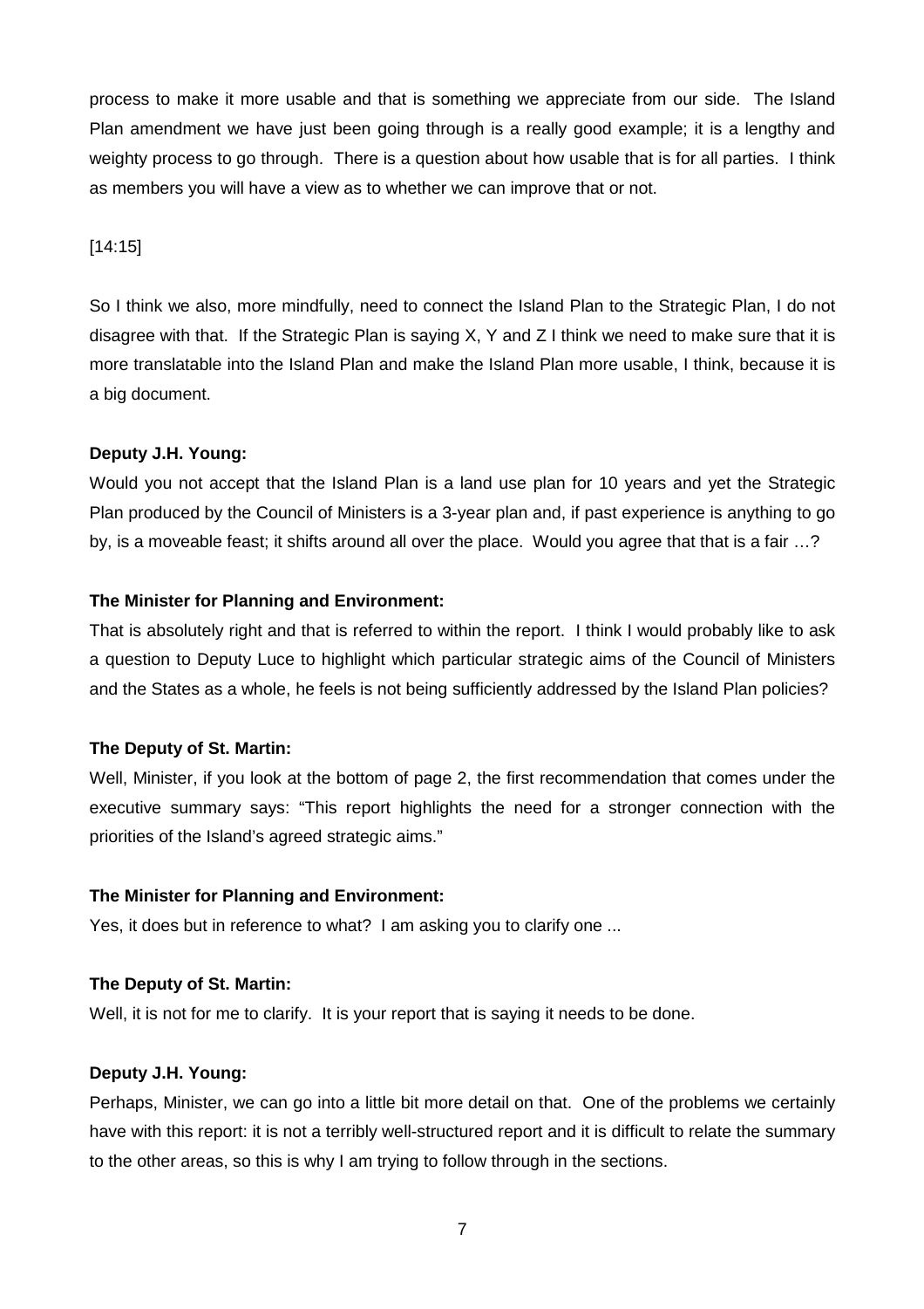process to make it more usable and that is something we appreciate from our side. The Island Plan amendment we have just been going through is a really good example; it is a lengthy and weighty process to go through. There is a question about how usable that is for all parties. I think as members you will have a view as to whether we can improve that or not.

[14:15]

So I think we also, more mindfully, need to connect the Island Plan to the Strategic Plan, I do not disagree with that. If the Strategic Plan is saying X, Y and Z I think we need to make sure that it is more translatable into the Island Plan and make the Island Plan more usable, I think, because it is a big document.

**Deputy J.H. Young:**

Would you not accept that the Island Plan is a land use plan for 10 years and yet the Strategic Plan produced by the Council of Ministers is a 3-year plan and, if past experience is anything to go by, is a moveable feast; it shifts around all over the place. Would you agree that that is a fair …?

**The Minister for Planning and Environment:**

That is absolutely right and that is referred to within the report. I think I would probably like to ask a question to Deputy Luce to highlight which particular strategic aims of the Council of Ministers and the States as a whole, he feels is not being sufficiently addressed by the Island Plan policies?

**The Deputy of St. Martin:**

Well, Minister, if you look at the bottom of page 2, the first recommendation that comes under the executive summary says: "This report highlights the need for a stronger connection with the priorities of the Island's agreed strategic aims."

**The Minister for Planning and Environment:**

Yes, it does but in reference to what? I am asking you to clarify one ...

**The Deputy of St. Martin:**

Well, it is not for me to clarify. It is your report that is saying it needs to be done.

**Deputy J.H. Young:**

Perhaps, Minister, we can go into a little bit more detail on that. One of the problems we certainly have with this report: it is not a terribly well-structured report and it is difficult to relate the summary to the other areas, so this is why I am trying to follow through in the sections.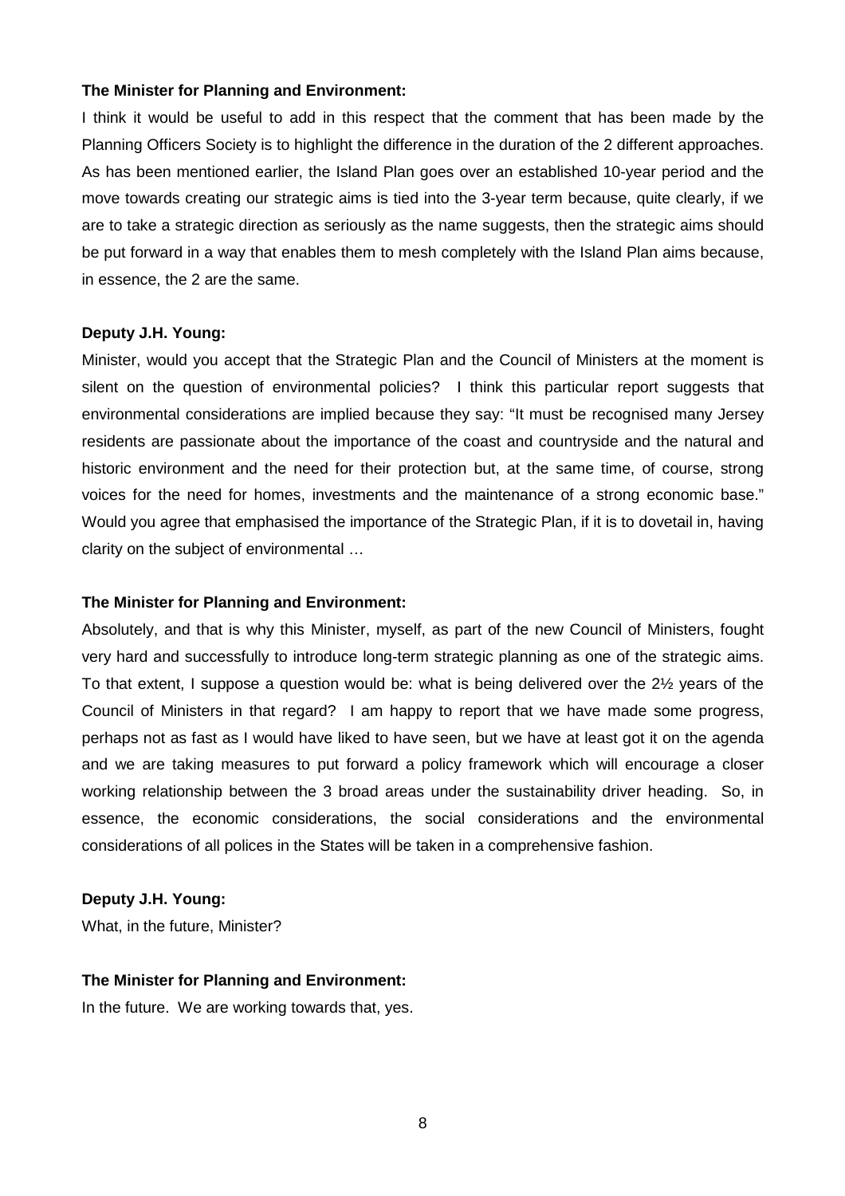**The Minister for Planning and Environment:**

I think it would be useful to add in this respect that the comment that has been made by the Planning Officers Society is to highlight the difference in the duration of the 2 different approaches. As has been mentioned earlier, the Island Plan goes over an established 10-year period and the move towards creating our strategic aims is tied into the 3-year term because, quite clearly, if we are to take a strategic direction as seriously as the name suggests, then the strategic aims should be put forward in a way that enables them to mesh completely with the Island Plan aims because, in essence, the 2 are the same.

**Deputy J.H. Young:**

Minister, would you accept that the Strategic Plan and the Council of Ministers at the moment is silent on the question of environmental policies? I think this particular report suggests that environmental considerations are implied because they say: "It must be recognised many Jersey residents are passionate about the importance of the coast and countryside and the natural and historic environment and the need for their protection but, at the same time, of course, strong voices for the need for homes, investments and the maintenance of a strong economic base." Would you agree that emphasised the importance of the Strategic Plan, if it is to dovetail in, having clarity on the subject of environmental …

**The Minister for Planning and Environment:**

Absolutely, and that is why this Minister, myself, as part of the new Council of Ministers, fought very hard and successfully to introduce long-term strategic planning as one of the strategic aims. To that extent, I suppose a question would be: what is being delivered over the 2½ years of the Council of Ministers in that regard? I am happy to report that we have made some progress, perhaps not as fast as I would have liked to have seen, but we have at least got it on the agenda and we are taking measures to put forward a policy framework which will encourage a closer working relationship between the 3 broad areas under the sustainability driver heading. So, in essence, the economic considerations, the social considerations and the environmental considerations of all polices in the States will be taken in a comprehensive fashion.

**Deputy J.H. Young:**

What, in the future, Minister?

**The Minister for Planning and Environment:**

In the future. We are working towards that, yes.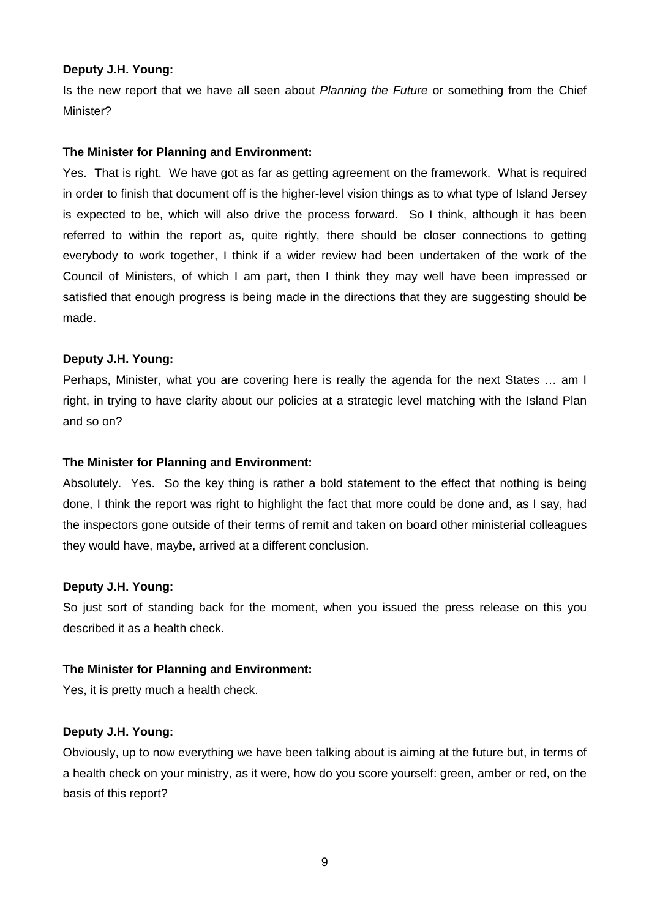**Deputy J.H. Young:**

Is the new report that we have all seen about *Planning the Future* or something from the Chief Minister?

**The Minister for Planning and Environment:**

Yes. That is right. We have got as far as getting agreement on the framework. What is required in order to finish that document off is the higher-level vision things as to what type of Island Jersey is expected to be, which will also drive the process forward. So I think, although it has been referred to within the report as, quite rightly, there should be closer connections to getting everybody to work together, I think if a wider review had been undertaken of the work of the Council of Ministers, of which I am part, then I think they may well have been impressed or satisfied that enough progress is being made in the directions that they are suggesting should be made.

**Deputy J.H. Young:**

Perhaps, Minister, what you are covering here is really the agenda for the next States … am I right, in trying to have clarity about our policies at a strategic level matching with the Island Plan and so on?

**The Minister for Planning and Environment:**

Absolutely. Yes. So the key thing is rather a bold statement to the effect that nothing is being done, I think the report was right to highlight the fact that more could be done and, as I say, had the inspectors gone outside of their terms of remit and taken on board other ministerial colleagues they would have, maybe, arrived at a different conclusion.

**Deputy J.H. Young:**

So just sort of standing back for the moment, when you issued the press release on this you described it as a health check.

**The Minister for Planning and Environment:**

Yes, it is pretty much a health check.

**Deputy J.H. Young:**

Obviously, up to now everything we have been talking about is aiming at the future but, in terms of a health check on your ministry, as it were, how do you score yourself: green, amber or red, on the basis of this report?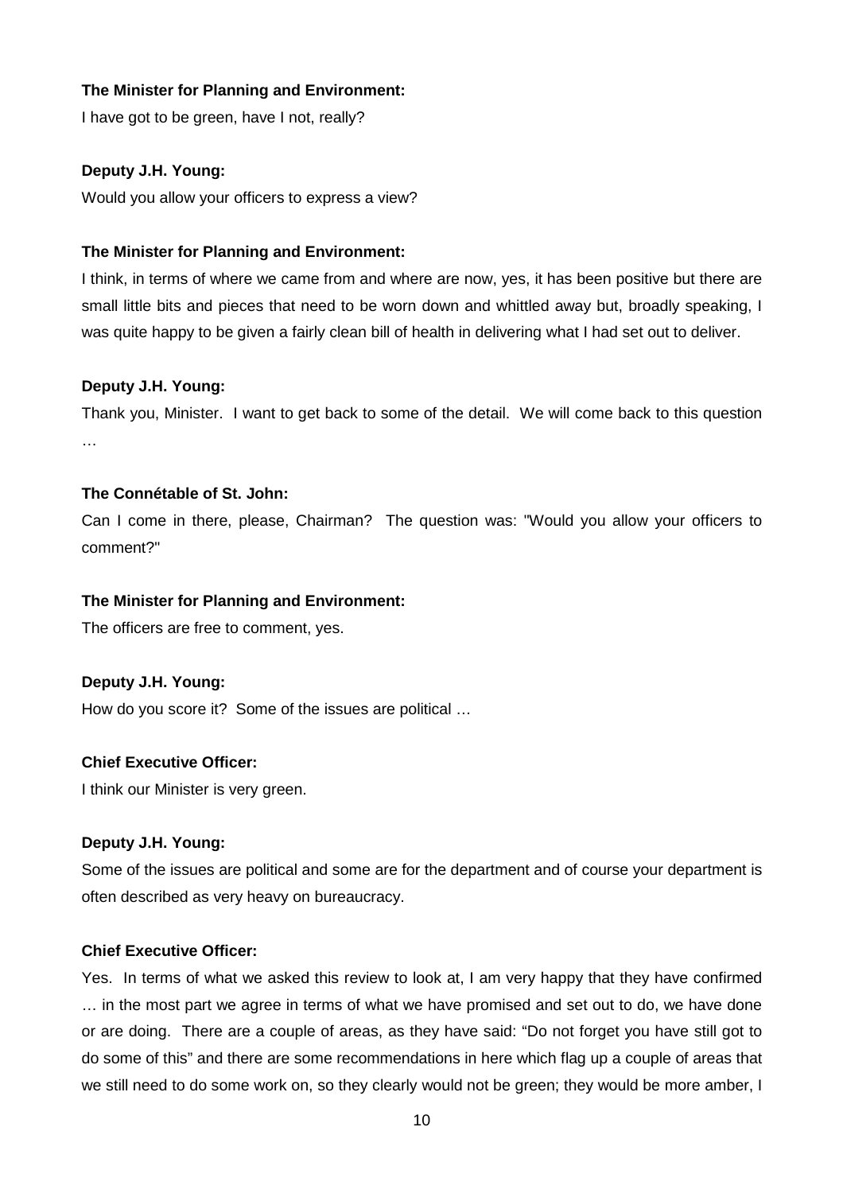**The Minister for Planning and Environment:**

I have got to be green, have I not, really?

**Deputy J.H. Young:**

Would you allow your officers to express a view?

**The Minister for Planning and Environment:**

I think, in terms of where we came from and where are now, yes, it has been positive but there are small little bits and pieces that need to be worn down and whittled away but, broadly speaking, I was quite happy to be given a fairly clean bill of health in delivering what I had set out to deliver.

**Deputy J.H. Young:**

Thank you, Minister. I want to get back to some of the detail. We will come back to this question …

**The Connétable of St. John:**

Can I come in there, please, Chairman? The question was: "Would you allow your officers to comment?"

**The Minister for Planning and Environment:**

The officers are free to comment, yes.

**Deputy J.H. Young:**

How do you score it? Some of the issues are political …

**Chief Executive Officer:**

I think our Minister is very green.

**Deputy J.H. Young:**

Some of the issues are political and some are for the department and of course your department is often described as very heavy on bureaucracy.

**Chief Executive Officer:**

Yes. In terms of what we asked this review to look at, I am very happy that they have confirmed … in the most part we agree in terms of what we have promised and set out to do, we have done or are doing. There are a couple of areas, as they have said: "Do not forget you have still got to do some of this" and there are some recommendations in here which flag up a couple of areas that we still need to do some work on, so they clearly would not be green; they would be more amber, I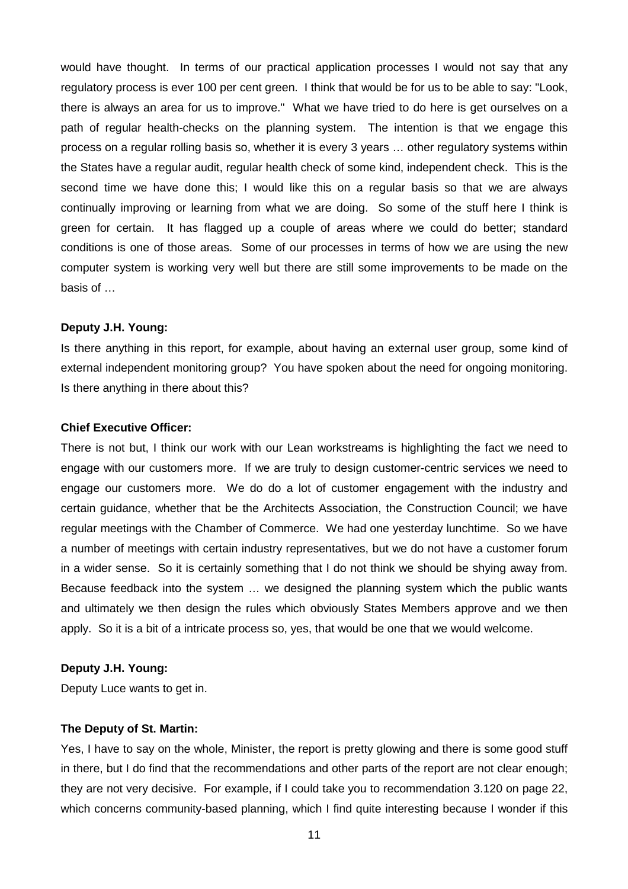would have thought. In terms of our practical application processes I would not say that any regulatory process is ever 100 per cent green. I think that would be for us to be able to say: "Look, there is always an area for us to improve." What we have tried to do here is get ourselves on a path of regular health-checks on the planning system. The intention is that we engage this process on a regular rolling basis so, whether it is every 3 years … other regulatory systems within the States have a regular audit, regular health check of some kind, independent check. This is the second time we have done this; I would like this on a regular basis so that we are always continually improving or learning from what we are doing. So some of the stuff here I think is green for certain. It has flagged up a couple of areas where we could do better; standard conditions is one of those areas. Some of our processes in terms of how we are using the new computer system is working very well but there are still some improvements to be made on the basis of …

**Deputy J.H. Young:**

Is there anything in this report, for example, about having an external user group, some kind of external independent monitoring group? You have spoken about the need for ongoing monitoring. Is there anything in there about this?

**Chief Executive Officer:**

There is not but, I think our work with our Lean workstreams is highlighting the fact we need to engage with our customers more. If we are truly to design customer-centric services we need to engage our customers more. We do do a lot of customer engagement with the industry and certain guidance, whether that be the Architects Association, the Construction Council; we have regular meetings with the Chamber of Commerce. We had one yesterday lunchtime. So we have a number of meetings with certain industry representatives, but we do not have a customer forum in a wider sense. So it is certainly something that I do not think we should be shying away from. Because feedback into the system … we designed the planning system which the public wants and ultimately we then design the rules which obviously States Members approve and we then apply. So it is a bit of a intricate process so, yes, that would be one that we would welcome.

**Deputy J.H. Young:**

Deputy Luce wants to get in.

**The Deputy of St. Martin:**

Yes, I have to say on the whole, Minister, the report is pretty glowing and there is some good stuff in there, but I do find that the recommendations and other parts of the report are not clear enough; they are not very decisive. For example, if I could take you to recommendation 3.120 on page 22, which concerns community-based planning, which I find quite interesting because I wonder if this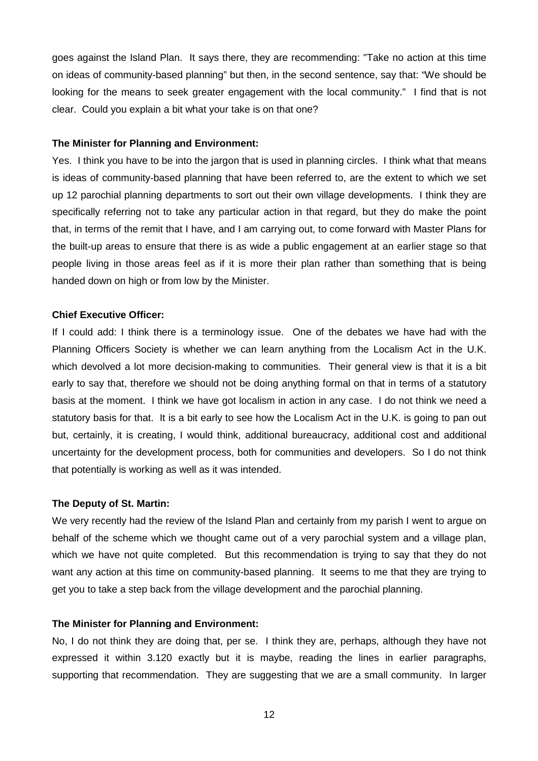goes against the Island Plan. It says there, they are recommending: "Take no action at this time on ideas of community-based planning" but then, in the second sentence, say that: "We should be looking for the means to seek greater engagement with the local community." I find that is not clear. Could you explain a bit what your take is on that one?

**The Minister for Planning and Environment:**

Yes. I think you have to be into the jargon that is used in planning circles. I think what that means is ideas of community-based planning that have been referred to, are the extent to which we set up 12 parochial planning departments to sort out their own village developments. I think they are specifically referring not to take any particular action in that regard, but they do make the point that, in terms of the remit that I have, and I am carrying out, to come forward with Master Plans for the built-up areas to ensure that there is as wide a public engagement at an earlier stage so that people living in those areas feel as if it is more their plan rather than something that is being handed down on high or from low by the Minister.

**Chief Executive Officer:**

If I could add: I think there is a terminology issue. One of the debates we have had with the Planning Officers Society is whether we can learn anything from the Localism Act in the U.K. which devolved a lot more decision-making to communities. Their general view is that it is a bit early to say that, therefore we should not be doing anything formal on that in terms of a statutory basis at the moment. I think we have got localism in action in any case. I do not think we need a statutory basis for that. It is a bit early to see how the Localism Act in the U.K. is going to pan out but, certainly, it is creating, I would think, additional bureaucracy, additional cost and additional uncertainty for the development process, both for communities and developers. So I do not think that potentially is working as well as it was intended.

**The Deputy of St. Martin:**

We very recently had the review of the Island Plan and certainly from my parish I went to argue on behalf of the scheme which we thought came out of a very parochial system and a village plan, which we have not quite completed. But this recommendation is trying to say that they do not want any action at this time on community-based planning. It seems to me that they are trying to get you to take a step back from the village development and the parochial planning.

**The Minister for Planning and Environment:**

No, I do not think they are doing that, per se. I think they are, perhaps, although they have not expressed it within 3.120 exactly but it is maybe, reading the lines in earlier paragraphs, supporting that recommendation. They are suggesting that we are a small community. In larger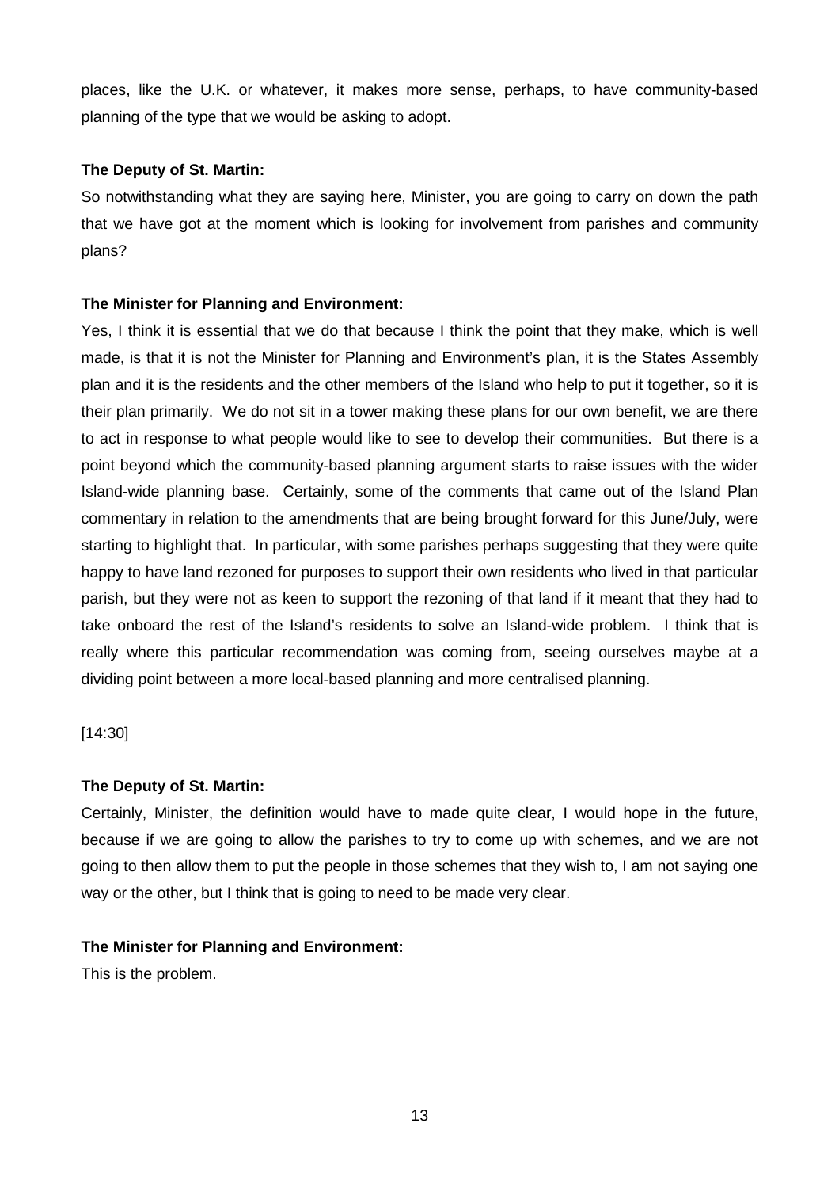places, like the U.K. or whatever, it makes more sense, perhaps, to have community-based planning of the type that we would be asking to adopt.

**The Deputy of St. Martin:**

So notwithstanding what they are saying here, Minister, you are going to carry on down the path that we have got at the moment which is looking for involvement from parishes and community plans?

**The Minister for Planning and Environment:**

Yes, I think it is essential that we do that because I think the point that they make, which is well made, is that it is not the Minister for Planning and Environment's plan, it is the States Assembly plan and it is the residents and the other members of the Island who help to put it together, so it is their plan primarily. We do not sit in a tower making these plans for our own benefit, we are there to act in response to what people would like to see to develop their communities. But there is a point beyond which the community-based planning argument starts to raise issues with the wider Island-wide planning base. Certainly, some of the comments that came out of the Island Plan commentary in relation to the amendments that are being brought forward for this June/July, were starting to highlight that. In particular, with some parishes perhaps suggesting that they were quite happy to have land rezoned for purposes to support their own residents who lived in that particular parish, but they were not as keen to support the rezoning of that land if it meant that they had to take onboard the rest of the Island's residents to solve an Island-wide problem. I think that is really where this particular recommendation was coming from, seeing ourselves maybe at a dividing point between a more local-based planning and more centralised planning.

[14:30]

**The Deputy of St. Martin:**

Certainly, Minister, the definition would have to made quite clear, I would hope in the future, because if we are going to allow the parishes to try to come up with schemes, and we are not going to then allow them to put the people in those schemes that they wish to, I am not saying one way or the other, but I think that is going to need to be made very clear.

**The Minister for Planning and Environment:**

This is the problem.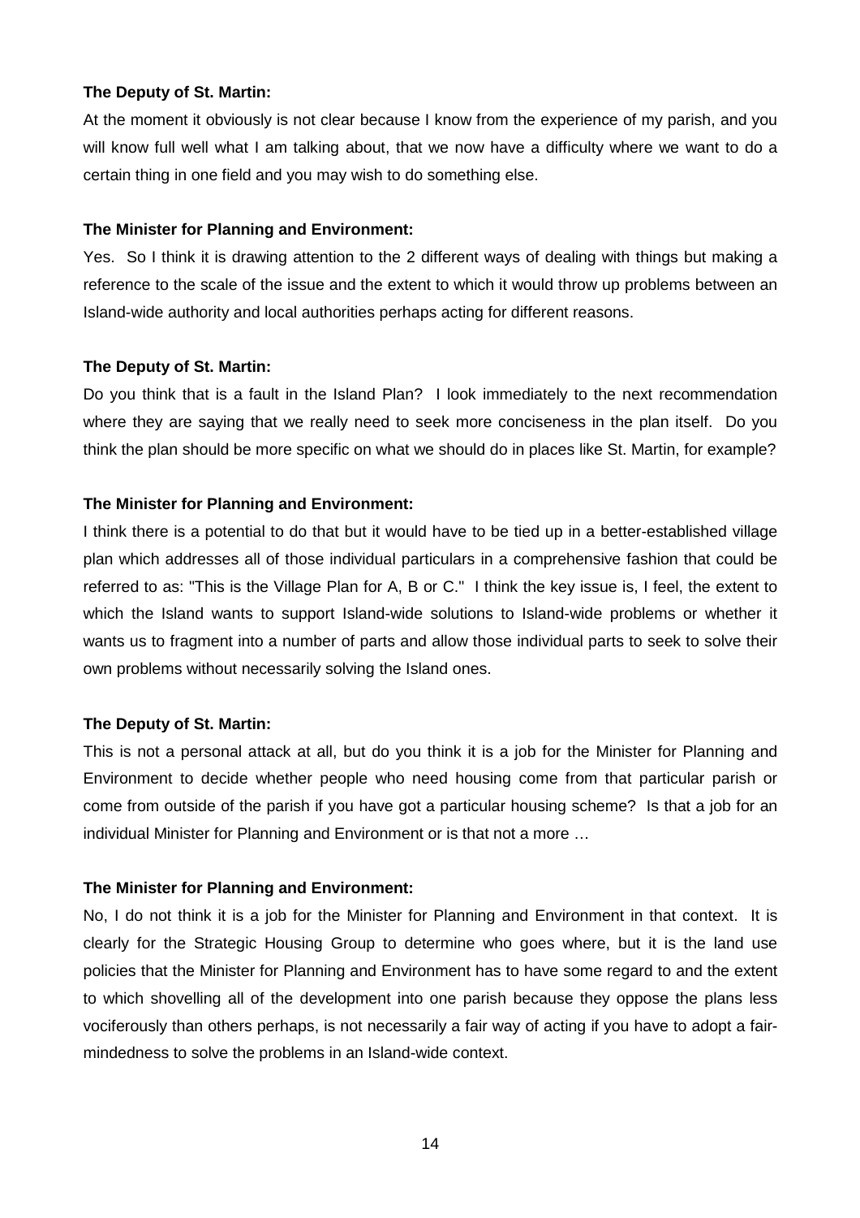**The Deputy of St. Martin:**

At the moment it obviously is not clear because I know from the experience of my parish, and you will know full well what I am talking about, that we now have a difficulty where we want to do a certain thing in one field and you may wish to do something else.

**The Minister for Planning and Environment:**

Yes. So I think it is drawing attention to the 2 different ways of dealing with things but making a reference to the scale of the issue and the extent to which it would throw up problems between an Island-wide authority and local authorities perhaps acting for different reasons.

**The Deputy of St. Martin:**

Do you think that is a fault in the Island Plan? I look immediately to the next recommendation where they are saying that we really need to seek more conciseness in the plan itself. Do you think the plan should be more specific on what we should do in places like St. Martin, for example?

**The Minister for Planning and Environment:**

I think there is a potential to do that but it would have to be tied up in a better-established village plan which addresses all of those individual particulars in a comprehensive fashion that could be referred to as: "This is the Village Plan for A, B or C." I think the key issue is, I feel, the extent to which the Island wants to support Island-wide solutions to Island-wide problems or whether it wants us to fragment into a number of parts and allow those individual parts to seek to solve their own problems without necessarily solving the Island ones.

**The Deputy of St. Martin:**

This is not a personal attack at all, but do you think it is a job for the Minister for Planning and Environment to decide whether people who need housing come from that particular parish or come from outside of the parish if you have got a particular housing scheme? Is that a job for an individual Minister for Planning and Environment or is that not a more …

**The Minister for Planning and Environment:**

No, I do not think it is a job for the Minister for Planning and Environment in that context. It is clearly for the Strategic Housing Group to determine who goes where, but it is the land use policies that the Minister for Planning and Environment has to have some regard to and the extent to which shovelling all of the development into one parish because they oppose the plans less vociferously than others perhaps, is not necessarily a fair way of acting if you have to adopt a fair-mindedness to solve the problems in an Island-wide context.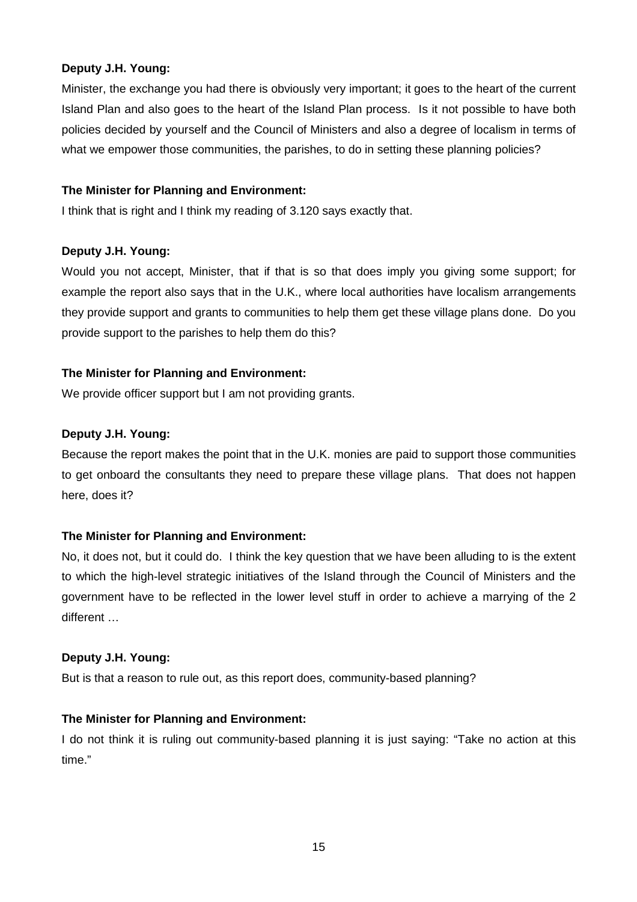**Deputy J.H. Young:**

Minister, the exchange you had there is obviously very important; it goes to the heart of the current Island Plan and also goes to the heart of the Island Plan process. Is it not possible to have both policies decided by yourself and the Council of Ministers and also a degree of localism in terms of what we empower those communities, the parishes, to do in setting these planning policies?

**The Minister for Planning and Environment:**

I think that is right and I think my reading of 3.120 says exactly that.

**Deputy J.H. Young:**

Would you not accept, Minister, that if that is so that does imply you giving some support; for example the report also says that in the U.K., where local authorities have localism arrangements they provide support and grants to communities to help them get these village plans done. Do you provide support to the parishes to help them do this?

**The Minister for Planning and Environment:**

We provide officer support but I am not providing grants.

**Deputy J.H. Young:**

Because the report makes the point that in the U.K. monies are paid to support those communities to get onboard the consultants they need to prepare these village plans. That does not happen here, does it?

**The Minister for Planning and Environment:**

No, it does not, but it could do. I think the key question that we have been alluding to is the extent to which the high-level strategic initiatives of the Island through the Council of Ministers and the government have to be reflected in the lower level stuff in order to achieve a marrying of the 2 different …

**Deputy J.H. Young:**

But is that a reason to rule out, as this report does, community-based planning?

**The Minister for Planning and Environment:**

I do not think it is ruling out community-based planning it is just saying: "Take no action at this time."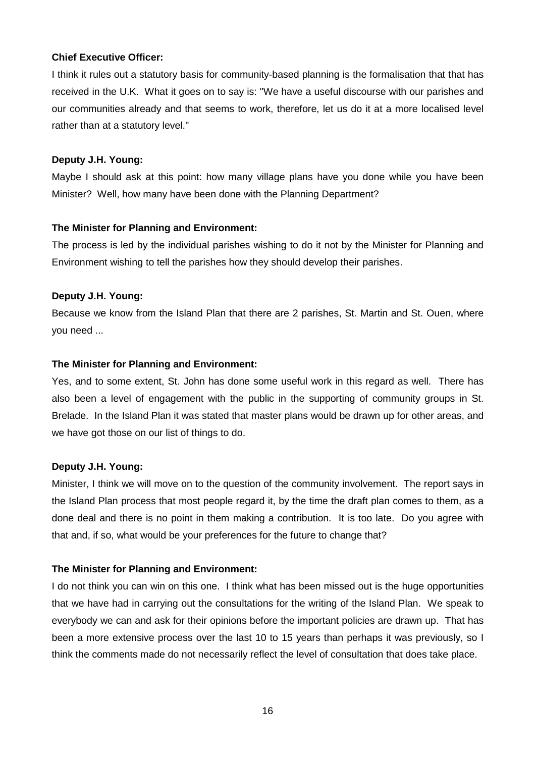**Chief Executive Officer:**

I think it rules out a statutory basis for community-based planning is the formalisation that that has received in the U.K. What it goes on to say is: "We have a useful discourse with our parishes and our communities already and that seems to work, therefore, let us do it at a more localised level rather than at a statutory level."

**Deputy J.H. Young:**

Maybe I should ask at this point: how many village plans have you done while you have been Minister? Well, how many have been done with the Planning Department?

**The Minister for Planning and Environment:**

The process is led by the individual parishes wishing to do it not by the Minister for Planning and Environment wishing to tell the parishes how they should develop their parishes.

**Deputy J.H. Young:**

Because we know from the Island Plan that there are 2 parishes, St. Martin and St. Ouen, where you need ...

**The Minister for Planning and Environment:**

Yes, and to some extent, St. John has done some useful work in this regard as well. There has also been a level of engagement with the public in the supporting of community groups in St. Brelade. In the Island Plan it was stated that master plans would be drawn up for other areas, and we have got those on our list of things to do.

**Deputy J.H. Young:**

Minister, I think we will move on to the question of the community involvement. The report says in the Island Plan process that most people regard it, by the time the draft plan comes to them, as a done deal and there is no point in them making a contribution. It is too late. Do you agree with that and, if so, what would be your preferences for the future to change that?

**The Minister for Planning and Environment:**

I do not think you can win on this one. I think what has been missed out is the huge opportunities that we have had in carrying out the consultations for the writing of the Island Plan. We speak to everybody we can and ask for their opinions before the important policies are drawn up. That has been a more extensive process over the last 10 to 15 years than perhaps it was previously, so I think the comments made do not necessarily reflect the level of consultation that does take place.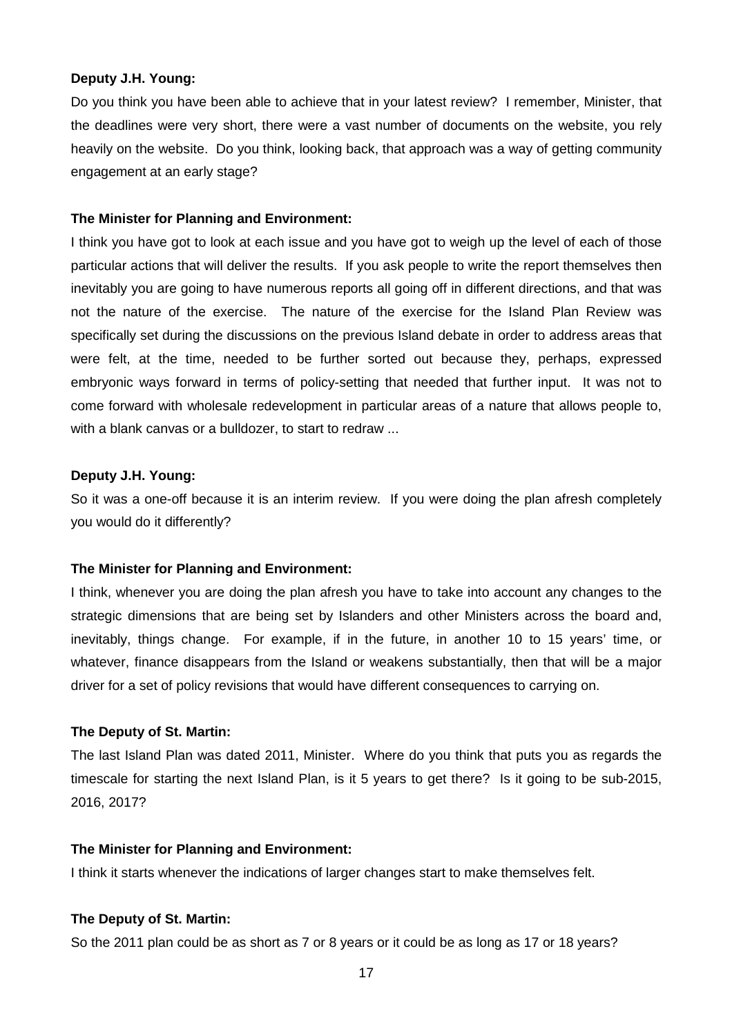**Deputy J.H. Young:**

Do you think you have been able to achieve that in your latest review? I remember, Minister, that the deadlines were very short, there were a vast number of documents on the website, you rely heavily on the website. Do you think, looking back, that approach was a way of getting community engagement at an early stage?

**The Minister for Planning and Environment:**

I think you have got to look at each issue and you have got to weigh up the level of each of those particular actions that will deliver the results. If you ask people to write the report themselves then inevitably you are going to have numerous reports all going off in different directions, and that was not the nature of the exercise. The nature of the exercise for the Island Plan Review was specifically set during the discussions on the previous Island debate in order to address areas that were felt, at the time, needed to be further sorted out because they, perhaps, expressed embryonic ways forward in terms of policy-setting that needed that further input. It was not to come forward with wholesale redevelopment in particular areas of a nature that allows people to, with a blank canvas or a bulldozer, to start to redraw ...

**Deputy J.H. Young:**

So it was a one-off because it is an interim review. If you were doing the plan afresh completely you would do it differently?

**The Minister for Planning and Environment:**

I think, whenever you are doing the plan afresh you have to take into account any changes to the strategic dimensions that are being set by Islanders and other Ministers across the board and, inevitably, things change. For example, if in the future, in another 10 to 15 years' time, or whatever, finance disappears from the Island or weakens substantially, then that will be a major driver for a set of policy revisions that would have different consequences to carrying on.

**The Deputy of St. Martin:**

The last Island Plan was dated 2011, Minister. Where do you think that puts you as regards the timescale for starting the next Island Plan, is it 5 years to get there? Is it going to be sub-2015, 2016, 2017?

**The Minister for Planning and Environment:**

I think it starts whenever the indications of larger changes start to make themselves felt.

**The Deputy of St. Martin:**

So the 2011 plan could be as short as 7 or 8 years or it could be as long as 17 or 18 years?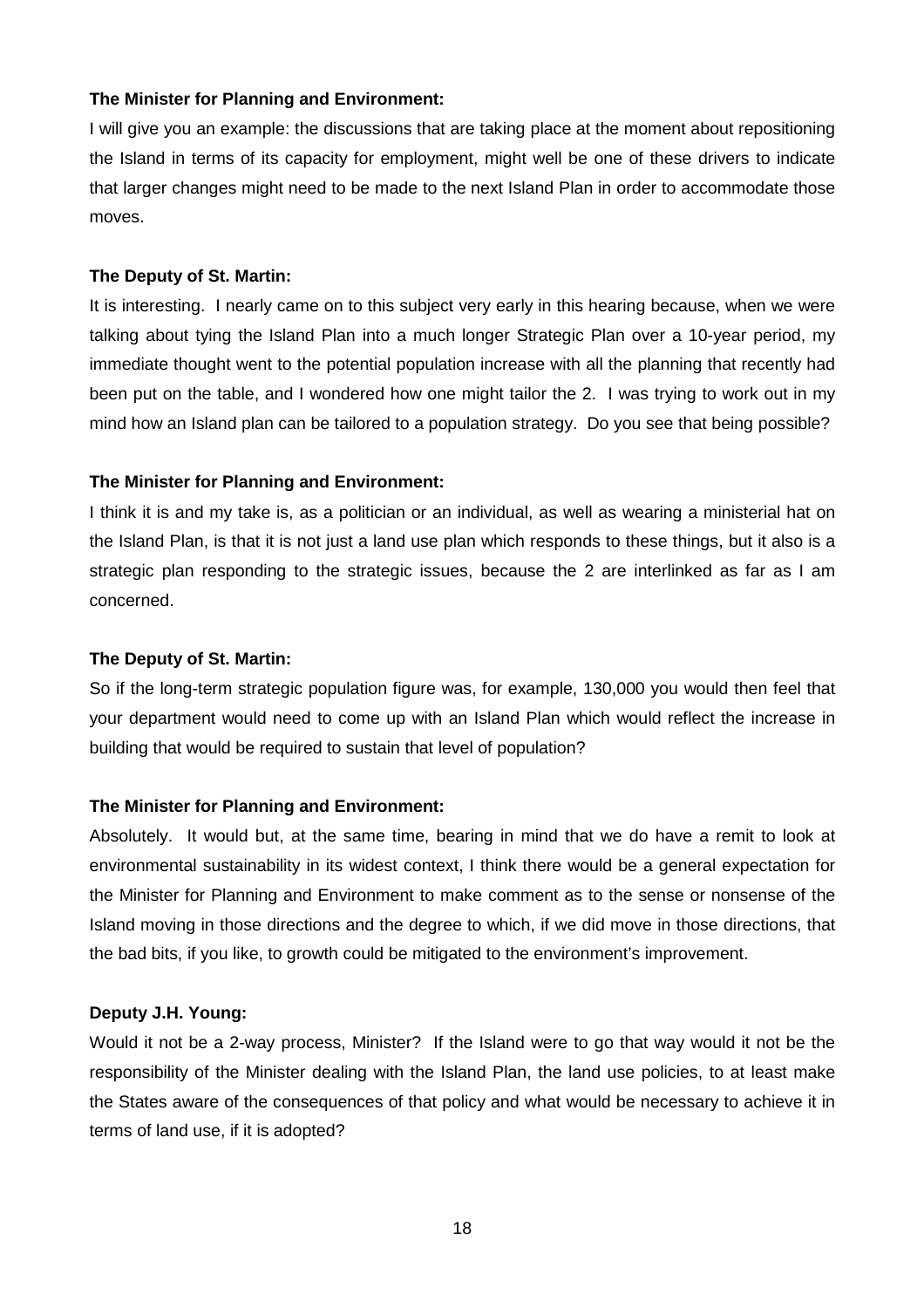**The Minister for Planning and Environment:**

I will give you an example: the discussions that are taking place at the moment about repositioning the Island in terms of its capacity for employment, might well be one of these drivers to indicate that larger changes might need to be made to the next Island Plan in order to accommodate those moves.

**The Deputy of St. Martin:**

It is interesting. I nearly came on to this subject very early in this hearing because, when we were talking about tying the Island Plan into a much longer Strategic Plan over a 10-year period, my immediate thought went to the potential population increase with all the planning that recently had been put on the table, and I wondered how one might tailor the 2. I was trying to work out in my mind how an Island plan can be tailored to a population strategy. Do you see that being possible?

**The Minister for Planning and Environment:**

I think it is and my take is, as a politician or an individual, as well as wearing a ministerial hat on the Island Plan, is that it is not just a land use plan which responds to these things, but it also is a strategic plan responding to the strategic issues, because the 2 are interlinked as far as I am concerned.

**The Deputy of St. Martin:**

So if the long-term strategic population figure was, for example, 130,000 you would then feel that your department would need to come up with an Island Plan which would reflect the increase in building that would be required to sustain that level of population?

**The Minister for Planning and Environment:**

Absolutely. It would but, at the same time, bearing in mind that we do have a remit to look at environmental sustainability in its widest context, I think there would be a general expectation for the Minister for Planning and Environment to make comment as to the sense or nonsense of the Island moving in those directions and the degree to which, if we did move in those directions, that the bad bits, if you like, to growth could be mitigated to the environment's improvement.

**Deputy J.H. Young:**

Would it not be a 2-way process, Minister? If the Island were to go that way would it not be the responsibility of the Minister dealing with the Island Plan, the land use policies, to at least make the States aware of the consequences of that policy and what would be necessary to achieve it in terms of land use, if it is adopted?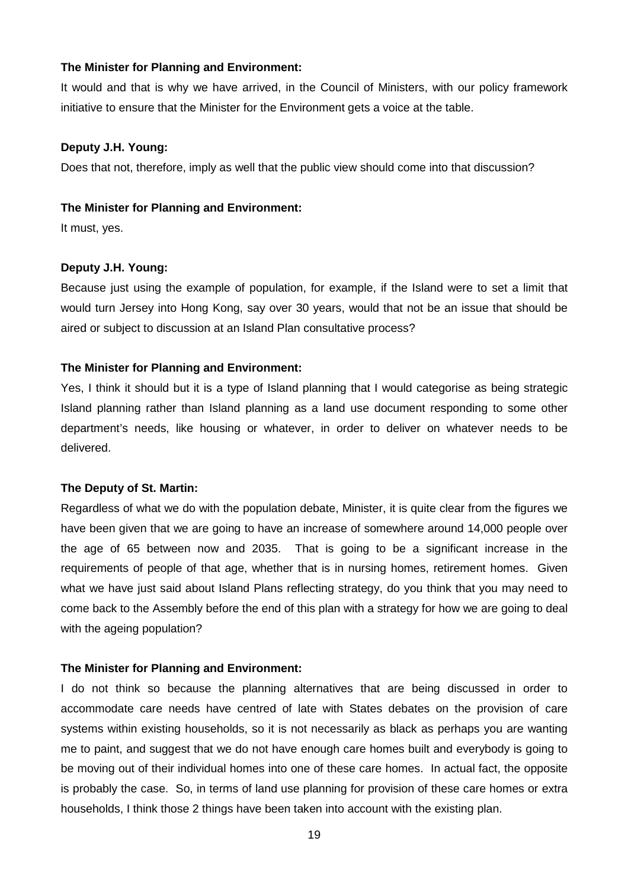**The Minister for Planning and Environment:**

It would and that is why we have arrived, in the Council of Ministers, with our policy framework initiative to ensure that the Minister for the Environment gets a voice at the table.

**Deputy J.H. Young:**

Does that not, therefore, imply as well that the public view should come into that discussion?

**The Minister for Planning and Environment:**

It must, yes.

**Deputy J.H. Young:**

Because just using the example of population, for example, if the Island were to set a limit that would turn Jersey into Hong Kong, say over 30 years, would that not be an issue that should be aired or subject to discussion at an Island Plan consultative process?

**The Minister for Planning and Environment:**

Yes, I think it should but it is a type of Island planning that I would categorise as being strategic Island planning rather than Island planning as a land use document responding to some other department's needs, like housing or whatever, in order to deliver on whatever needs to be delivered.

**The Deputy of St. Martin:**

Regardless of what we do with the population debate, Minister, it is quite clear from the figures we have been given that we are going to have an increase of somewhere around 14,000 people over the age of 65 between now and 2035. That is going to be a significant increase in the requirements of people of that age, whether that is in nursing homes, retirement homes. Given what we have just said about Island Plans reflecting strategy, do you think that you may need to come back to the Assembly before the end of this plan with a strategy for how we are going to deal with the ageing population?

**The Minister for Planning and Environment:**

I do not think so because the planning alternatives that are being discussed in order to accommodate care needs have centred of late with States debates on the provision of care systems within existing households, so it is not necessarily as black as perhaps you are wanting me to paint, and suggest that we do not have enough care homes built and everybody is going to be moving out of their individual homes into one of these care homes. In actual fact, the opposite is probably the case. So, in terms of land use planning for provision of these care homes or extra households, I think those 2 things have been taken into account with the existing plan.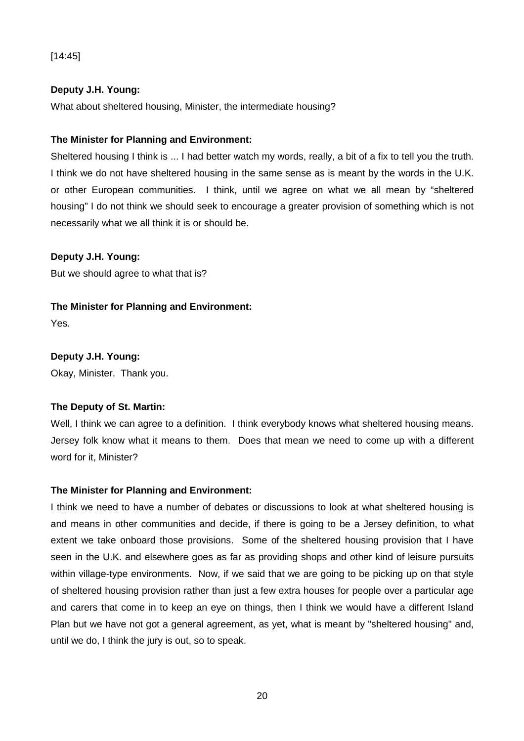[14:45]

**Deputy J.H. Young:**

What about sheltered housing, Minister, the intermediate housing?

**The Minister for Planning and Environment:**

Sheltered housing I think is ... I had better watch my words, really, a bit of a fix to tell you the truth. I think we do not have sheltered housing in the same sense as is meant by the words in the U.K. or other European communities. I think, until we agree on what we all mean by "sheltered housing" I do not think we should seek to encourage a greater provision of something which is not necessarily what we all think it is or should be.

**Deputy J.H. Young:**

But we should agree to what that is?

**The Minister for Planning and Environment:**

Yes.

**Deputy J.H. Young:**

Okay, Minister. Thank you.

**The Deputy of St. Martin:**

Well, I think we can agree to a definition. I think everybody knows what sheltered housing means. Jersey folk know what it means to them. Does that mean we need to come up with a different word for it, Minister?

**The Minister for Planning and Environment:**

I think we need to have a number of debates or discussions to look at what sheltered housing is and means in other communities and decide, if there is going to be a Jersey definition, to what extent we take onboard those provisions. Some of the sheltered housing provision that I have seen in the U.K. and elsewhere goes as far as providing shops and other kind of leisure pursuits within village-type environments. Now, if we said that we are going to be picking up on that style of sheltered housing provision rather than just a few extra houses for people over a particular age and carers that come in to keep an eye on things, then I think we would have a different Island Plan but we have not got a general agreement, as yet, what is meant by "sheltered housing" and, until we do, I think the jury is out, so to speak.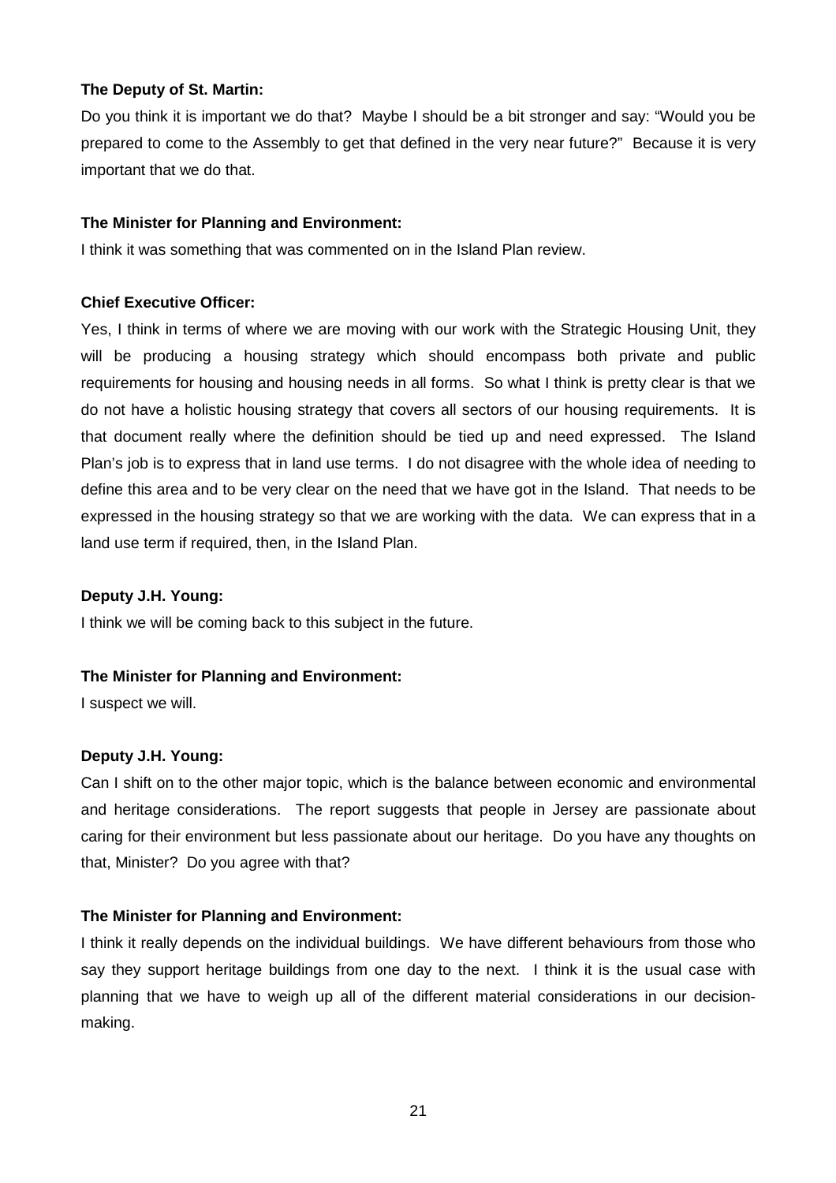**The Deputy of St. Martin:**

Do you think it is important we do that? Maybe I should be a bit stronger and say: "Would you be prepared to come to the Assembly to get that defined in the very near future?" Because it is very important that we do that.

**The Minister for Planning and Environment:**

I think it was something that was commented on in the Island Plan review.

**Chief Executive Officer:**

Yes, I think in terms of where we are moving with our work with the Strategic Housing Unit, they will be producing a housing strategy which should encompass both private and public requirements for housing and housing needs in all forms. So what I think is pretty clear is that we do not have a holistic housing strategy that covers all sectors of our housing requirements. It is that document really where the definition should be tied up and need expressed. The Island Plan's job is to express that in land use terms. I do not disagree with the whole idea of needing to define this area and to be very clear on the need that we have got in the Island. That needs to be expressed in the housing strategy so that we are working with the data. We can express that in a land use term if required, then, in the Island Plan.

**Deputy J.H. Young:**

I think we will be coming back to this subject in the future.

**The Minister for Planning and Environment:**

I suspect we will.

**Deputy J.H. Young:**

Can I shift on to the other major topic, which is the balance between economic and environmental and heritage considerations. The report suggests that people in Jersey are passionate about caring for their environment but less passionate about our heritage. Do you have any thoughts on that, Minister? Do you agree with that?

**The Minister for Planning and Environment:**

I think it really depends on the individual buildings. We have different behaviours from those who say they support heritage buildings from one day to the next. I think it is the usual case with planning that we have to weigh up all of the different material considerations in our decision-making.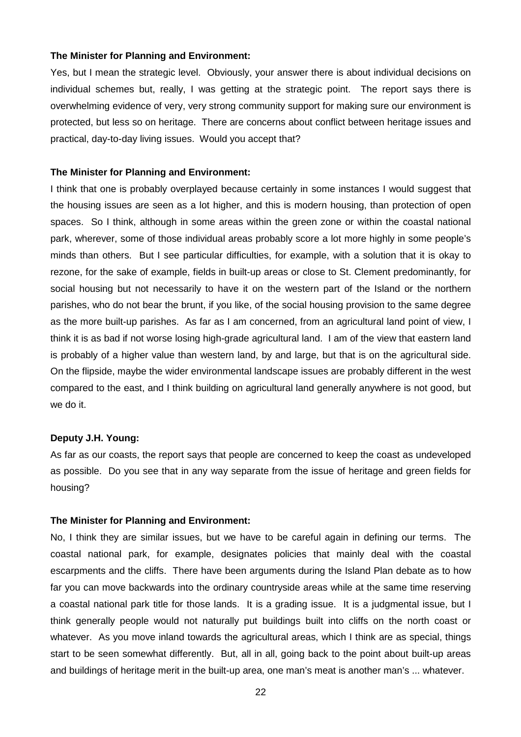**The Minister for Planning and Environment:**

Yes, but I mean the strategic level. Obviously, your answer there is about individual decisions on individual schemes but, really, I was getting at the strategic point. The report says there is overwhelming evidence of very, very strong community support for making sure our environment is protected, but less so on heritage. There are concerns about conflict between heritage issues and practical, day-to-day living issues. Would you accept that?

**The Minister for Planning and Environment:**

I think that one is probably overplayed because certainly in some instances I would suggest that the housing issues are seen as a lot higher, and this is modern housing, than protection of open spaces. So I think, although in some areas within the green zone or within the coastal national park, wherever, some of those individual areas probably score a lot more highly in some people's minds than others. But I see particular difficulties, for example, with a solution that it is okay to rezone, for the sake of example, fields in built-up areas or close to St. Clement predominantly, for social housing but not necessarily to have it on the western part of the Island or the northern parishes, who do not bear the brunt, if you like, of the social housing provision to the same degree as the more built-up parishes. As far as I am concerned, from an agricultural land point of view, I think it is as bad if not worse losing high-grade agricultural land. I am of the view that eastern land is probably of a higher value than western land, by and large, but that is on the agricultural side. On the flipside, maybe the wider environmental landscape issues are probably different in the west compared to the east, and I think building on agricultural land generally anywhere is not good, but we do it.

**Deputy J.H. Young:**

As far as our coasts, the report says that people are concerned to keep the coast as undeveloped as possible. Do you see that in any way separate from the issue of heritage and green fields for housing?

**The Minister for Planning and Environment:**

No, I think they are similar issues, but we have to be careful again in defining our terms. The coastal national park, for example, designates policies that mainly deal with the coastal escarpments and the cliffs. There have been arguments during the Island Plan debate as to how far you can move backwards into the ordinary countryside areas while at the same time reserving a coastal national park title for those lands. It is a grading issue. It is a judgmental issue, but I think generally people would not naturally put buildings built into cliffs on the north coast or whatever. As you move inland towards the agricultural areas, which I think are as special, things start to be seen somewhat differently. But, all in all, going back to the point about built-up areas and buildings of heritage merit in the built-up area, one man's meat is another man's ... whatever.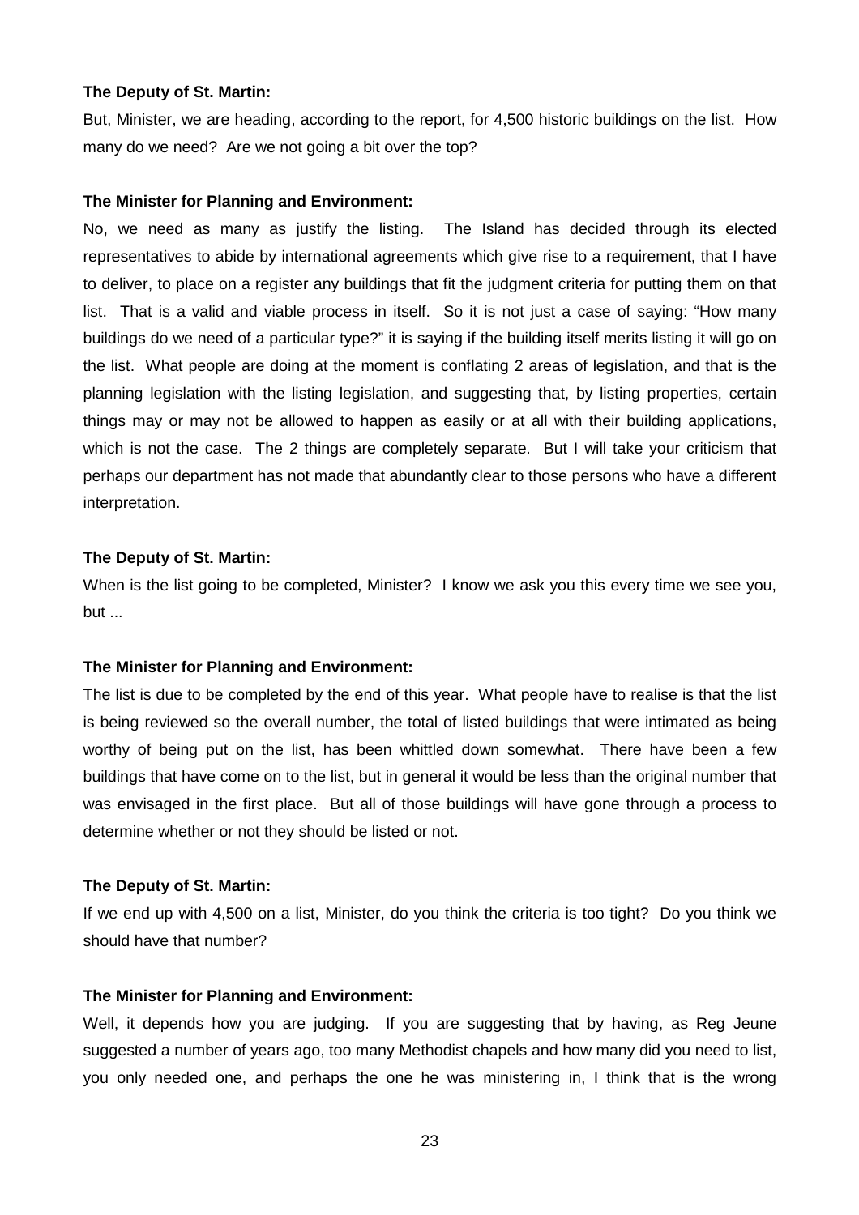**The Deputy of St. Martin:**

But, Minister, we are heading, according to the report, for 4,500 historic buildings on the list. How many do we need? Are we not going a bit over the top?

**The Minister for Planning and Environment:**

No, we need as many as justify the listing. The Island has decided through its elected representatives to abide by international agreements which give rise to a requirement, that I have to deliver, to place on a register any buildings that fit the judgment criteria for putting them on that list. That is a valid and viable process in itself. So it is not just a case of saying: "How many buildings do we need of a particular type?" it is saying if the building itself merits listing it will go on the list. What people are doing at the moment is conflating 2 areas of legislation, and that is the planning legislation with the listing legislation, and suggesting that, by listing properties, certain things may or may not be allowed to happen as easily or at all with their building applications, which is not the case. The 2 things are completely separate. But I will take your criticism that perhaps our department has not made that abundantly clear to those persons who have a different interpretation.

**The Deputy of St. Martin:**

When is the list going to be completed, Minister? I know we ask you this every time we see you, but ...

**The Minister for Planning and Environment:**

The list is due to be completed by the end of this year. What people have to realise is that the list is being reviewed so the overall number, the total of listed buildings that were intimated as being worthy of being put on the list, has been whittled down somewhat. There have been a few buildings that have come on to the list, but in general it would be less than the original number that was envisaged in the first place. But all of those buildings will have gone through a process to determine whether or not they should be listed or not.

**The Deputy of St. Martin:**

If we end up with 4,500 on a list, Minister, do you think the criteria is too tight? Do you think we should have that number?

**The Minister for Planning and Environment:**

Well, it depends how you are judging. If you are suggesting that by having, as Reg Jeune suggested a number of years ago, too many Methodist chapels and how many did you need to list, you only needed one, and perhaps the one he was ministering in, I think that is the wrong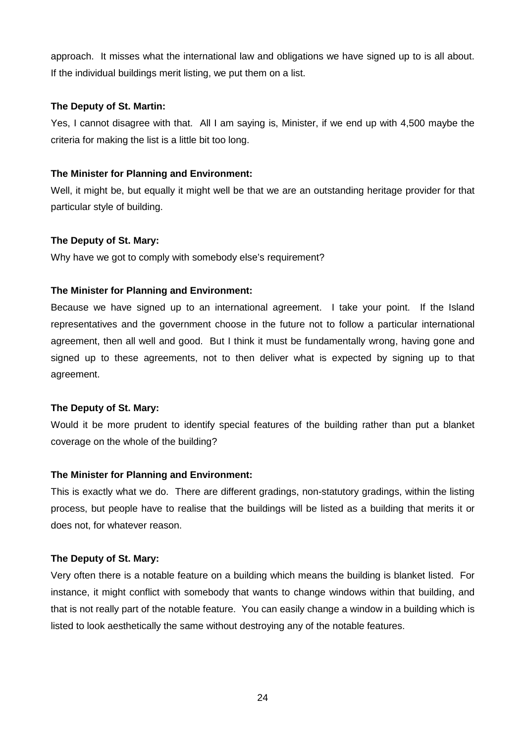approach. It misses what the international law and obligations we have signed up to is all about. If the individual buildings merit listing, we put them on a list.

**The Deputy of St. Martin:**

Yes, I cannot disagree with that. All I am saying is, Minister, if we end up with 4,500 maybe the criteria for making the list is a little bit too long.

**The Minister for Planning and Environment:**

Well, it might be, but equally it might well be that we are an outstanding heritage provider for that particular style of building.

**The Deputy of St. Mary:**

Why have we got to comply with somebody else's requirement?

**The Minister for Planning and Environment:**

Because we have signed up to an international agreement. I take your point. If the Island representatives and the government choose in the future not to follow a particular international agreement, then all well and good. But I think it must be fundamentally wrong, having gone and signed up to these agreements, not to then deliver what is expected by signing up to that agreement.

**The Deputy of St. Mary:**

Would it be more prudent to identify special features of the building rather than put a blanket coverage on the whole of the building?

**The Minister for Planning and Environment:**

This is exactly what we do. There are different gradings, non-statutory gradings, within the listing process, but people have to realise that the buildings will be listed as a building that merits it or does not, for whatever reason.

**The Deputy of St. Mary:**

Very often there is a notable feature on a building which means the building is blanket listed. For instance, it might conflict with somebody that wants to change windows within that building, and that is not really part of the notable feature. You can easily change a window in a building which is listed to look aesthetically the same without destroying any of the notable features.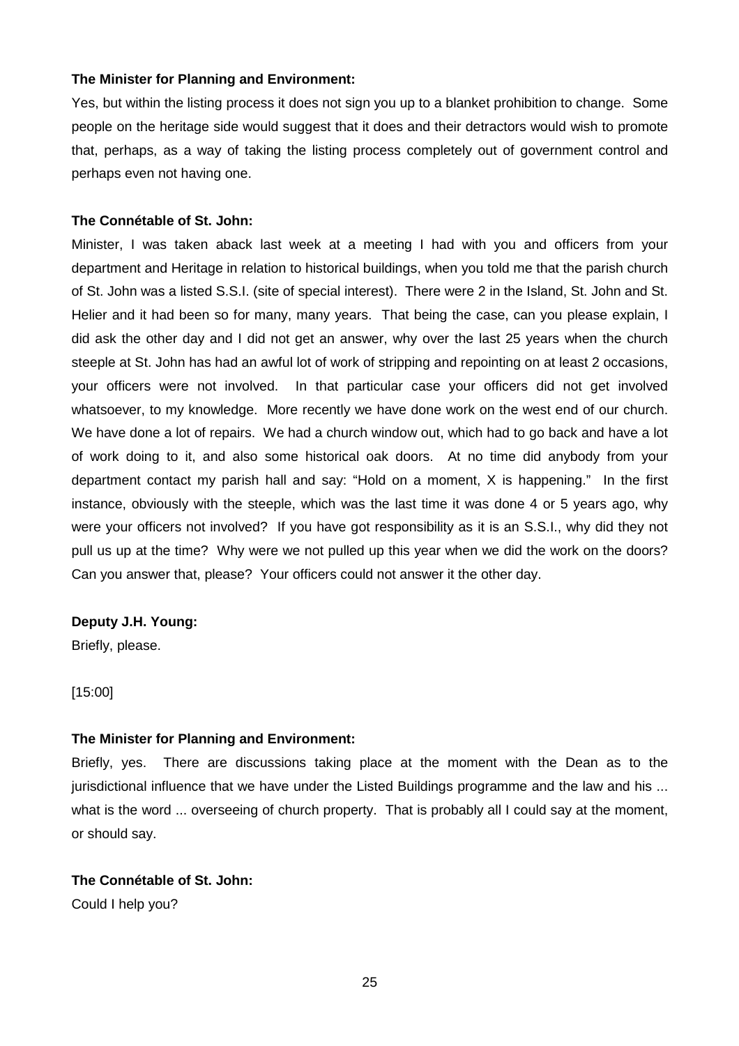**The Minister for Planning and Environment:**

Yes, but within the listing process it does not sign you up to a blanket prohibition to change. Some people on the heritage side would suggest that it does and their detractors would wish to promote that, perhaps, as a way of taking the listing process completely out of government control and perhaps even not having one.

**The Connétable of St. John:**

Minister, I was taken aback last week at a meeting I had with you and officers from your department and Heritage in relation to historical buildings, when you told me that the parish church of St. John was a listed S.S.I. (site of special interest). There were 2 in the Island, St. John and St. Helier and it had been so for many, many years. That being the case, can you please explain, I did ask the other day and I did not get an answer, why over the last 25 years when the church steeple at St. John has had an awful lot of work of stripping and repointing on at least 2 occasions, your officers were not involved. In that particular case your officers did not get involved whatsoever, to my knowledge. More recently we have done work on the west end of our church. We have done a lot of repairs. We had a church window out, which had to go back and have a lot of work doing to it, and also some historical oak doors. At no time did anybody from your department contact my parish hall and say: "Hold on a moment, X is happening." In the first instance, obviously with the steeple, which was the last time it was done 4 or 5 years ago, why were your officers not involved? If you have got responsibility as it is an S.S.I., why did they not pull us up at the time? Why were we not pulled up this year when we did the work on the doors? Can you answer that, please? Your officers could not answer it the other day.

**Deputy J.H. Young:**

Briefly, please.

[15:00]

**The Minister for Planning and Environment:**

Briefly, yes. There are discussions taking place at the moment with the Dean as to the jurisdictional influence that we have under the Listed Buildings programme and the law and his ... what is the word ... overseeing of church property. That is probably all I could say at the moment, or should say.

**The Connétable of St. John:**

Could I help you?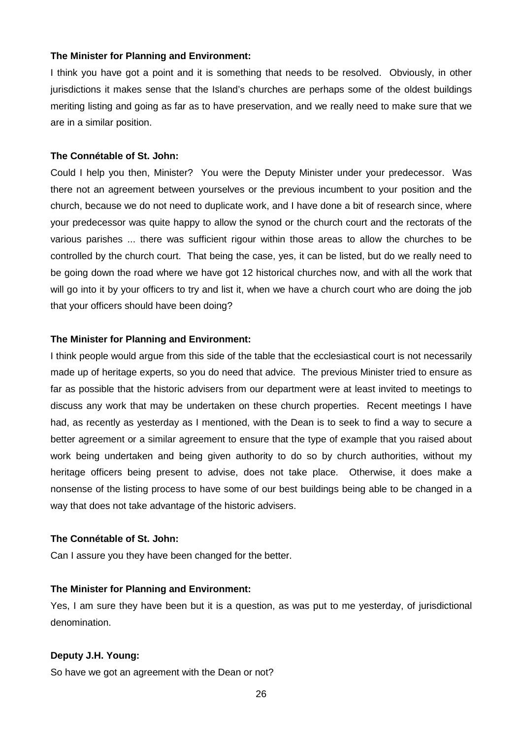**The Minister for Planning and Environment:**

I think you have got a point and it is something that needs to be resolved. Obviously, in other jurisdictions it makes sense that the Island's churches are perhaps some of the oldest buildings meriting listing and going as far as to have preservation, and we really need to make sure that we are in a similar position.

**The Connétable of St. John:**

Could I help you then, Minister? You were the Deputy Minister under your predecessor. Was there not an agreement between yourselves or the previous incumbent to your position and the church, because we do not need to duplicate work, and I have done a bit of research since, where your predecessor was quite happy to allow the synod or the church court and the rectorats of the various parishes ... there was sufficient rigour within those areas to allow the churches to be controlled by the church court. That being the case, yes, it can be listed, but do we really need to be going down the road where we have got 12 historical churches now, and with all the work that will go into it by your officers to try and list it, when we have a church court who are doing the job that your officers should have been doing?

**The Minister for Planning and Environment:**

I think people would argue from this side of the table that the ecclesiastical court is not necessarily made up of heritage experts, so you do need that advice. The previous Minister tried to ensure as far as possible that the historic advisers from our department were at least invited to meetings to discuss any work that may be undertaken on these church properties. Recent meetings I have had, as recently as yesterday as I mentioned, with the Dean is to seek to find a way to secure a better agreement or a similar agreement to ensure that the type of example that you raised about work being undertaken and being given authority to do so by church authorities, without my heritage officers being present to advise, does not take place. Otherwise, it does make a nonsense of the listing process to have some of our best buildings being able to be changed in a way that does not take advantage of the historic advisers.

**The Connétable of St. John:**

Can I assure you they have been changed for the better.

**The Minister for Planning and Environment:**

Yes, I am sure they have been but it is a question, as was put to me yesterday, of jurisdictional denomination.

**Deputy J.H. Young:**

So have we got an agreement with the Dean or not?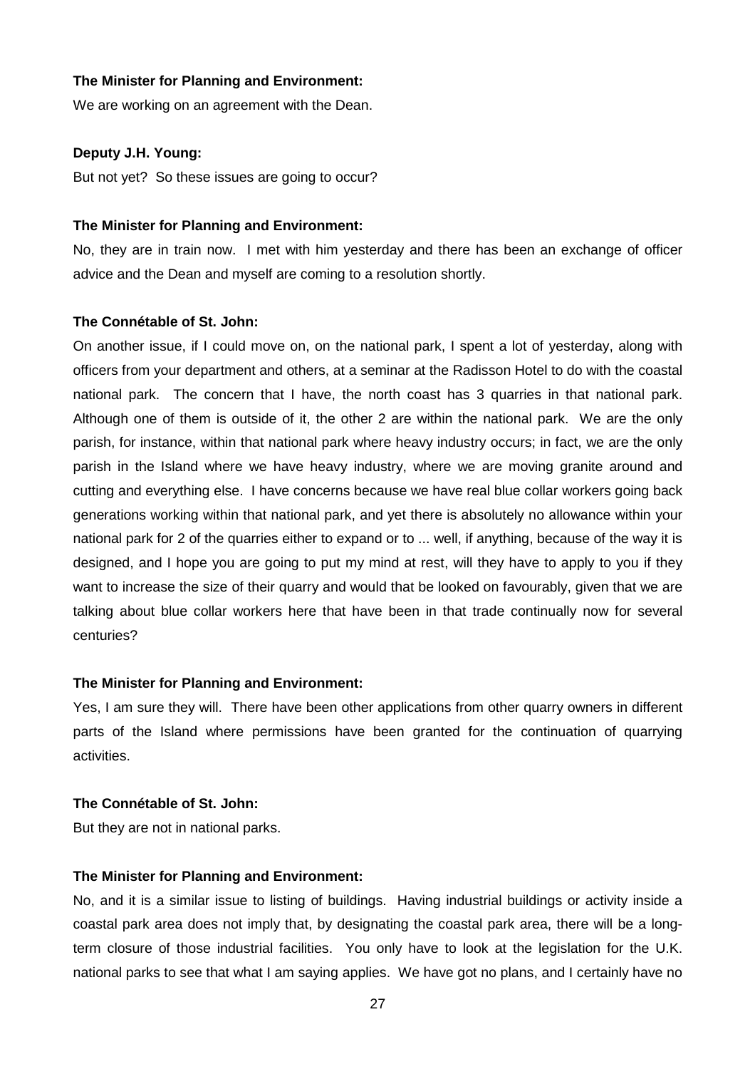**The Minister for Planning and Environment:**

We are working on an agreement with the Dean.

**Deputy J.H. Young:**

But not yet? So these issues are going to occur?

**The Minister for Planning and Environment:**

No, they are in train now. I met with him yesterday and there has been an exchange of officer advice and the Dean and myself are coming to a resolution shortly.

**The Connétable of St. John:**

On another issue, if I could move on, on the national park, I spent a lot of yesterday, along with officers from your department and others, at a seminar at the Radisson Hotel to do with the coastal national park. The concern that I have, the north coast has 3 quarries in that national park. Although one of them is outside of it, the other 2 are within the national park. We are the only parish, for instance, within that national park where heavy industry occurs; in fact, we are the only parish in the Island where we have heavy industry, where we are moving granite around and cutting and everything else. I have concerns because we have real blue collar workers going back generations working within that national park, and yet there is absolutely no allowance within your national park for 2 of the quarries either to expand or to ... well, if anything, because of the way it is designed, and I hope you are going to put my mind at rest, will they have to apply to you if they want to increase the size of their quarry and would that be looked on favourably, given that we are talking about blue collar workers here that have been in that trade continually now for several centuries?

**The Minister for Planning and Environment:**

Yes, I am sure they will. There have been other applications from other quarry owners in different parts of the Island where permissions have been granted for the continuation of quarrying activities.

**The Connétable of St. John:**

But they are not in national parks.

**The Minister for Planning and Environment:**

No, and it is a similar issue to listing of buildings. Having industrial buildings or activity inside a coastal park area does not imply that, by designating the coastal park area, there will be a long-term closure of those industrial facilities. You only have to look at the legislation for the U.K. national parks to see that what I am saying applies. We have got no plans, and I certainly have no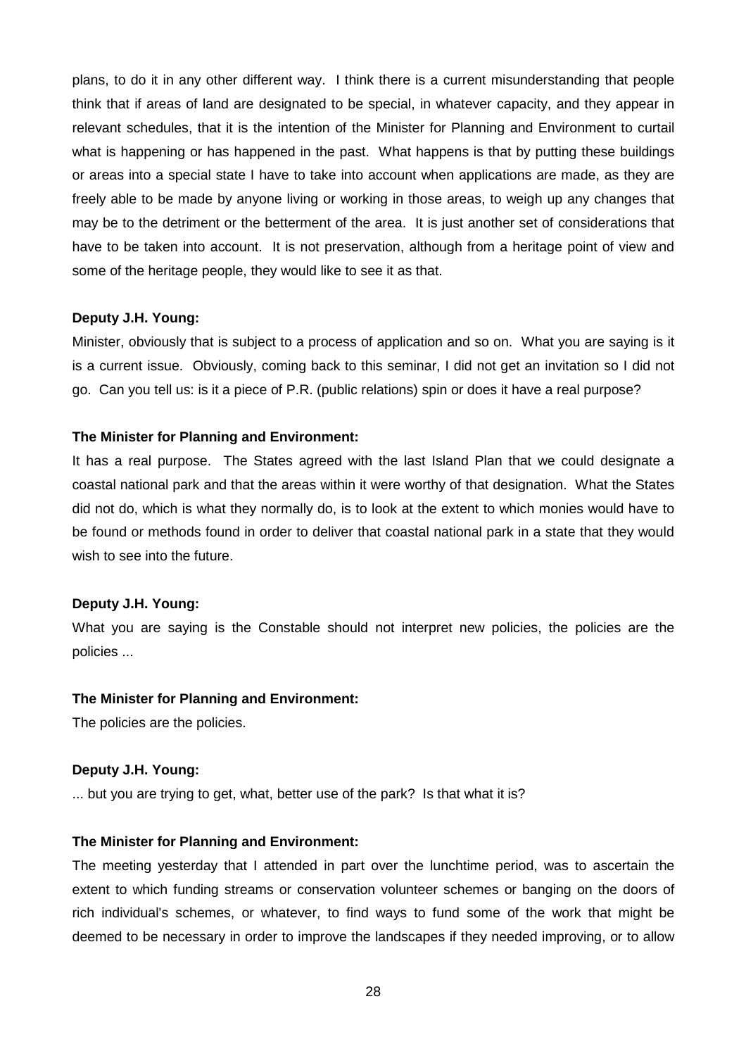plans, to do it in any other different way. I think there is a current misunderstanding that people think that if areas of land are designated to be special, in whatever capacity, and they appear in relevant schedules, that it is the intention of the Minister for Planning and Environment to curtail what is happening or has happened in the past. What happens is that by putting these buildings or areas into a special state I have to take into account when applications are made, as they are freely able to be made by anyone living or working in those areas, to weigh up any changes that may be to the detriment or the betterment of the area. It is just another set of considerations that have to be taken into account. It is not preservation, although from a heritage point of view and some of the heritage people, they would like to see it as that.

**Deputy J.H. Young:**

Minister, obviously that is subject to a process of application and so on. What you are saying is it is a current issue. Obviously, coming back to this seminar, I did not get an invitation so I did not go. Can you tell us: is it a piece of P.R. (public relations) spin or does it have a real purpose?

**The Minister for Planning and Environment:**

It has a real purpose. The States agreed with the last Island Plan that we could designate a coastal national park and that the areas within it were worthy of that designation. What the States did not do, which is what they normally do, is to look at the extent to which monies would have to be found or methods found in order to deliver that coastal national park in a state that they would wish to see into the future.

**Deputy J.H. Young:**

What you are saying is the Constable should not interpret new policies, the policies are the policies ...

**The Minister for Planning and Environment:**

The policies are the policies.

**Deputy J.H. Young:**

... but you are trying to get, what, better use of the park? Is that what it is?

**The Minister for Planning and Environment:**

The meeting yesterday that I attended in part over the lunchtime period, was to ascertain the extent to which funding streams or conservation volunteer schemes or banging on the doors of rich individual's schemes, or whatever, to find ways to fund some of the work that might be deemed to be necessary in order to improve the landscapes if they needed improving, or to allow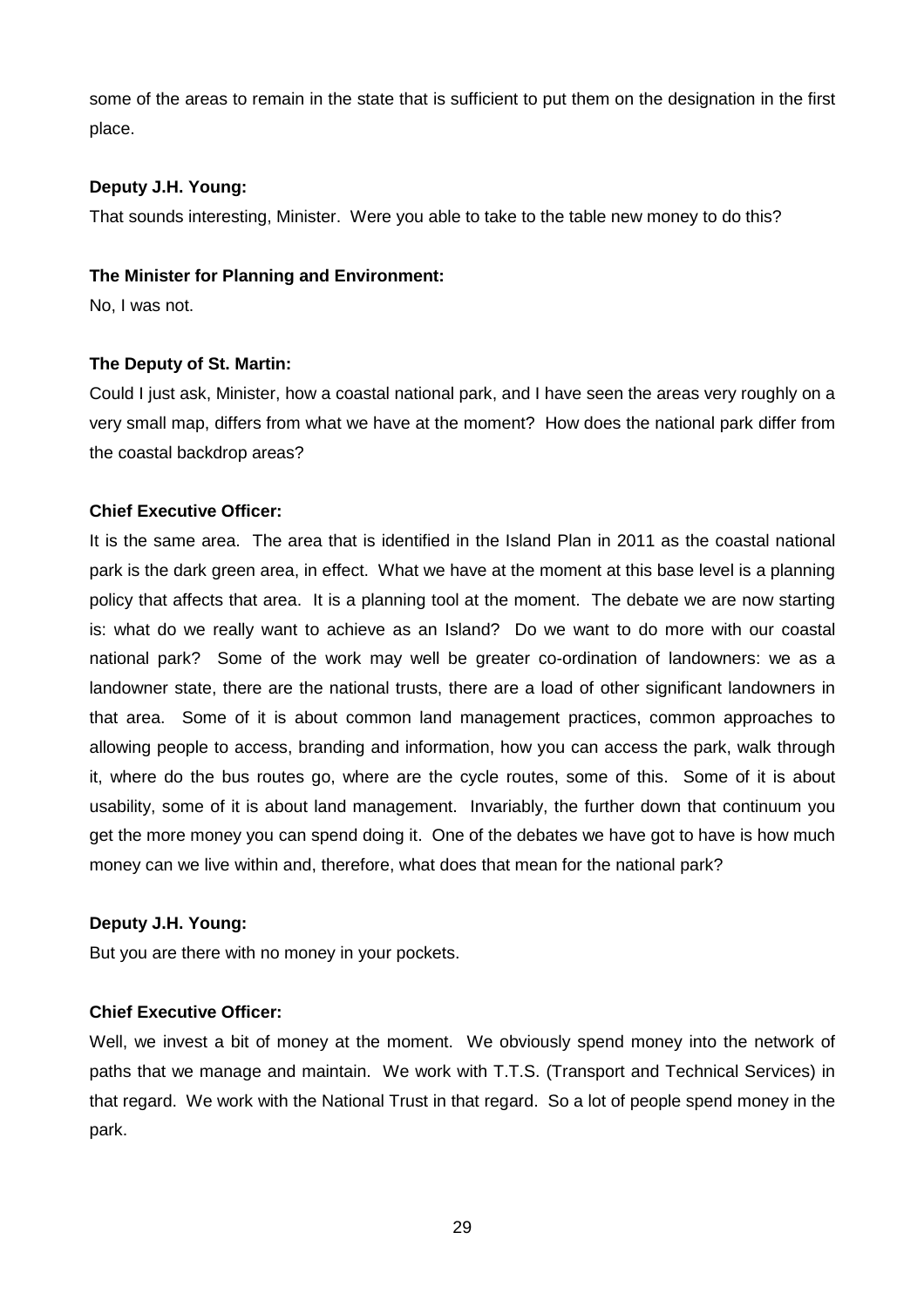some of the areas to remain in the state that is sufficient to put them on the designation in the first place.

**Deputy J.H. Young:**

That sounds interesting, Minister. Were you able to take to the table new money to do this?

**The Minister for Planning and Environment:**

No, I was not.

**The Deputy of St. Martin:**

Could I just ask, Minister, how a coastal national park, and I have seen the areas very roughly on a very small map, differs from what we have at the moment? How does the national park differ from the coastal backdrop areas?

**Chief Executive Officer:**

It is the same area. The area that is identified in the Island Plan in 2011 as the coastal national park is the dark green area, in effect. What we have at the moment at this base level is a planning policy that affects that area. It is a planning tool at the moment. The debate we are now starting is: what do we really want to achieve as an Island? Do we want to do more with our coastal national park? Some of the work may well be greater co-ordination of landowners: we as a landowner state, there are the national trusts, there are a load of other significant landowners in that area. Some of it is about common land management practices, common approaches to allowing people to access, branding and information, how you can access the park, walk through it, where do the bus routes go, where are the cycle routes, some of this. Some of it is about usability, some of it is about land management. Invariably, the further down that continuum you get the more money you can spend doing it. One of the debates we have got to have is how much money can we live within and, therefore, what does that mean for the national park?

**Deputy J.H. Young:**

But you are there with no money in your pockets.

**Chief Executive Officer:**

Well, we invest a bit of money at the moment. We obviously spend money into the network of paths that we manage and maintain. We work with T.T.S. (Transport and Technical Services) in that regard. We work with the National Trust in that regard. So a lot of people spend money in the park.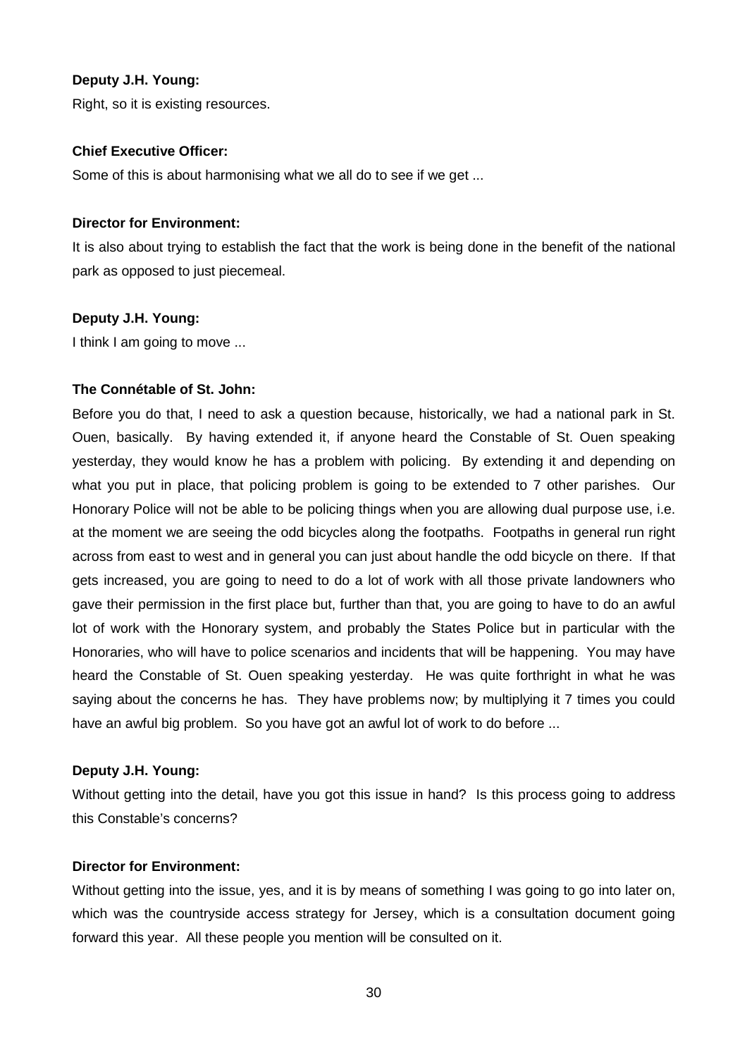**Deputy J.H. Young:**

Right, so it is existing resources.

**Chief Executive Officer:**

Some of this is about harmonising what we all do to see if we get ...

**Director for Environment:**

It is also about trying to establish the fact that the work is being done in the benefit of the national park as opposed to just piecemeal.

**Deputy J.H. Young:**

I think I am going to move ...

**The Connétable of St. John:**

Before you do that, I need to ask a question because, historically, we had a national park in St. Ouen, basically. By having extended it, if anyone heard the Constable of St. Ouen speaking yesterday, they would know he has a problem with policing. By extending it and depending on what you put in place, that policing problem is going to be extended to 7 other parishes. Our Honorary Police will not be able to be policing things when you are allowing dual purpose use, i.e. at the moment we are seeing the odd bicycles along the footpaths. Footpaths in general run right across from east to west and in general you can just about handle the odd bicycle on there. If that gets increased, you are going to need to do a lot of work with all those private landowners who gave their permission in the first place but, further than that, you are going to have to do an awful lot of work with the Honorary system, and probably the States Police but in particular with the Honoraries, who will have to police scenarios and incidents that will be happening. You may have heard the Constable of St. Ouen speaking yesterday. He was quite forthright in what he was saying about the concerns he has. They have problems now; by multiplying it 7 times you could have an awful big problem. So you have got an awful lot of work to do before ...

**Deputy J.H. Young:**

Without getting into the detail, have you got this issue in hand? Is this process going to address this Constable's concerns?

**Director for Environment:**

Without getting into the issue, yes, and it is by means of something I was going to go into later on, which was the countryside access strategy for Jersey, which is a consultation document going forward this year. All these people you mention will be consulted on it.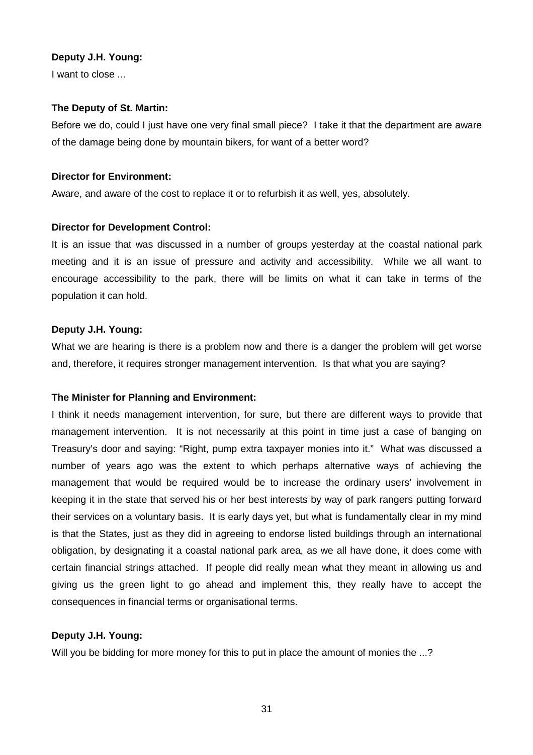**Deputy J.H. Young:**

I want to close ...

**The Deputy of St. Martin:**

Before we do, could I just have one very final small piece? I take it that the department are aware of the damage being done by mountain bikers, for want of a better word?

**Director for Environment:**

Aware, and aware of the cost to replace it or to refurbish it as well, yes, absolutely.

**Director for Development Control:**

It is an issue that was discussed in a number of groups yesterday at the coastal national park meeting and it is an issue of pressure and activity and accessibility. While we all want to encourage accessibility to the park, there will be limits on what it can take in terms of the population it can hold.

**Deputy J.H. Young:**

What we are hearing is there is a problem now and there is a danger the problem will get worse and, therefore, it requires stronger management intervention. Is that what you are saying?

**The Minister for Planning and Environment:**

I think it needs management intervention, for sure, but there are different ways to provide that management intervention. It is not necessarily at this point in time just a case of banging on Treasury's door and saying: "Right, pump extra taxpayer monies into it." What was discussed a number of years ago was the extent to which perhaps alternative ways of achieving the management that would be required would be to increase the ordinary users' involvement in keeping it in the state that served his or her best interests by way of park rangers putting forward their services on a voluntary basis. It is early days yet, but what is fundamentally clear in my mind is that the States, just as they did in agreeing to endorse listed buildings through an international obligation, by designating it a coastal national park area, as we all have done, it does come with certain financial strings attached. If people did really mean what they meant in allowing us and giving us the green light to go ahead and implement this, they really have to accept the consequences in financial terms or organisational terms.

**Deputy J.H. Young:**

Will you be bidding for more money for this to put in place the amount of monies the ...?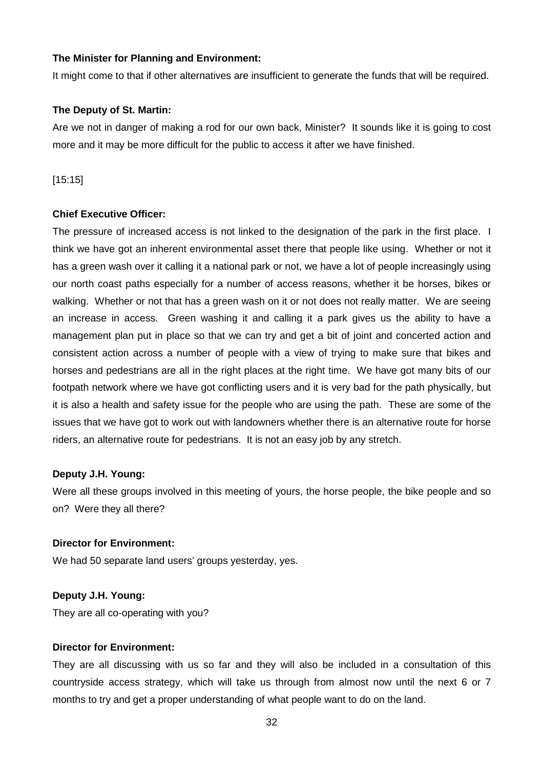**The Minister for Planning and Environment:**

It might come to that if other alternatives are insufficient to generate the funds that will be required.

**The Deputy of St. Martin:**

Are we not in danger of making a rod for our own back, Minister? It sounds like it is going to cost more and it may be more difficult for the public to access it after we have finished.

[15:15]

**Chief Executive Officer:**

The pressure of increased access is not linked to the designation of the park in the first place. I think we have got an inherent environmental asset there that people like using. Whether or not it has a green wash over it calling it a national park or not, we have a lot of people increasingly using our north coast paths especially for a number of access reasons, whether it be horses, bikes or walking. Whether or not that has a green wash on it or not does not really matter. We are seeing an increase in access. Green washing it and calling it a park gives us the ability to have a management plan put in place so that we can try and get a bit of joint and concerted action and consistent action across a number of people with a view of trying to make sure that bikes and horses and pedestrians are all in the right places at the right time. We have got many bits of our footpath network where we have got conflicting users and it is very bad for the path physically, but it is also a health and safety issue for the people who are using the path. These are some of the issues that we have got to work out with landowners whether there is an alternative route for horse riders, an alternative route for pedestrians. It is not an easy job by any stretch.

**Deputy J.H. Young:**

Were all these groups involved in this meeting of yours, the horse people, the bike people and so on? Were they all there?

**Director for Environment:**

We had 50 separate land users' groups yesterday, yes.

**Deputy J.H. Young:**

They are all co-operating with you?

**Director for Environment:**

They are all discussing with us so far and they will also be included in a consultation of this countryside access strategy, which will take us through from almost now until the next 6 or 7 months to try and get a proper understanding of what people want to do on the land.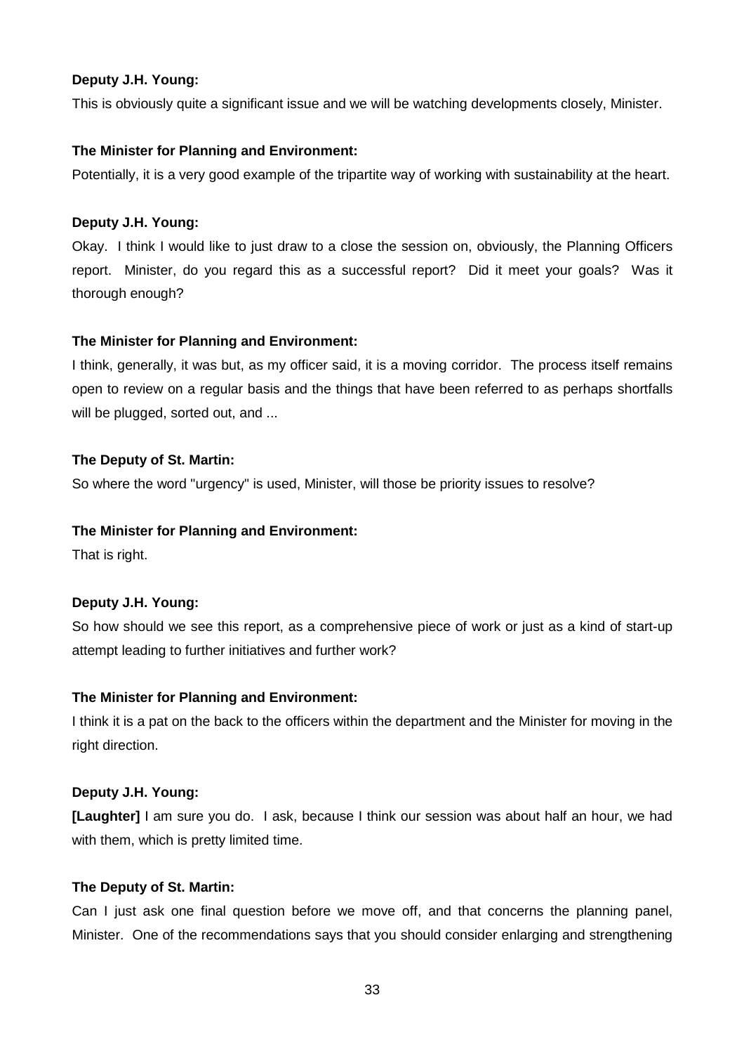**Deputy J.H. Young:**

This is obviously quite a significant issue and we will be watching developments closely, Minister.

**The Minister for Planning and Environment:**

Potentially, it is a very good example of the tripartite way of working with sustainability at the heart.

**Deputy J.H. Young:**

Okay. I think I would like to just draw to a close the session on, obviously, the Planning Officers report. Minister, do you regard this as a successful report? Did it meet your goals? Was it thorough enough?

**The Minister for Planning and Environment:**

I think, generally, it was but, as my officer said, it is a moving corridor. The process itself remains open to review on a regular basis and the things that have been referred to as perhaps shortfalls will be plugged, sorted out, and ...

**The Deputy of St. Martin:**

So where the word "urgency" is used, Minister, will those be priority issues to resolve?

**The Minister for Planning and Environment:**

That is right.

**Deputy J.H. Young:**

So how should we see this report, as a comprehensive piece of work or just as a kind of start-up attempt leading to further initiatives and further work?

**The Minister for Planning and Environment:**

I think it is a pat on the back to the officers within the department and the Minister for moving in the right direction.

**Deputy J.H. Young:**

**[Laughter]** I am sure you do. I ask, because I think our session was about half an hour, we had with them, which is pretty limited time.

**The Deputy of St. Martin:**

Can I just ask one final question before we move off, and that concerns the planning panel, Minister. One of the recommendations says that you should consider enlarging and strengthening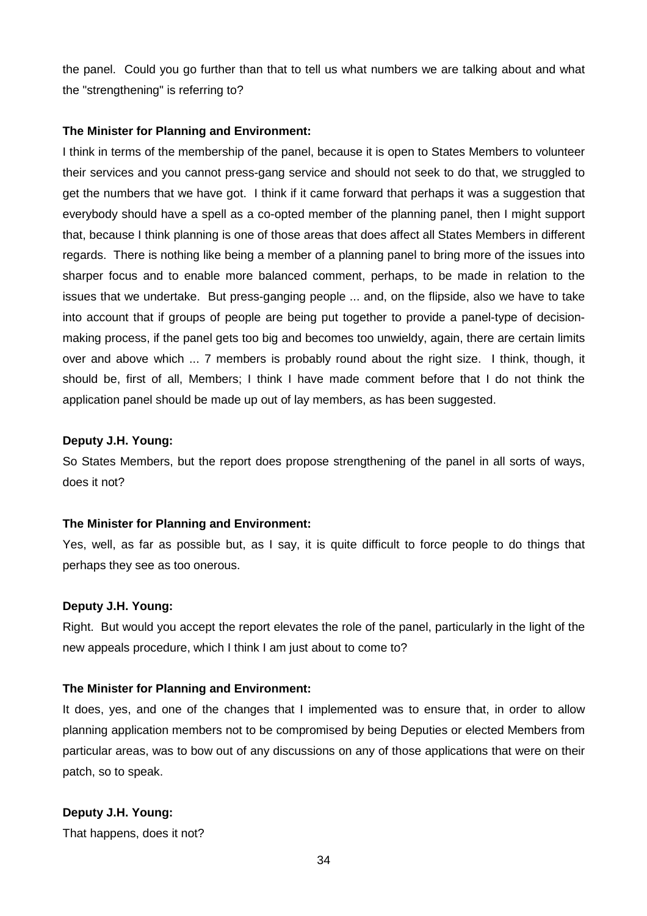the panel. Could you go further than that to tell us what numbers we are talking about and what the "strengthening" is referring to?

**The Minister for Planning and Environment:**

I think in terms of the membership of the panel, because it is open to States Members to volunteer their services and you cannot press-gang service and should not seek to do that, we struggled to get the numbers that we have got. I think if it came forward that perhaps it was a suggestion that everybody should have a spell as a co-opted member of the planning panel, then I might support that, because I think planning is one of those areas that does affect all States Members in different regards. There is nothing like being a member of a planning panel to bring more of the issues into sharper focus and to enable more balanced comment, perhaps, to be made in relation to the issues that we undertake. But press-ganging people ... and, on the flipside, also we have to take into account that if groups of people are being put together to provide a panel-type of decision-making process, if the panel gets too big and becomes too unwieldy, again, there are certain limits over and above which ... 7 members is probably round about the right size. I think, though, it should be, first of all, Members; I think I have made comment before that I do not think the application panel should be made up out of lay members, as has been suggested.

**Deputy J.H. Young:**

So States Members, but the report does propose strengthening of the panel in all sorts of ways, does it not?

**The Minister for Planning and Environment:**

Yes, well, as far as possible but, as I say, it is quite difficult to force people to do things that perhaps they see as too onerous.

**Deputy J.H. Young:**

Right. But would you accept the report elevates the role of the panel, particularly in the light of the new appeals procedure, which I think I am just about to come to?

**The Minister for Planning and Environment:**

It does, yes, and one of the changes that I implemented was to ensure that, in order to allow planning application members not to be compromised by being Deputies or elected Members from particular areas, was to bow out of any discussions on any of those applications that were on their patch, so to speak.

**Deputy J.H. Young:**

That happens, does it not?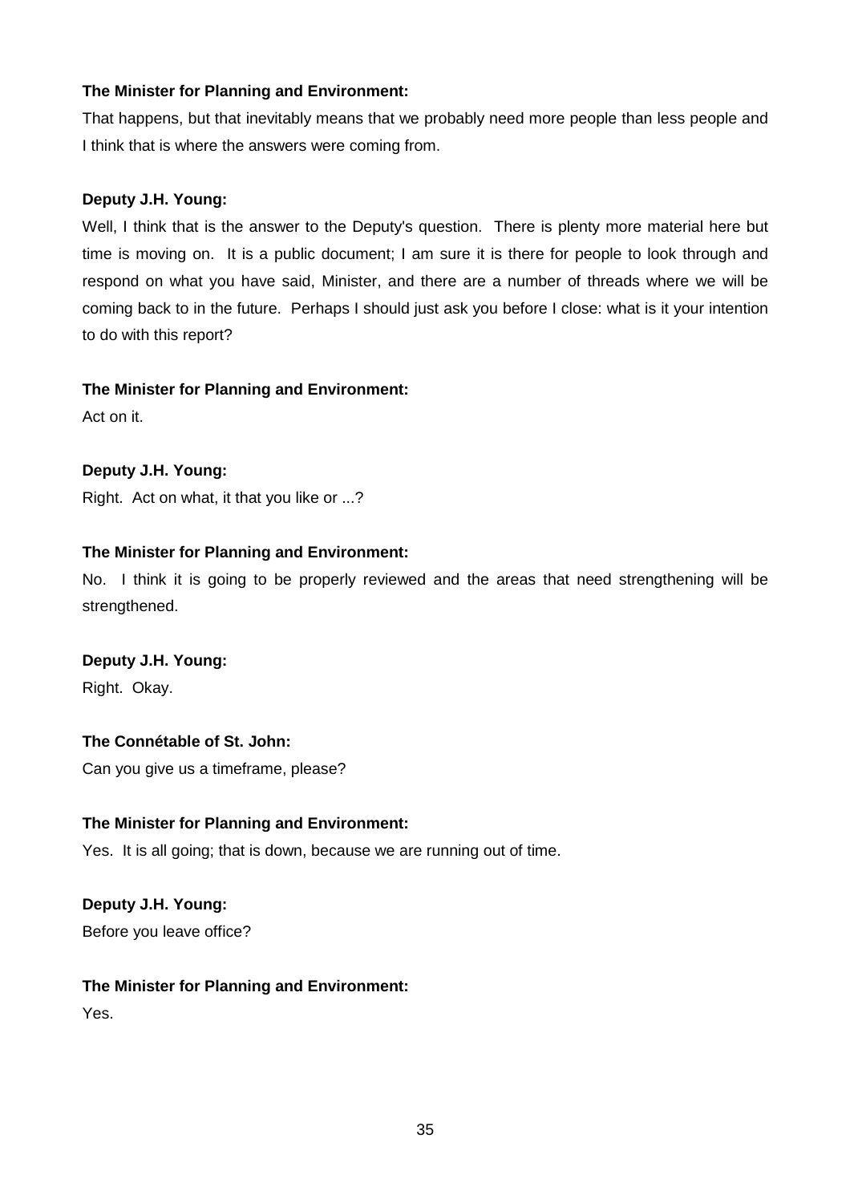**The Minister for Planning and Environment:**

That happens, but that inevitably means that we probably need more people than less people and I think that is where the answers were coming from.

**Deputy J.H. Young:**

Well, I think that is the answer to the Deputy's question. There is plenty more material here but time is moving on. It is a public document; I am sure it is there for people to look through and respond on what you have said, Minister, and there are a number of threads where we will be coming back to in the future. Perhaps I should just ask you before I close: what is it your intention to do with this report?

**The Minister for Planning and Environment:**

Act on it.

**Deputy J.H. Young:**

Right. Act on what, it that you like or ...?

**The Minister for Planning and Environment:**

No. I think it is going to be properly reviewed and the areas that need strengthening will be strengthened.

**Deputy J.H. Young:**

Right. Okay.

**The Connétable of St. John:**

Can you give us a timeframe, please?

**The Minister for Planning and Environment:**

Yes. It is all going; that is down, because we are running out of time.

**Deputy J.H. Young:**

Before you leave office?

**The Minister for Planning and Environment:**

Yes.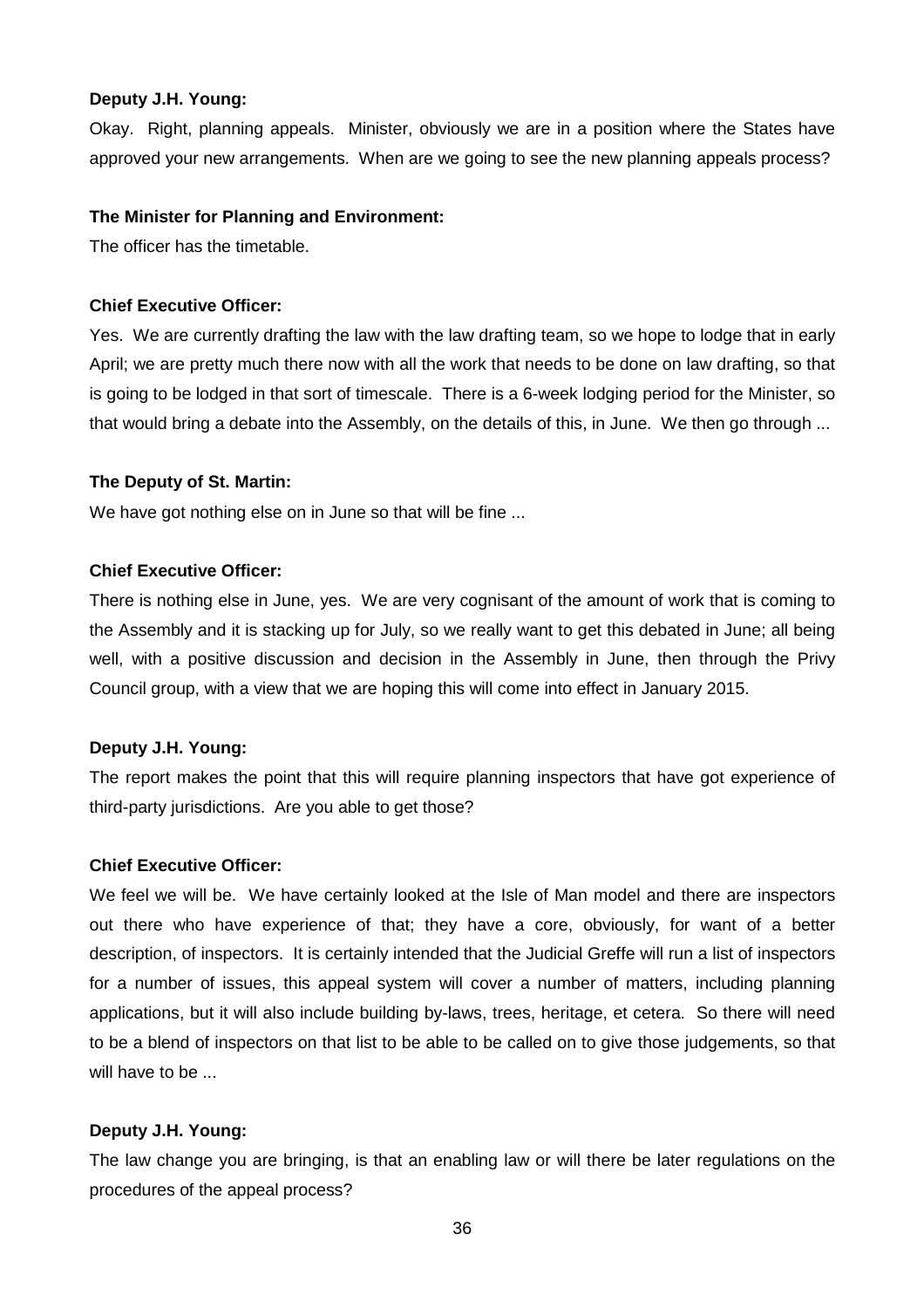**Deputy J.H. Young:**

Okay. Right, planning appeals. Minister, obviously we are in a position where the States have approved your new arrangements. When are we going to see the new planning appeals process?

**The Minister for Planning and Environment:**

The officer has the timetable.

**Chief Executive Officer:**

Yes. We are currently drafting the law with the law drafting team, so we hope to lodge that in early April; we are pretty much there now with all the work that needs to be done on law drafting, so that is going to be lodged in that sort of timescale. There is a 6-week lodging period for the Minister, so that would bring a debate into the Assembly, on the details of this, in June. We then go through ...

**The Deputy of St. Martin:**

We have got nothing else on in June so that will be fine ...

**Chief Executive Officer:**

There is nothing else in June, yes. We are very cognisant of the amount of work that is coming to the Assembly and it is stacking up for July, so we really want to get this debated in June; all being well, with a positive discussion and decision in the Assembly in June, then through the Privy Council group, with a view that we are hoping this will come into effect in January 2015.

**Deputy J.H. Young:**

The report makes the point that this will require planning inspectors that have got experience of third-party jurisdictions. Are you able to get those?

**Chief Executive Officer:**

We feel we will be. We have certainly looked at the Isle of Man model and there are inspectors out there who have experience of that; they have a core, obviously, for want of a better description, of inspectors. It is certainly intended that the Judicial Greffe will run a list of inspectors for a number of issues, this appeal system will cover a number of matters, including planning applications, but it will also include building by-laws, trees, heritage, et cetera. So there will need to be a blend of inspectors on that list to be able to be called on to give those judgements, so that will have to be ...

**Deputy J.H. Young:**

The law change you are bringing, is that an enabling law or will there be later regulations on the procedures of the appeal process?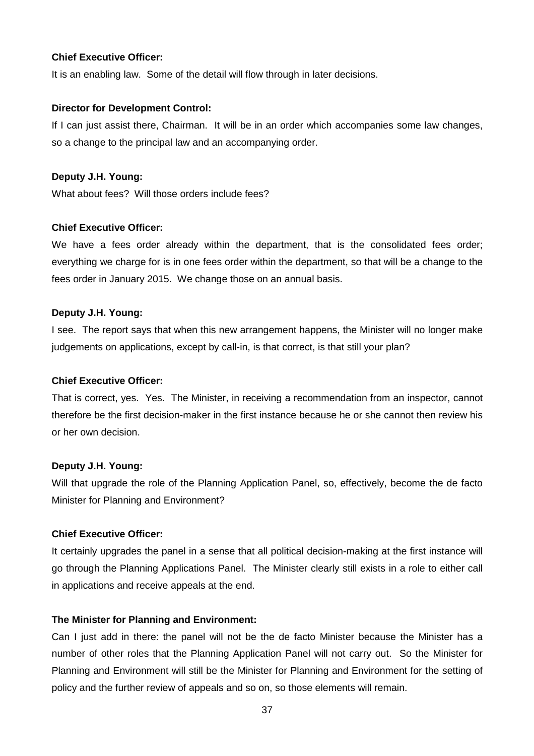**Chief Executive Officer:**

It is an enabling law. Some of the detail will flow through in later decisions.

**Director for Development Control:**

If I can just assist there, Chairman. It will be in an order which accompanies some law changes, so a change to the principal law and an accompanying order.

**Deputy J.H. Young:**

What about fees? Will those orders include fees?

**Chief Executive Officer:**

We have a fees order already within the department, that is the consolidated fees order; everything we charge for is in one fees order within the department, so that will be a change to the fees order in January 2015. We change those on an annual basis.

**Deputy J.H. Young:**

I see. The report says that when this new arrangement happens, the Minister will no longer make judgements on applications, except by call-in, is that correct, is that still your plan?

**Chief Executive Officer:**

That is correct, yes. Yes. The Minister, in receiving a recommendation from an inspector, cannot therefore be the first decision-maker in the first instance because he or she cannot then review his or her own decision.

**Deputy J.H. Young:**

Will that upgrade the role of the Planning Application Panel, so, effectively, become the de facto Minister for Planning and Environment?

**Chief Executive Officer:**

It certainly upgrades the panel in a sense that all political decision-making at the first instance will go through the Planning Applications Panel. The Minister clearly still exists in a role to either call in applications and receive appeals at the end.

**The Minister for Planning and Environment:**

Can I just add in there: the panel will not be the de facto Minister because the Minister has a number of other roles that the Planning Application Panel will not carry out. So the Minister for Planning and Environment will still be the Minister for Planning and Environment for the setting of policy and the further review of appeals and so on, so those elements will remain.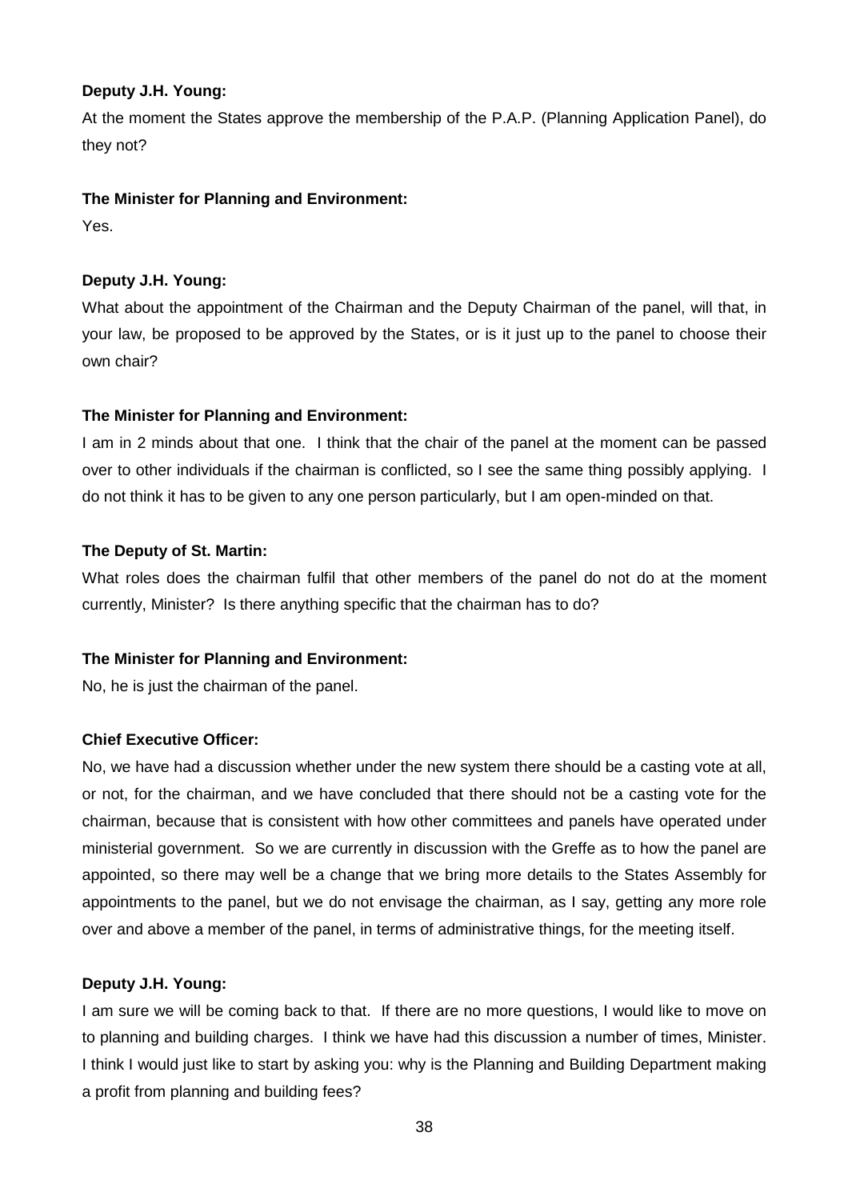**Deputy J.H. Young:**

At the moment the States approve the membership of the P.A.P. (Planning Application Panel), do they not?

**The Minister for Planning and Environment:**

Yes.

**Deputy J.H. Young:**

What about the appointment of the Chairman and the Deputy Chairman of the panel, will that, in your law, be proposed to be approved by the States, or is it just up to the panel to choose their own chair?

**The Minister for Planning and Environment:**

I am in 2 minds about that one. I think that the chair of the panel at the moment can be passed over to other individuals if the chairman is conflicted, so I see the same thing possibly applying. I do not think it has to be given to any one person particularly, but I am open-minded on that.

**The Deputy of St. Martin:**

What roles does the chairman fulfil that other members of the panel do not do at the moment currently, Minister? Is there anything specific that the chairman has to do?

**The Minister for Planning and Environment:**

No, he is just the chairman of the panel.

**Chief Executive Officer:**

No, we have had a discussion whether under the new system there should be a casting vote at all, or not, for the chairman, and we have concluded that there should not be a casting vote for the chairman, because that is consistent with how other committees and panels have operated under ministerial government. So we are currently in discussion with the Greffe as to how the panel are appointed, so there may well be a change that we bring more details to the States Assembly for appointments to the panel, but we do not envisage the chairman, as I say, getting any more role over and above a member of the panel, in terms of administrative things, for the meeting itself.

**Deputy J.H. Young:**

I am sure we will be coming back to that. If there are no more questions, I would like to move on to planning and building charges. I think we have had this discussion a number of times, Minister. I think I would just like to start by asking you: why is the Planning and Building Department making a profit from planning and building fees?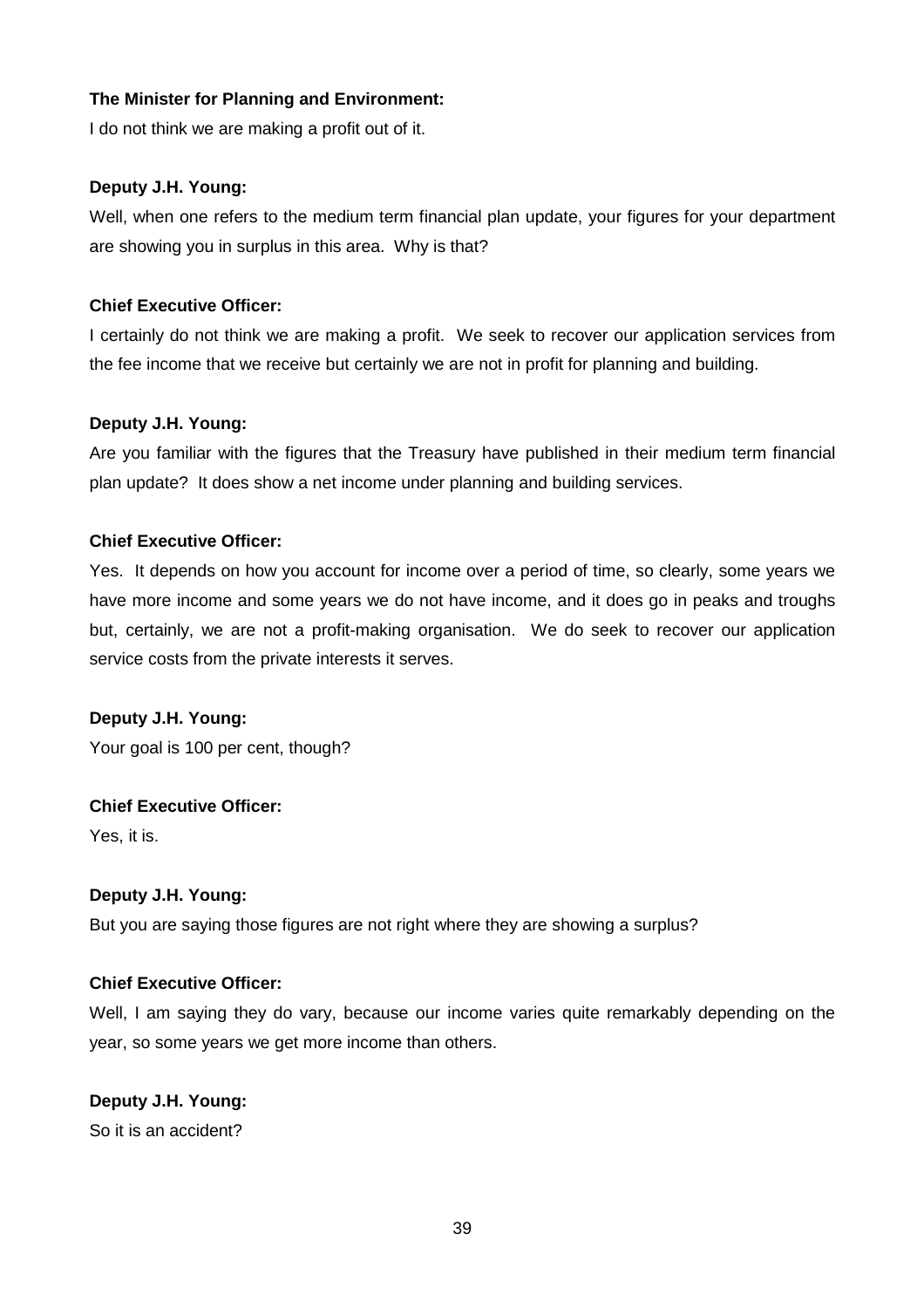**The Minister for Planning and Environment:**

I do not think we are making a profit out of it.

**Deputy J.H. Young:**

Well, when one refers to the medium term financial plan update, your figures for your department are showing you in surplus in this area. Why is that?

**Chief Executive Officer:**

I certainly do not think we are making a profit. We seek to recover our application services from the fee income that we receive but certainly we are not in profit for planning and building.

**Deputy J.H. Young:**

Are you familiar with the figures that the Treasury have published in their medium term financial plan update? It does show a net income under planning and building services.

**Chief Executive Officer:**

Yes. It depends on how you account for income over a period of time, so clearly, some years we have more income and some years we do not have income, and it does go in peaks and troughs but, certainly, we are not a profit-making organisation. We do seek to recover our application service costs from the private interests it serves.

**Deputy J.H. Young:**

Your goal is 100 per cent, though?

**Chief Executive Officer:**

Yes, it is.

**Deputy J.H. Young:**

But you are saying those figures are not right where they are showing a surplus?

**Chief Executive Officer:**

Well, I am saying they do vary, because our income varies quite remarkably depending on the year, so some years we get more income than others.

**Deputy J.H. Young:**

So it is an accident?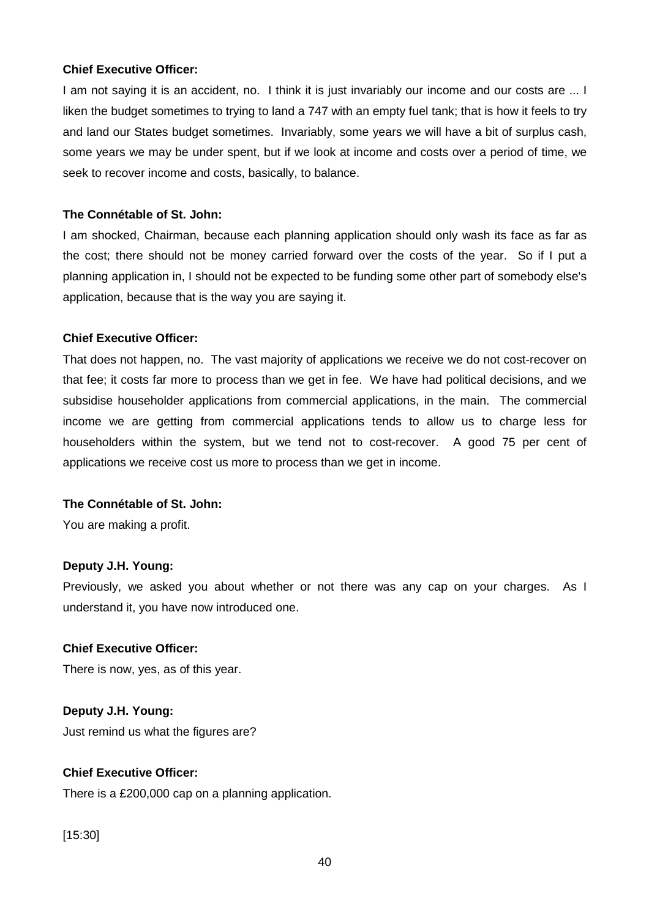**Chief Executive Officer:**

I am not saying it is an accident, no. I think it is just invariably our income and our costs are ... I liken the budget sometimes to trying to land a 747 with an empty fuel tank; that is how it feels to try and land our States budget sometimes. Invariably, some years we will have a bit of surplus cash, some years we may be under spent, but if we look at income and costs over a period of time, we seek to recover income and costs, basically, to balance.

**The Connétable of St. John:**

I am shocked, Chairman, because each planning application should only wash its face as far as the cost; there should not be money carried forward over the costs of the year. So if I put a planning application in, I should not be expected to be funding some other part of somebody else's application, because that is the way you are saying it.

**Chief Executive Officer:**

That does not happen, no. The vast majority of applications we receive we do not cost-recover on that fee; it costs far more to process than we get in fee. We have had political decisions, and we subsidise householder applications from commercial applications, in the main. The commercial income we are getting from commercial applications tends to allow us to charge less for householders within the system, but we tend not to cost-recover. A good 75 per cent of applications we receive cost us more to process than we get in income.

**The Connétable of St. John:**

You are making a profit.

**Deputy J.H. Young:**

Previously, we asked you about whether or not there was any cap on your charges. As I understand it, you have now introduced one.

**Chief Executive Officer:**

There is now, yes, as of this year.

**Deputy J.H. Young:**

Just remind us what the figures are?

**Chief Executive Officer:**

There is a £200,000 cap on a planning application.

[15:30]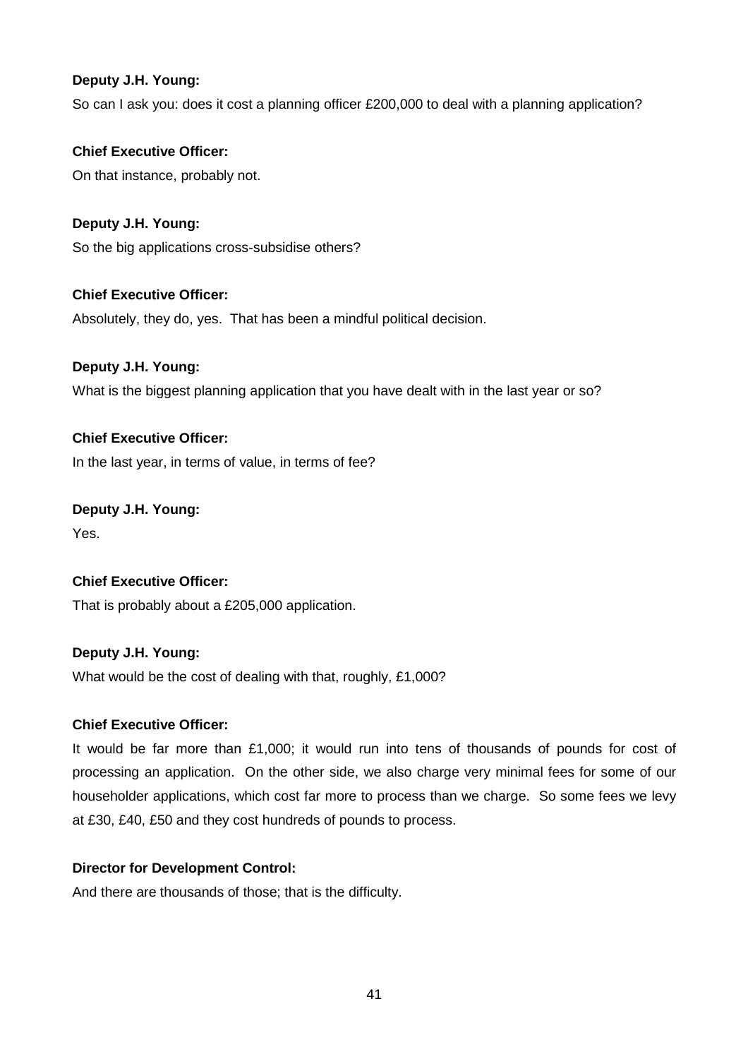**Deputy J.H. Young:**

So can I ask you: does it cost a planning officer £200,000 to deal with a planning application?

**Chief Executive Officer:**

On that instance, probably not.

**Deputy J.H. Young:**

So the big applications cross-subsidise others?

**Chief Executive Officer:**

Absolutely, they do, yes. That has been a mindful political decision.

**Deputy J.H. Young:**

What is the biggest planning application that you have dealt with in the last year or so?

**Chief Executive Officer:**

In the last year, in terms of value, in terms of fee?

**Deputy J.H. Young:**

Yes.

**Chief Executive Officer:**

That is probably about a £205,000 application.

**Deputy J.H. Young:**

What would be the cost of dealing with that, roughly, £1,000?

**Chief Executive Officer:**

It would be far more than £1,000; it would run into tens of thousands of pounds for cost of processing an application. On the other side, we also charge very minimal fees for some of our householder applications, which cost far more to process than we charge. So some fees we levy at £30, £40, £50 and they cost hundreds of pounds to process.

**Director for Development Control:**

And there are thousands of those; that is the difficulty.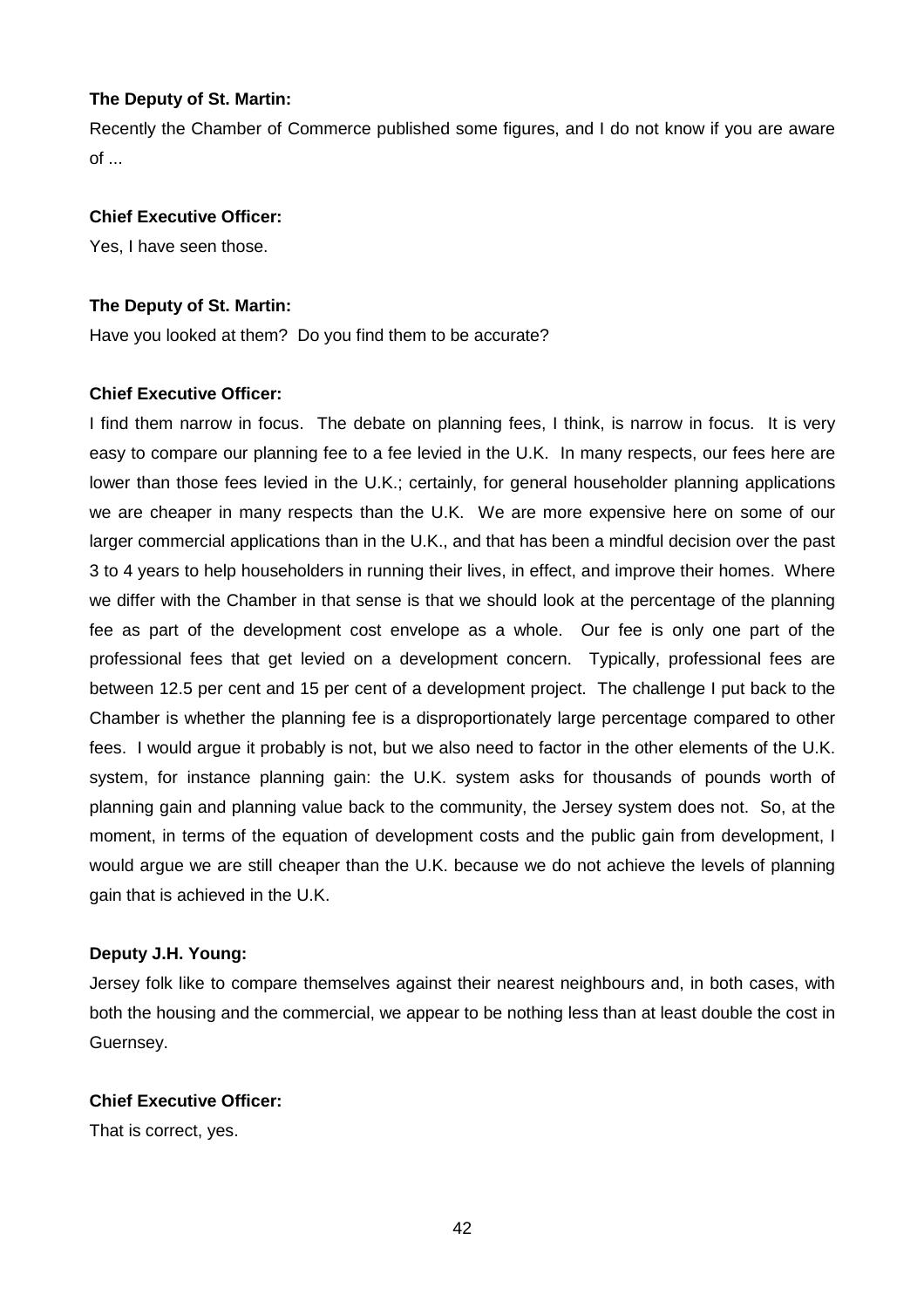**The Deputy of St. Martin:**

Recently the Chamber of Commerce published some figures, and I do not know if you are aware of ...

**Chief Executive Officer:**

Yes, I have seen those.

**The Deputy of St. Martin:**

Have you looked at them? Do you find them to be accurate?

**Chief Executive Officer:**

I find them narrow in focus. The debate on planning fees, I think, is narrow in focus. It is very easy to compare our planning fee to a fee levied in the U.K. In many respects, our fees here are lower than those fees levied in the U.K.; certainly, for general householder planning applications we are cheaper in many respects than the U.K. We are more expensive here on some of our larger commercial applications than in the U.K., and that has been a mindful decision over the past 3 to 4 years to help householders in running their lives, in effect, and improve their homes. Where we differ with the Chamber in that sense is that we should look at the percentage of the planning fee as part of the development cost envelope as a whole. Our fee is only one part of the professional fees that get levied on a development concern. Typically, professional fees are between 12.5 per cent and 15 per cent of a development project. The challenge I put back to the Chamber is whether the planning fee is a disproportionately large percentage compared to other fees. I would argue it probably is not, but we also need to factor in the other elements of the U.K. system, for instance planning gain: the U.K. system asks for thousands of pounds worth of planning gain and planning value back to the community, the Jersey system does not. So, at the moment, in terms of the equation of development costs and the public gain from development, I would argue we are still cheaper than the U.K. because we do not achieve the levels of planning gain that is achieved in the U.K.

**Deputy J.H. Young:**

Jersey folk like to compare themselves against their nearest neighbours and, in both cases, with both the housing and the commercial, we appear to be nothing less than at least double the cost in Guernsey.

**Chief Executive Officer:**

That is correct, yes.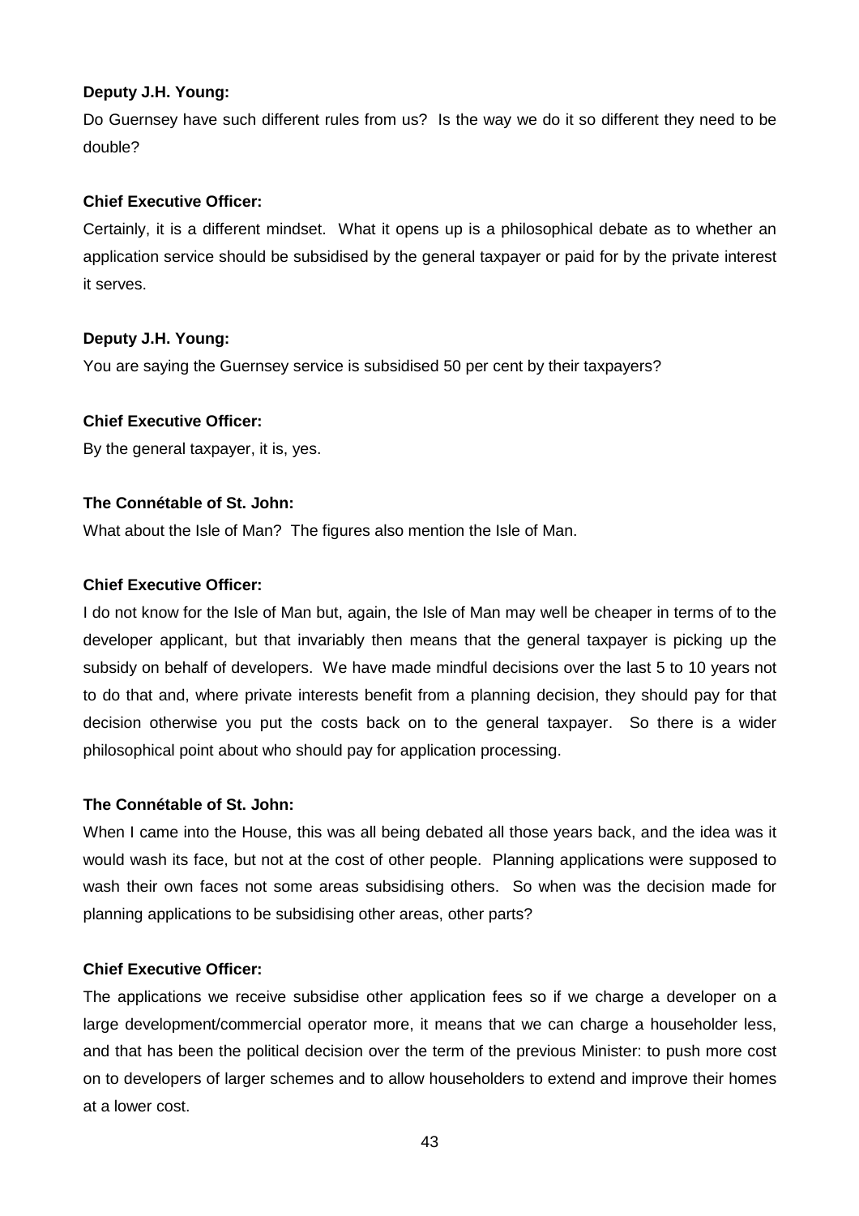**Deputy J.H. Young:**

Do Guernsey have such different rules from us? Is the way we do it so different they need to be double?

**Chief Executive Officer:**

Certainly, it is a different mindset. What it opens up is a philosophical debate as to whether an application service should be subsidised by the general taxpayer or paid for by the private interest it serves.

**Deputy J.H. Young:**

You are saying the Guernsey service is subsidised 50 per cent by their taxpayers?

**Chief Executive Officer:**

By the general taxpayer, it is, yes.

**The Connétable of St. John:**

What about the Isle of Man? The figures also mention the Isle of Man.

**Chief Executive Officer:**

I do not know for the Isle of Man but, again, the Isle of Man may well be cheaper in terms of to the developer applicant, but that invariably then means that the general taxpayer is picking up the subsidy on behalf of developers. We have made mindful decisions over the last 5 to 10 years not to do that and, where private interests benefit from a planning decision, they should pay for that decision otherwise you put the costs back on to the general taxpayer. So there is a wider philosophical point about who should pay for application processing.

**The Connétable of St. John:**

When I came into the House, this was all being debated all those years back, and the idea was it would wash its face, but not at the cost of other people. Planning applications were supposed to wash their own faces not some areas subsidising others. So when was the decision made for planning applications to be subsidising other areas, other parts?

**Chief Executive Officer:**

The applications we receive subsidise other application fees so if we charge a developer on a large development/commercial operator more, it means that we can charge a householder less, and that has been the political decision over the term of the previous Minister: to push more cost on to developers of larger schemes and to allow householders to extend and improve their homes at a lower cost.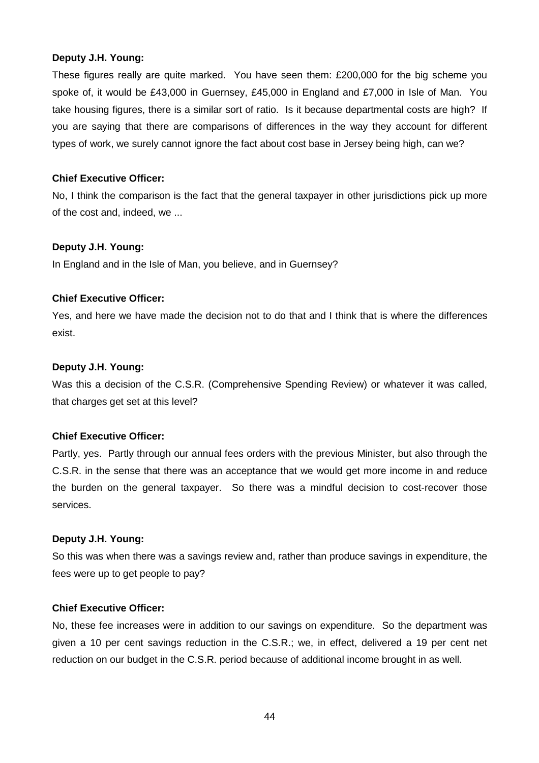**Deputy J.H. Young:**

These figures really are quite marked. You have seen them: £200,000 for the big scheme you spoke of, it would be £43,000 in Guernsey, £45,000 in England and £7,000 in Isle of Man. You take housing figures, there is a similar sort of ratio. Is it because departmental costs are high? If you are saying that there are comparisons of differences in the way they account for different types of work, we surely cannot ignore the fact about cost base in Jersey being high, can we?

**Chief Executive Officer:**

No, I think the comparison is the fact that the general taxpayer in other jurisdictions pick up more of the cost and, indeed, we ...

**Deputy J.H. Young:**

In England and in the Isle of Man, you believe, and in Guernsey?

**Chief Executive Officer:**

Yes, and here we have made the decision not to do that and I think that is where the differences exist.

**Deputy J.H. Young:**

Was this a decision of the C.S.R. (Comprehensive Spending Review) or whatever it was called, that charges get set at this level?

**Chief Executive Officer:**

Partly, yes. Partly through our annual fees orders with the previous Minister, but also through the C.S.R. in the sense that there was an acceptance that we would get more income in and reduce the burden on the general taxpayer. So there was a mindful decision to cost-recover those services.

**Deputy J.H. Young:**

So this was when there was a savings review and, rather than produce savings in expenditure, the fees were up to get people to pay?

**Chief Executive Officer:**

No, these fee increases were in addition to our savings on expenditure. So the department was given a 10 per cent savings reduction in the C.S.R.; we, in effect, delivered a 19 per cent net reduction on our budget in the C.S.R. period because of additional income brought in as well.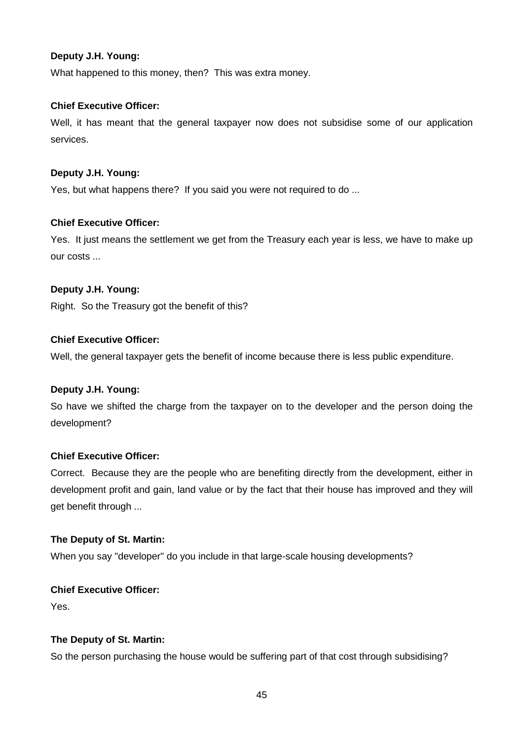**Deputy J.H. Young:**

What happened to this money, then? This was extra money.

**Chief Executive Officer:**

Well, it has meant that the general taxpayer now does not subsidise some of our application services.

**Deputy J.H. Young:**

Yes, but what happens there? If you said you were not required to do ...

**Chief Executive Officer:**

Yes. It just means the settlement we get from the Treasury each year is less, we have to make up our costs ...

**Deputy J.H. Young:**

Right. So the Treasury got the benefit of this?

**Chief Executive Officer:**

Well, the general taxpayer gets the benefit of income because there is less public expenditure.

**Deputy J.H. Young:**

So have we shifted the charge from the taxpayer on to the developer and the person doing the development?

**Chief Executive Officer:**

Correct. Because they are the people who are benefiting directly from the development, either in development profit and gain, land value or by the fact that their house has improved and they will get benefit through ...

**The Deputy of St. Martin:**

When you say "developer" do you include in that large-scale housing developments?

**Chief Executive Officer:**

Yes.

**The Deputy of St. Martin:**

So the person purchasing the house would be suffering part of that cost through subsidising?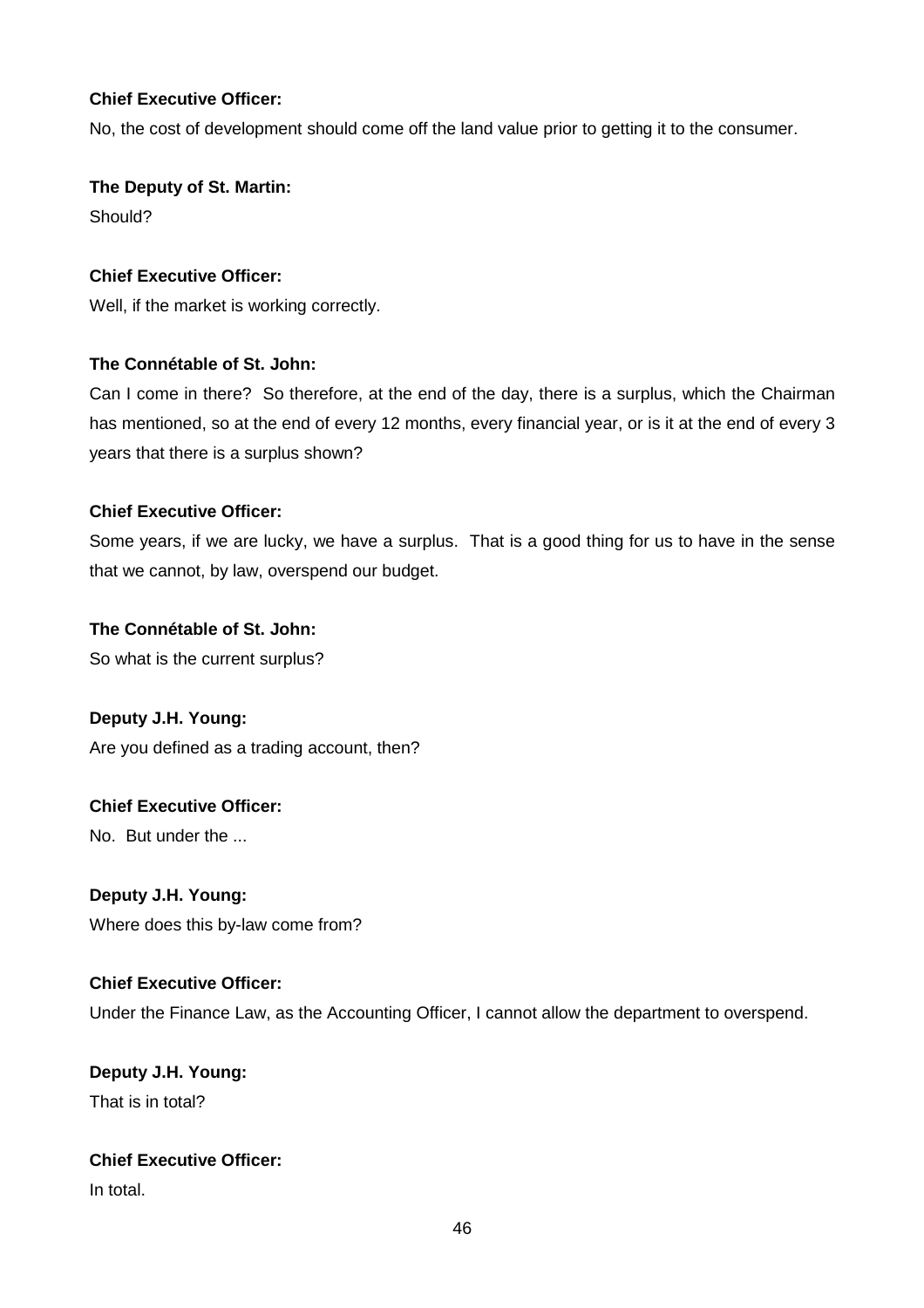**Chief Executive Officer:**

No, the cost of development should come off the land value prior to getting it to the consumer.

**The Deputy of St. Martin:**

Should?

**Chief Executive Officer:**

Well, if the market is working correctly.

**The Connétable of St. John:**

Can I come in there? So therefore, at the end of the day, there is a surplus, which the Chairman has mentioned, so at the end of every 12 months, every financial year, or is it at the end of every 3 years that there is a surplus shown?

**Chief Executive Officer:**

Some years, if we are lucky, we have a surplus. That is a good thing for us to have in the sense that we cannot, by law, overspend our budget.

**The Connétable of St. John:**

So what is the current surplus?

**Deputy J.H. Young:**

Are you defined as a trading account, then?

**Chief Executive Officer:**

No. But under the ...

**Deputy J.H. Young:**

Where does this by-law come from?

**Chief Executive Officer:**

Under the Finance Law, as the Accounting Officer, I cannot allow the department to overspend.

**Deputy J.H. Young:**

That is in total?

**Chief Executive Officer:**

In total.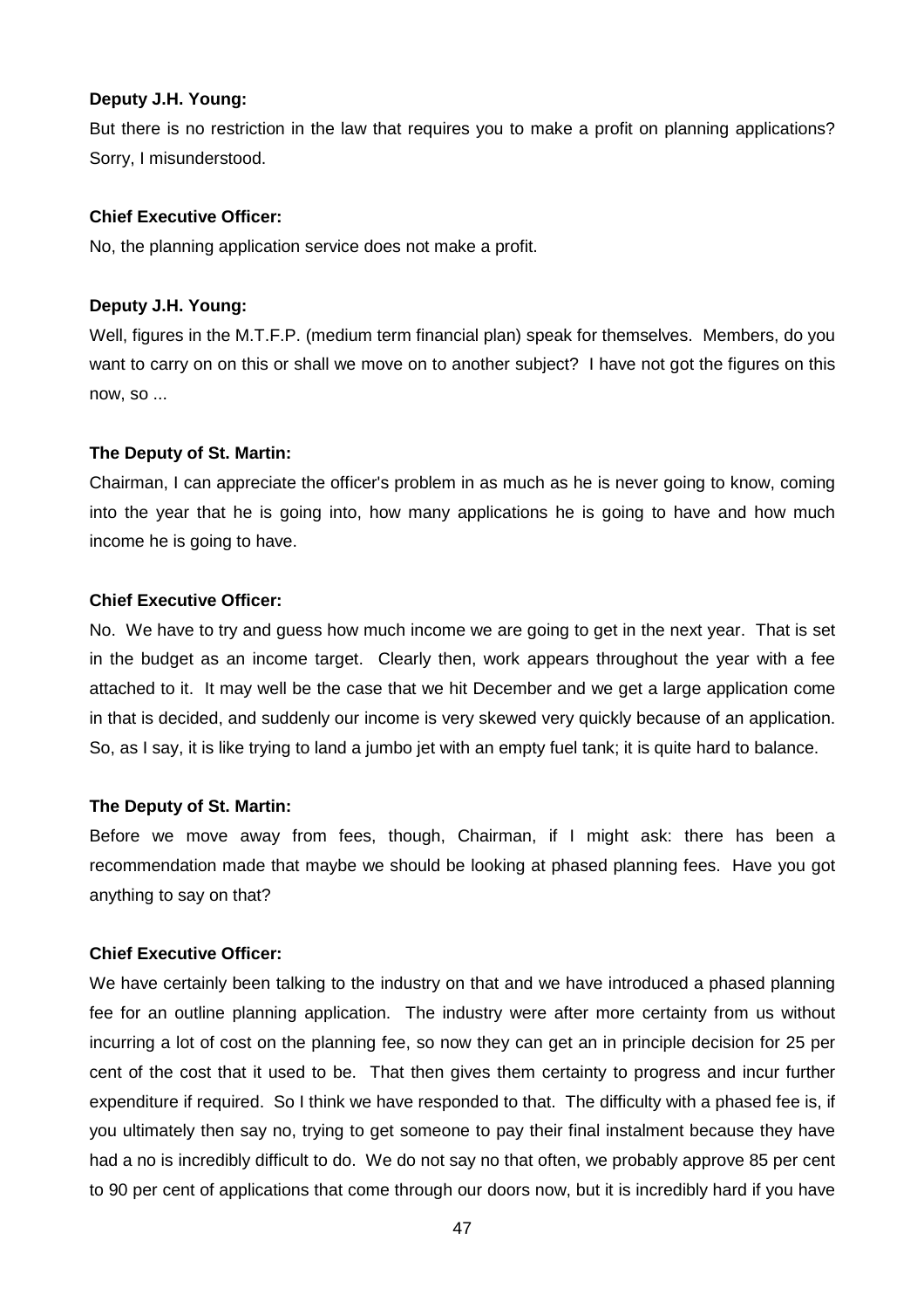**Deputy J.H. Young:**

But there is no restriction in the law that requires you to make a profit on planning applications? Sorry, I misunderstood.

**Chief Executive Officer:**

No, the planning application service does not make a profit.

**Deputy J.H. Young:**

Well, figures in the M.T.F.P. (medium term financial plan) speak for themselves. Members, do you want to carry on on this or shall we move on to another subject? I have not got the figures on this now, so ...

**The Deputy of St. Martin:**

Chairman, I can appreciate the officer's problem in as much as he is never going to know, coming into the year that he is going into, how many applications he is going to have and how much income he is going to have.

**Chief Executive Officer:**

No. We have to try and guess how much income we are going to get in the next year. That is set in the budget as an income target. Clearly then, work appears throughout the year with a fee attached to it. It may well be the case that we hit December and we get a large application come in that is decided, and suddenly our income is very skewed very quickly because of an application. So, as I say, it is like trying to land a jumbo jet with an empty fuel tank; it is quite hard to balance.

**The Deputy of St. Martin:**

Before we move away from fees, though, Chairman, if I might ask: there has been a recommendation made that maybe we should be looking at phased planning fees. Have you got anything to say on that?

**Chief Executive Officer:**

We have certainly been talking to the industry on that and we have introduced a phased planning fee for an outline planning application. The industry were after more certainty from us without incurring a lot of cost on the planning fee, so now they can get an in principle decision for 25 per cent of the cost that it used to be. That then gives them certainty to progress and incur further expenditure if required. So I think we have responded to that. The difficulty with a phased fee is, if you ultimately then say no, trying to get someone to pay their final instalment because they have had a no is incredibly difficult to do. We do not say no that often, we probably approve 85 per cent to 90 per cent of applications that come through our doors now, but it is incredibly hard if you have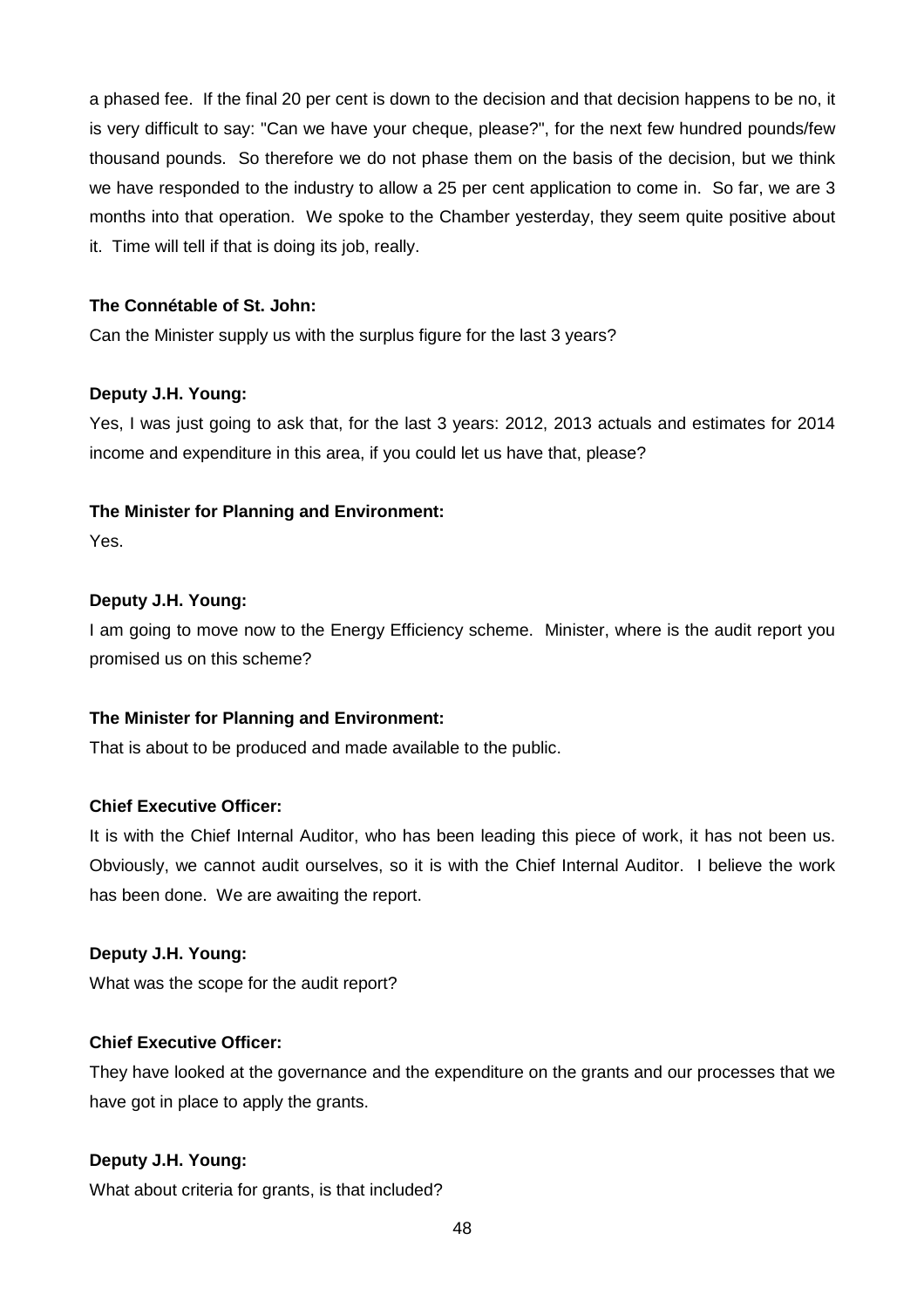a phased fee. If the final 20 per cent is down to the decision and that decision happens to be no, it is very difficult to say: "Can we have your cheque, please?", for the next few hundred pounds/few thousand pounds. So therefore we do not phase them on the basis of the decision, but we think we have responded to the industry to allow a 25 per cent application to come in. So far, we are 3 months into that operation. We spoke to the Chamber yesterday, they seem quite positive about it. Time will tell if that is doing its job, really.

**The Connétable of St. John:**

Can the Minister supply us with the surplus figure for the last 3 years?

**Deputy J.H. Young:**

Yes, I was just going to ask that, for the last 3 years: 2012, 2013 actuals and estimates for 2014 income and expenditure in this area, if you could let us have that, please?

**The Minister for Planning and Environment:**

Yes.

**Deputy J.H. Young:**

I am going to move now to the Energy Efficiency scheme. Minister, where is the audit report you promised us on this scheme?

**The Minister for Planning and Environment:**

That is about to be produced and made available to the public.

**Chief Executive Officer:**

It is with the Chief Internal Auditor, who has been leading this piece of work, it has not been us. Obviously, we cannot audit ourselves, so it is with the Chief Internal Auditor. I believe the work has been done. We are awaiting the report.

**Deputy J.H. Young:**

What was the scope for the audit report?

**Chief Executive Officer:**

They have looked at the governance and the expenditure on the grants and our processes that we have got in place to apply the grants.

**Deputy J.H. Young:**

What about criteria for grants, is that included?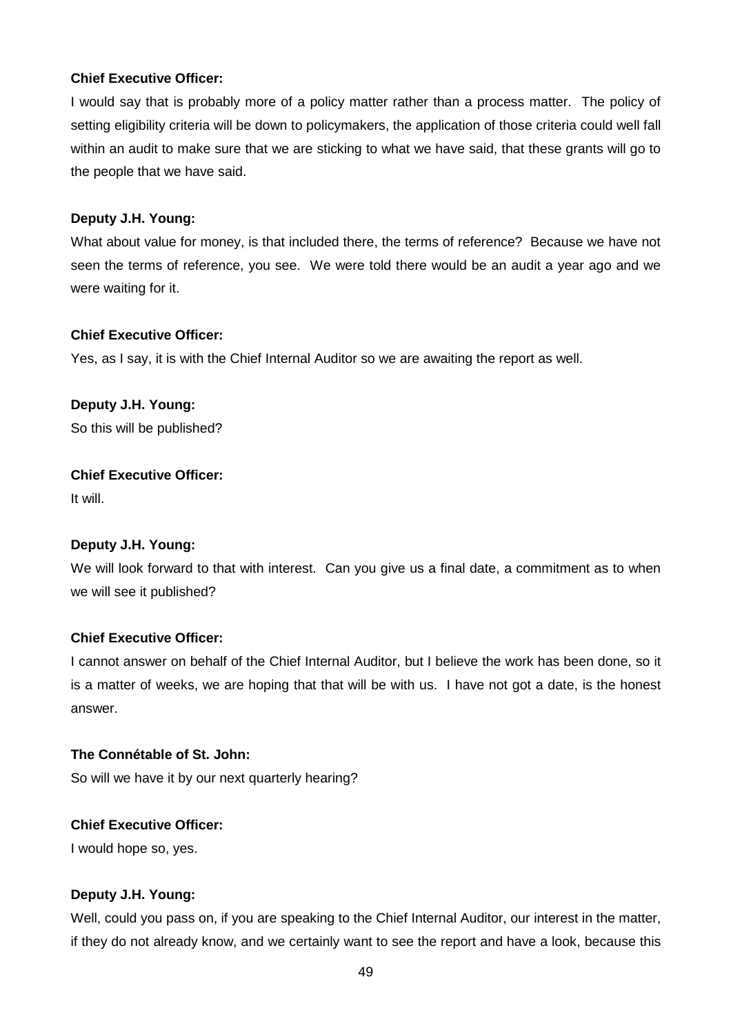**Chief Executive Officer:**

I would say that is probably more of a policy matter rather than a process matter. The policy of setting eligibility criteria will be down to policymakers, the application of those criteria could well fall within an audit to make sure that we are sticking to what we have said, that these grants will go to the people that we have said.

**Deputy J.H. Young:**

What about value for money, is that included there, the terms of reference? Because we have not seen the terms of reference, you see. We were told there would be an audit a year ago and we were waiting for it.

**Chief Executive Officer:**

Yes, as I say, it is with the Chief Internal Auditor so we are awaiting the report as well.

**Deputy J.H. Young:**

So this will be published?

**Chief Executive Officer:**

It will.

**Deputy J.H. Young:**

We will look forward to that with interest. Can you give us a final date, a commitment as to when we will see it published?

**Chief Executive Officer:**

I cannot answer on behalf of the Chief Internal Auditor, but I believe the work has been done, so it is a matter of weeks, we are hoping that that will be with us. I have not got a date, is the honest answer.

**The Connétable of St. John:**

So will we have it by our next quarterly hearing?

**Chief Executive Officer:**

I would hope so, yes.

**Deputy J.H. Young:**

Well, could you pass on, if you are speaking to the Chief Internal Auditor, our interest in the matter, if they do not already know, and we certainly want to see the report and have a look, because this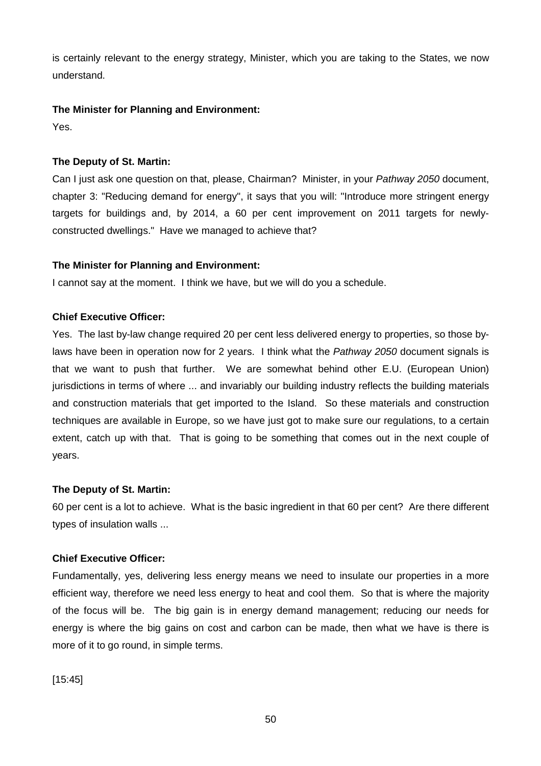is certainly relevant to the energy strategy, Minister, which you are taking to the States, we now understand.

**The Minister for Planning and Environment:**

Yes.

**The Deputy of St. Martin:**

Can I just ask one question on that, please, Chairman? Minister, in your *Pathway 2050* document, chapter 3: "Reducing demand for energy", it says that you will: "Introduce more stringent energy targets for buildings and, by 2014, a 60 per cent improvement on 2011 targets for newly-constructed dwellings." Have we managed to achieve that?

**The Minister for Planning and Environment:**

I cannot say at the moment. I think we have, but we will do you a schedule.

**Chief Executive Officer:**

Yes. The last by-law change required 20 per cent less delivered energy to properties, so those by-laws have been in operation now for 2 years. I think what the *Pathway 2050* document signals is that we want to push that further. We are somewhat behind other E.U. (European Union) jurisdictions in terms of where ... and invariably our building industry reflects the building materials and construction materials that get imported to the Island. So these materials and construction techniques are available in Europe, so we have just got to make sure our regulations, to a certain extent, catch up with that. That is going to be something that comes out in the next couple of years.

**The Deputy of St. Martin:**

60 per cent is a lot to achieve. What is the basic ingredient in that 60 per cent? Are there different types of insulation walls ...

**Chief Executive Officer:**

Fundamentally, yes, delivering less energy means we need to insulate our properties in a more efficient way, therefore we need less energy to heat and cool them. So that is where the majority of the focus will be. The big gain is in energy demand management; reducing our needs for energy is where the big gains on cost and carbon can be made, then what we have is there is more of it to go round, in simple terms.

[15:45]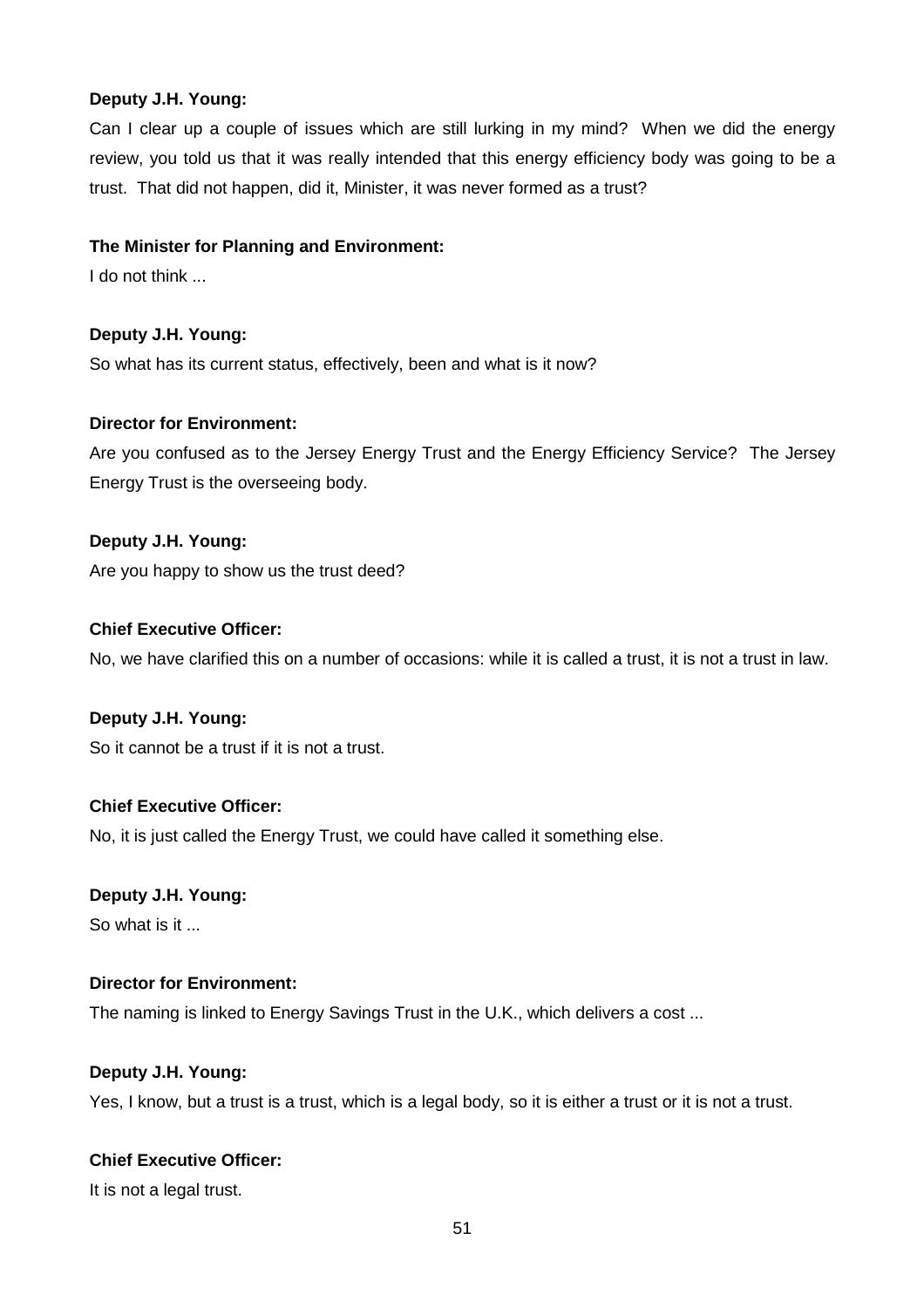**Deputy J.H. Young:**

Can I clear up a couple of issues which are still lurking in my mind? When we did the energy review, you told us that it was really intended that this energy efficiency body was going to be a trust. That did not happen, did it, Minister, it was never formed as a trust?

**The Minister for Planning and Environment:**

I do not think ...

**Deputy J.H. Young:**

So what has its current status, effectively, been and what is it now?

**Director for Environment:**

Are you confused as to the Jersey Energy Trust and the Energy Efficiency Service? The Jersey Energy Trust is the overseeing body.

**Deputy J.H. Young:**

Are you happy to show us the trust deed?

**Chief Executive Officer:**

No, we have clarified this on a number of occasions: while it is called a trust, it is not a trust in law.

**Deputy J.H. Young:**

So it cannot be a trust if it is not a trust.

**Chief Executive Officer:**

No, it is just called the Energy Trust, we could have called it something else.

**Deputy J.H. Young:**

So what is it ...

**Director for Environment:**

The naming is linked to Energy Savings Trust in the U.K., which delivers a cost ...

**Deputy J.H. Young:**

Yes, I know, but a trust is a trust, which is a legal body, so it is either a trust or it is not a trust.

**Chief Executive Officer:**

It is not a legal trust.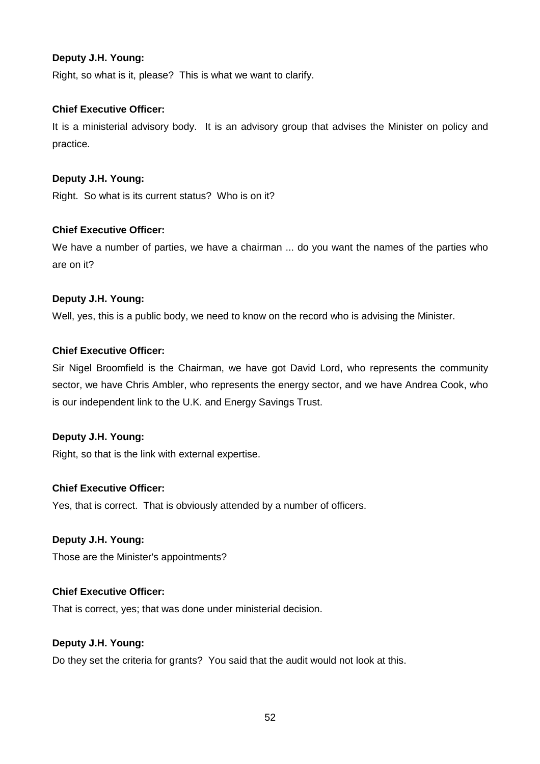**Deputy J.H. Young:**

Right, so what is it, please? This is what we want to clarify.

**Chief Executive Officer:**

It is a ministerial advisory body. It is an advisory group that advises the Minister on policy and practice.

**Deputy J.H. Young:**

Right. So what is its current status? Who is on it?

**Chief Executive Officer:**

We have a number of parties, we have a chairman ... do you want the names of the parties who are on it?

**Deputy J.H. Young:**

Well, yes, this is a public body, we need to know on the record who is advising the Minister.

**Chief Executive Officer:**

Sir Nigel Broomfield is the Chairman, we have got David Lord, who represents the community sector, we have Chris Ambler, who represents the energy sector, and we have Andrea Cook, who is our independent link to the U.K. and Energy Savings Trust.

**Deputy J.H. Young:**

Right, so that is the link with external expertise.

**Chief Executive Officer:**

Yes, that is correct. That is obviously attended by a number of officers.

**Deputy J.H. Young:**

Those are the Minister's appointments?

**Chief Executive Officer:**

That is correct, yes; that was done under ministerial decision.

**Deputy J.H. Young:**

Do they set the criteria for grants? You said that the audit would not look at this.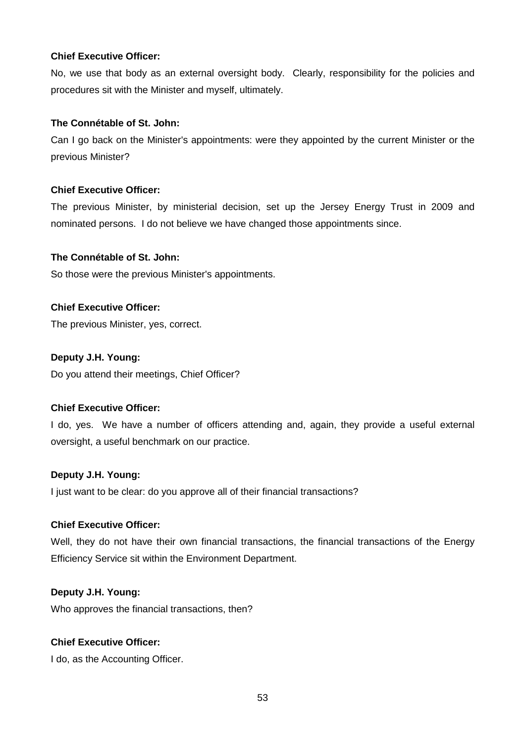**Chief Executive Officer:**

No, we use that body as an external oversight body. Clearly, responsibility for the policies and procedures sit with the Minister and myself, ultimately.

**The Connétable of St. John:**

Can I go back on the Minister's appointments: were they appointed by the current Minister or the previous Minister?

**Chief Executive Officer:**

The previous Minister, by ministerial decision, set up the Jersey Energy Trust in 2009 and nominated persons. I do not believe we have changed those appointments since.

**The Connétable of St. John:**

So those were the previous Minister's appointments.

**Chief Executive Officer:**

The previous Minister, yes, correct.

**Deputy J.H. Young:**

Do you attend their meetings, Chief Officer?

**Chief Executive Officer:**

I do, yes. We have a number of officers attending and, again, they provide a useful external oversight, a useful benchmark on our practice.

**Deputy J.H. Young:**

I just want to be clear: do you approve all of their financial transactions?

**Chief Executive Officer:**

Well, they do not have their own financial transactions, the financial transactions of the Energy Efficiency Service sit within the Environment Department.

**Deputy J.H. Young:**

Who approves the financial transactions, then?

**Chief Executive Officer:**

I do, as the Accounting Officer.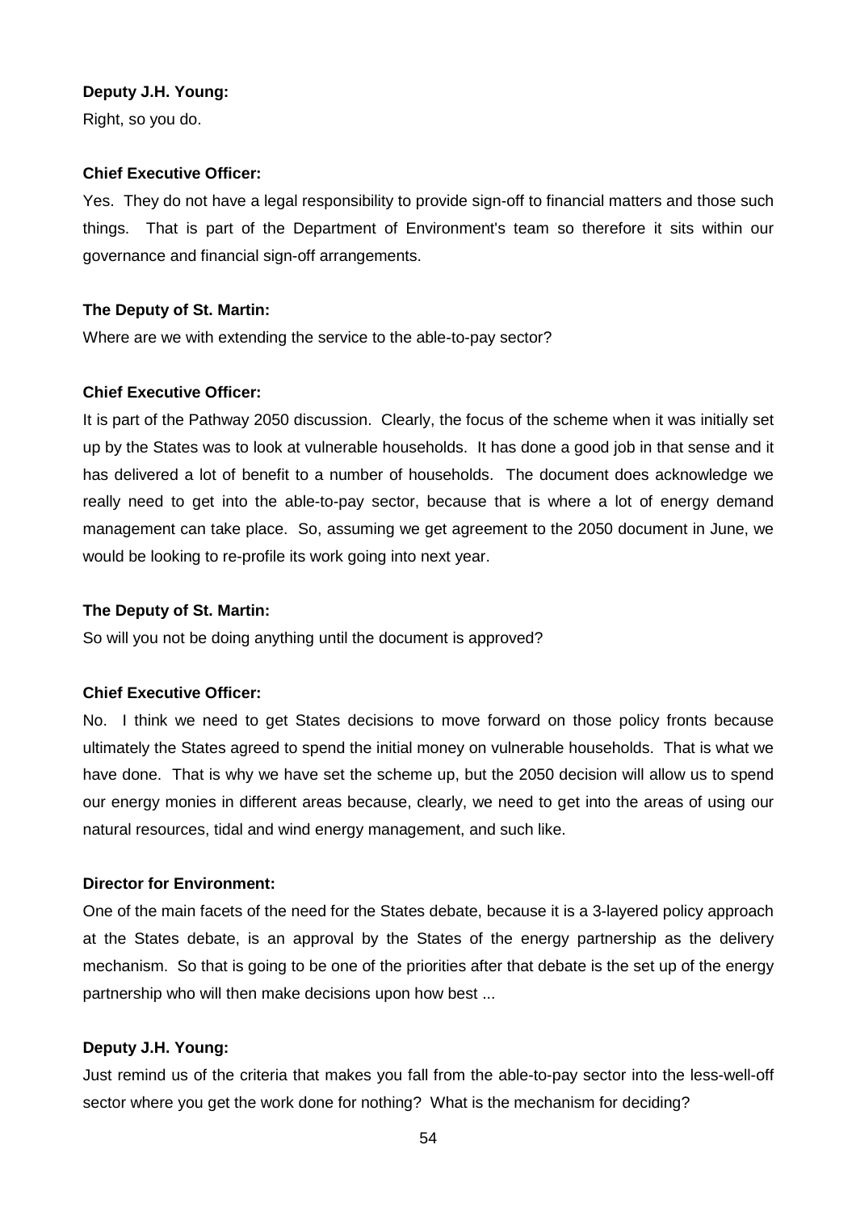**Deputy J.H. Young:**

Right, so you do.

**Chief Executive Officer:**

Yes. They do not have a legal responsibility to provide sign-off to financial matters and those such things. That is part of the Department of Environment's team so therefore it sits within our governance and financial sign-off arrangements.

**The Deputy of St. Martin:**

Where are we with extending the service to the able-to-pay sector?

**Chief Executive Officer:**

It is part of the Pathway 2050 discussion. Clearly, the focus of the scheme when it was initially set up by the States was to look at vulnerable households. It has done a good job in that sense and it has delivered a lot of benefit to a number of households. The document does acknowledge we really need to get into the able-to-pay sector, because that is where a lot of energy demand management can take place. So, assuming we get agreement to the 2050 document in June, we would be looking to re-profile its work going into next year.

**The Deputy of St. Martin:**

So will you not be doing anything until the document is approved?

**Chief Executive Officer:**

No. I think we need to get States decisions to move forward on those policy fronts because ultimately the States agreed to spend the initial money on vulnerable households. That is what we have done. That is why we have set the scheme up, but the 2050 decision will allow us to spend our energy monies in different areas because, clearly, we need to get into the areas of using our natural resources, tidal and wind energy management, and such like.

**Director for Environment:**

One of the main facets of the need for the States debate, because it is a 3-layered policy approach at the States debate, is an approval by the States of the energy partnership as the delivery mechanism. So that is going to be one of the priorities after that debate is the set up of the energy partnership who will then make decisions upon how best ...

**Deputy J.H. Young:**

Just remind us of the criteria that makes you fall from the able-to-pay sector into the less-well-off sector where you get the work done for nothing? What is the mechanism for deciding?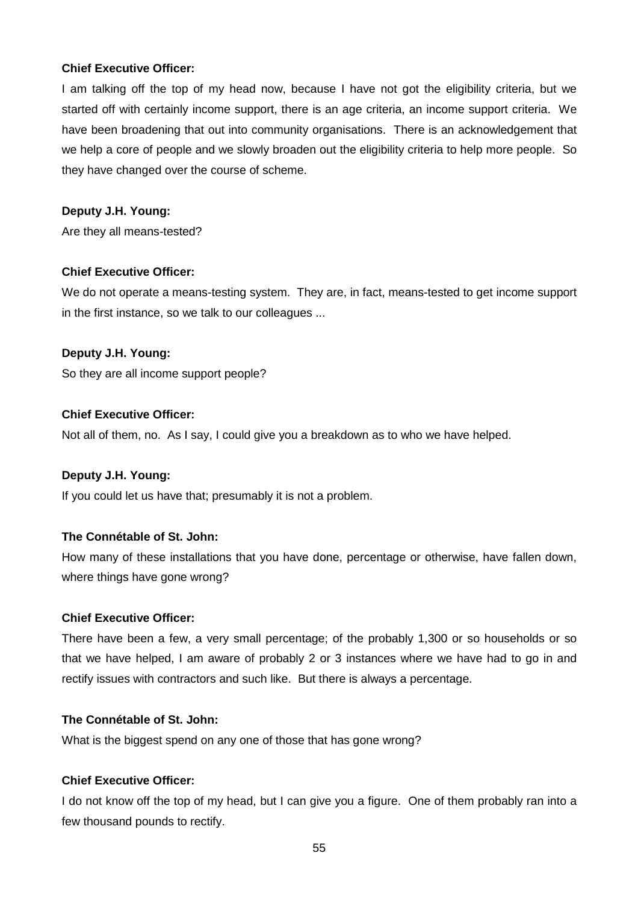**Chief Executive Officer:**

I am talking off the top of my head now, because I have not got the eligibility criteria, but we started off with certainly income support, there is an age criteria, an income support criteria. We have been broadening that out into community organisations. There is an acknowledgement that we help a core of people and we slowly broaden out the eligibility criteria to help more people. So they have changed over the course of scheme.

**Deputy J.H. Young:**

Are they all means-tested?

**Chief Executive Officer:**

We do not operate a means-testing system. They are, in fact, means-tested to get income support in the first instance, so we talk to our colleagues ...

**Deputy J.H. Young:**

So they are all income support people?

**Chief Executive Officer:**

Not all of them, no. As I say, I could give you a breakdown as to who we have helped.

**Deputy J.H. Young:**

If you could let us have that; presumably it is not a problem.

**The Connétable of St. John:**

How many of these installations that you have done, percentage or otherwise, have fallen down, where things have gone wrong?

**Chief Executive Officer:**

There have been a few, a very small percentage; of the probably 1,300 or so households or so that we have helped, I am aware of probably 2 or 3 instances where we have had to go in and rectify issues with contractors and such like. But there is always a percentage.

**The Connétable of St. John:**

What is the biggest spend on any one of those that has gone wrong?

**Chief Executive Officer:**

I do not know off the top of my head, but I can give you a figure. One of them probably ran into a few thousand pounds to rectify.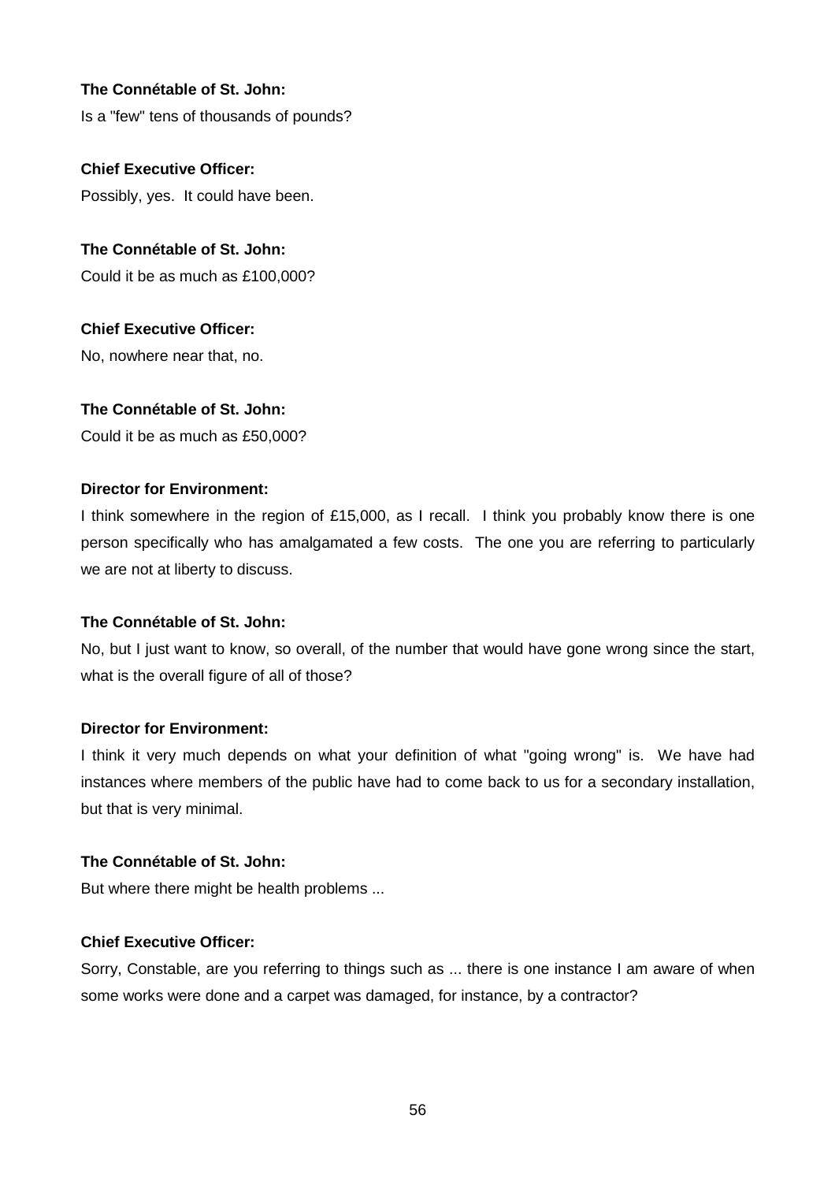**The Connétable of St. John:**
Is a "few" tens of thousands of pounds?

**Chief Executive Officer:**
Possibly, yes. It could have been.

**The Connétable of St. John:**
Could it be as much as £100,000?

**Chief Executive Officer:**
No, nowhere near that, no.

**The Connétable of St. John:**
Could it be as much as £50,000?

**Director for Environment:**
I think somewhere in the region of £15,000, as I recall. I think you probably know there is one person specifically who has amalgamated a few costs. The one you are referring to particularly we are not at liberty to discuss.

**The Connétable of St. John:**
No, but I just want to know, so overall, of the number that would have gone wrong since the start, what is the overall figure of all of those?

**Director for Environment:**
I think it very much depends on what your definition of what "going wrong" is. We have had instances where members of the public have had to come back to us for a secondary installation, but that is very minimal.

**The Connétable of St. John:**
But where there might be health problems ...

**Chief Executive Officer:**
Sorry, Constable, are you referring to things such as ... there is one instance I am aware of when some works were done and a carpet was damaged, for instance, by a contractor?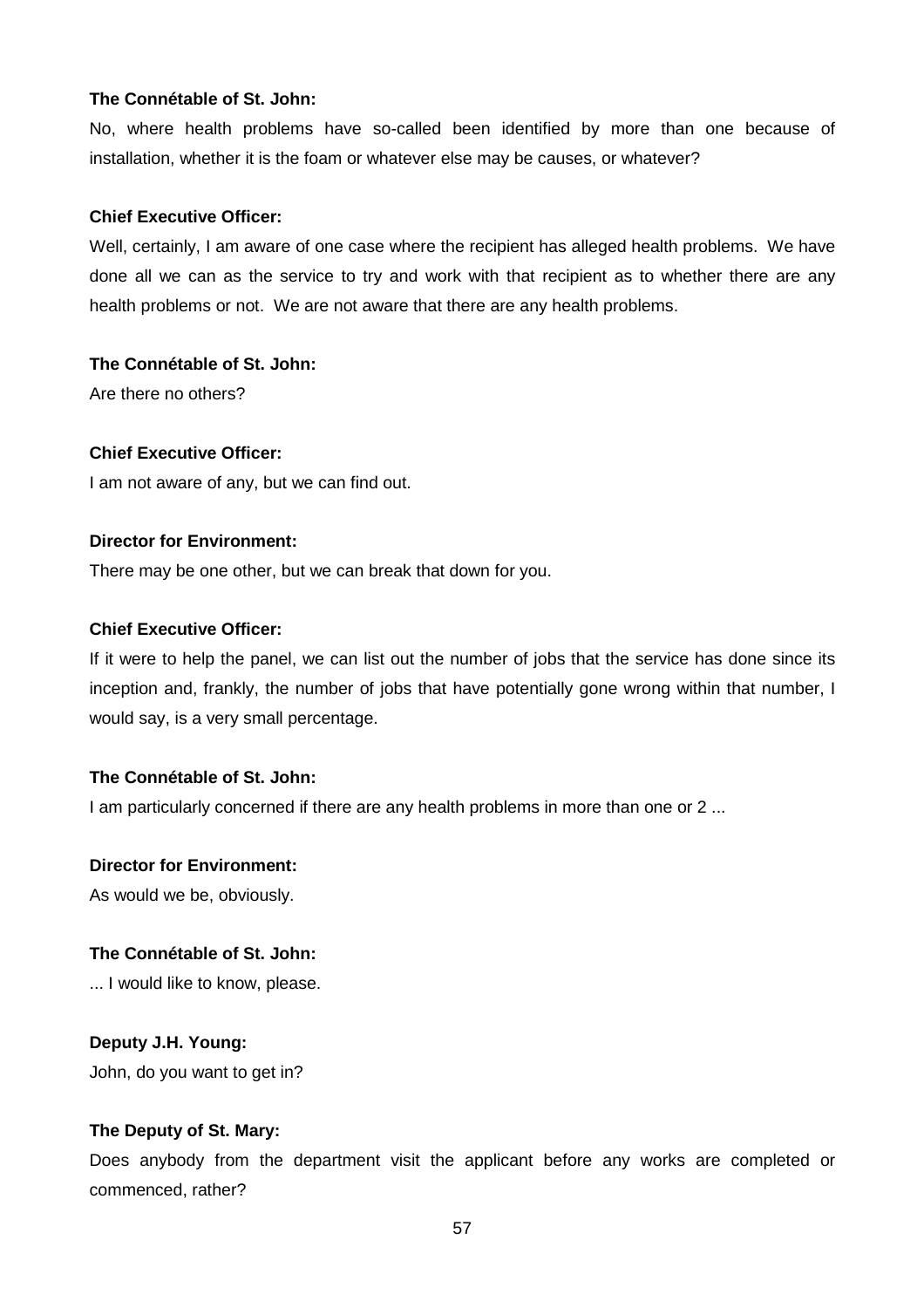**The Connétable of St. John:**

No, where health problems have so-called been identified by more than one because of installation, whether it is the foam or whatever else may be causes, or whatever?

**Chief Executive Officer:**

Well, certainly, I am aware of one case where the recipient has alleged health problems. We have done all we can as the service to try and work with that recipient as to whether there are any health problems or not. We are not aware that there are any health problems.

**The Connétable of St. John:**

Are there no others?

**Chief Executive Officer:**

I am not aware of any, but we can find out.

**Director for Environment:**

There may be one other, but we can break that down for you.

**Chief Executive Officer:**

If it were to help the panel, we can list out the number of jobs that the service has done since its inception and, frankly, the number of jobs that have potentially gone wrong within that number, I would say, is a very small percentage.

**The Connétable of St. John:**

I am particularly concerned if there are any health problems in more than one or 2 ...

**Director for Environment:**

As would we be, obviously.

**The Connétable of St. John:**

... I would like to know, please.

**Deputy J.H. Young:**

John, do you want to get in?

**The Deputy of St. Mary:**

Does anybody from the department visit the applicant before any works are completed or commenced, rather?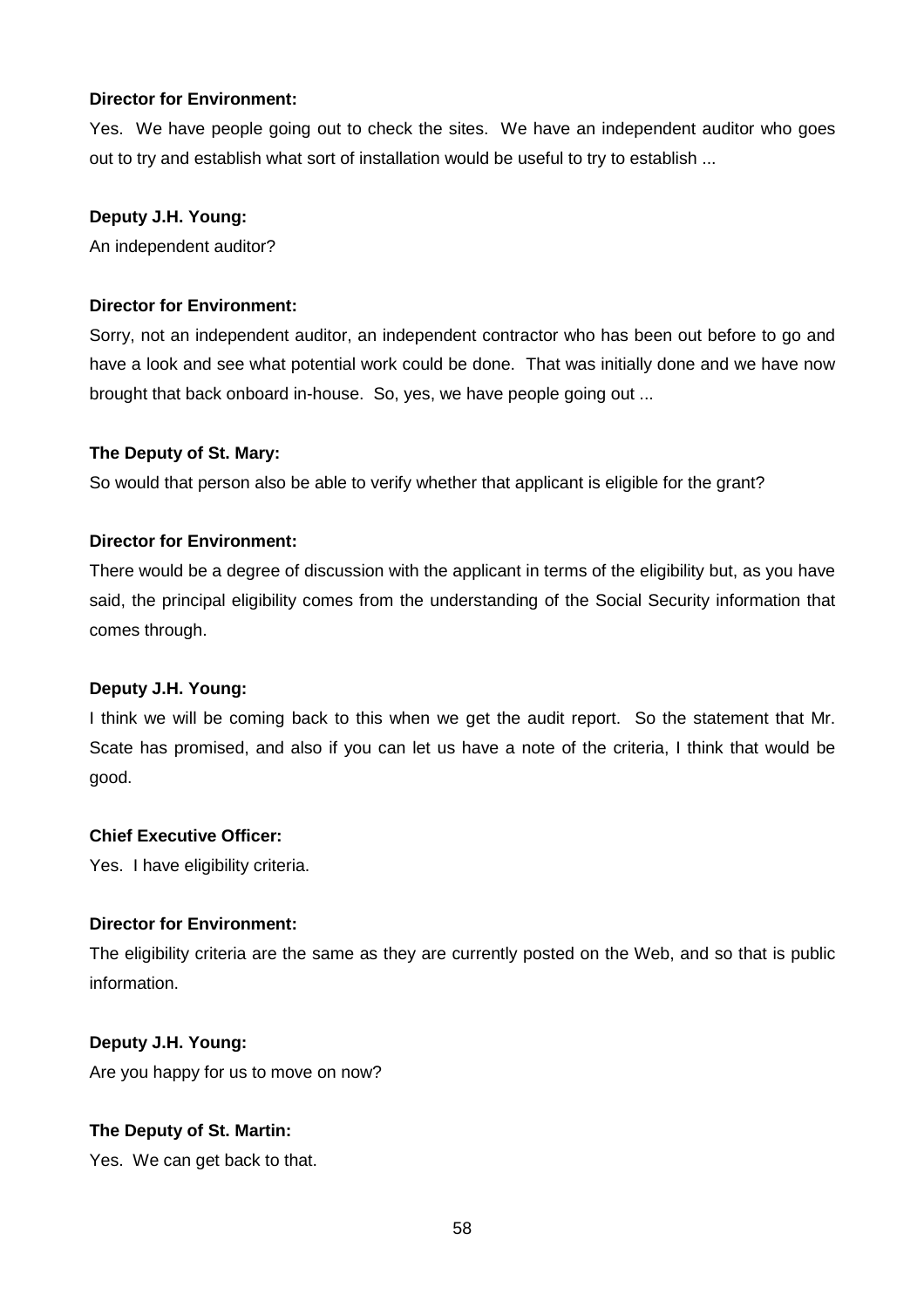**Director for Environment:**

Yes. We have people going out to check the sites. We have an independent auditor who goes out to try and establish what sort of installation would be useful to try to establish ...

**Deputy J.H. Young:**

An independent auditor?

**Director for Environment:**

Sorry, not an independent auditor, an independent contractor who has been out before to go and have a look and see what potential work could be done. That was initially done and we have now brought that back onboard in-house. So, yes, we have people going out ...

**The Deputy of St. Mary:**

So would that person also be able to verify whether that applicant is eligible for the grant?

**Director for Environment:**

There would be a degree of discussion with the applicant in terms of the eligibility but, as you have said, the principal eligibility comes from the understanding of the Social Security information that comes through.

**Deputy J.H. Young:**

I think we will be coming back to this when we get the audit report. So the statement that Mr. Scate has promised, and also if you can let us have a note of the criteria, I think that would be good.

**Chief Executive Officer:**

Yes. I have eligibility criteria.

**Director for Environment:**

The eligibility criteria are the same as they are currently posted on the Web, and so that is public information.

**Deputy J.H. Young:**

Are you happy for us to move on now?

**The Deputy of St. Martin:**

Yes. We can get back to that.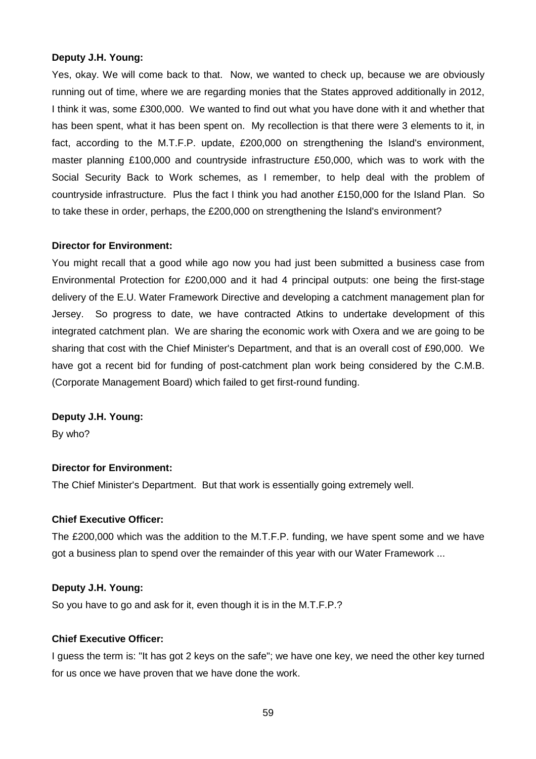**Deputy J.H. Young:**

Yes, okay. We will come back to that. Now, we wanted to check up, because we are obviously running out of time, where we are regarding monies that the States approved additionally in 2012, I think it was, some £300,000. We wanted to find out what you have done with it and whether that has been spent, what it has been spent on. My recollection is that there were 3 elements to it, in fact, according to the M.T.F.P. update, £200,000 on strengthening the Island's environment, master planning £100,000 and countryside infrastructure £50,000, which was to work with the Social Security Back to Work schemes, as I remember, to help deal with the problem of countryside infrastructure. Plus the fact I think you had another £150,000 for the Island Plan. So to take these in order, perhaps, the £200,000 on strengthening the Island's environment?

**Director for Environment:**

You might recall that a good while ago now you had just been submitted a business case from Environmental Protection for £200,000 and it had 4 principal outputs: one being the first-stage delivery of the E.U. Water Framework Directive and developing a catchment management plan for Jersey. So progress to date, we have contracted Atkins to undertake development of this integrated catchment plan. We are sharing the economic work with Oxera and we are going to be sharing that cost with the Chief Minister's Department, and that is an overall cost of £90,000. We have got a recent bid for funding of post-catchment plan work being considered by the C.M.B. (Corporate Management Board) which failed to get first-round funding.

**Deputy J.H. Young:**

By who?

**Director for Environment:**

The Chief Minister's Department. But that work is essentially going extremely well.

**Chief Executive Officer:**

The £200,000 which was the addition to the M.T.F.P. funding, we have spent some and we have got a business plan to spend over the remainder of this year with our Water Framework ...

**Deputy J.H. Young:**

So you have to go and ask for it, even though it is in the M.T.F.P.?

**Chief Executive Officer:**

I guess the term is: "It has got 2 keys on the safe"; we have one key, we need the other key turned for us once we have proven that we have done the work.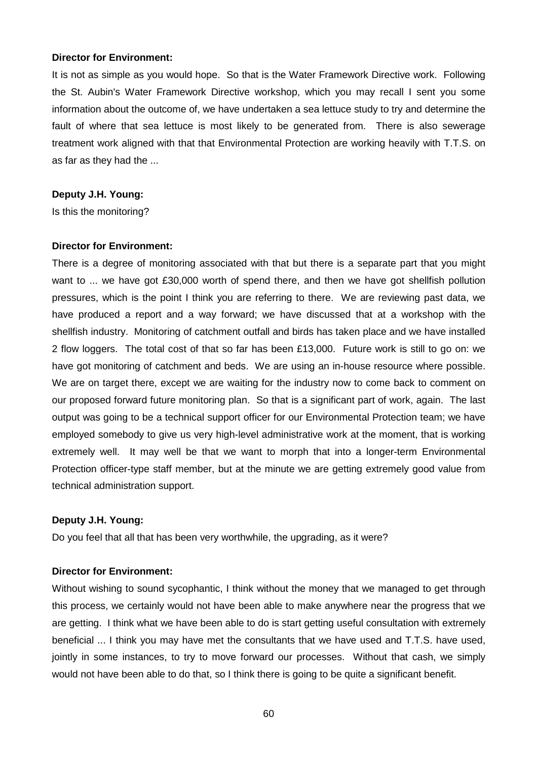**Director for Environment:**

It is not as simple as you would hope. So that is the Water Framework Directive work. Following the St. Aubin's Water Framework Directive workshop, which you may recall I sent you some information about the outcome of, we have undertaken a sea lettuce study to try and determine the fault of where that sea lettuce is most likely to be generated from. There is also sewerage treatment work aligned with that that Environmental Protection are working heavily with T.T.S. on as far as they had the ...

**Deputy J.H. Young:**

Is this the monitoring?

**Director for Environment:**

There is a degree of monitoring associated with that but there is a separate part that you might want to ... we have got £30,000 worth of spend there, and then we have got shellfish pollution pressures, which is the point I think you are referring to there. We are reviewing past data, we have produced a report and a way forward; we have discussed that at a workshop with the shellfish industry. Monitoring of catchment outfall and birds has taken place and we have installed 2 flow loggers. The total cost of that so far has been £13,000. Future work is still to go on: we have got monitoring of catchment and beds. We are using an in-house resource where possible. We are on target there, except we are waiting for the industry now to come back to comment on our proposed forward future monitoring plan. So that is a significant part of work, again. The last output was going to be a technical support officer for our Environmental Protection team; we have employed somebody to give us very high-level administrative work at the moment, that is working extremely well. It may well be that we want to morph that into a longer-term Environmental Protection officer-type staff member, but at the minute we are getting extremely good value from technical administration support.

**Deputy J.H. Young:**

Do you feel that all that has been very worthwhile, the upgrading, as it were?

**Director for Environment:**

Without wishing to sound sycophantic, I think without the money that we managed to get through this process, we certainly would not have been able to make anywhere near the progress that we are getting. I think what we have been able to do is start getting useful consultation with extremely beneficial ... I think you may have met the consultants that we have used and T.T.S. have used, jointly in some instances, to try to move forward our processes. Without that cash, we simply would not have been able to do that, so I think there is going to be quite a significant benefit.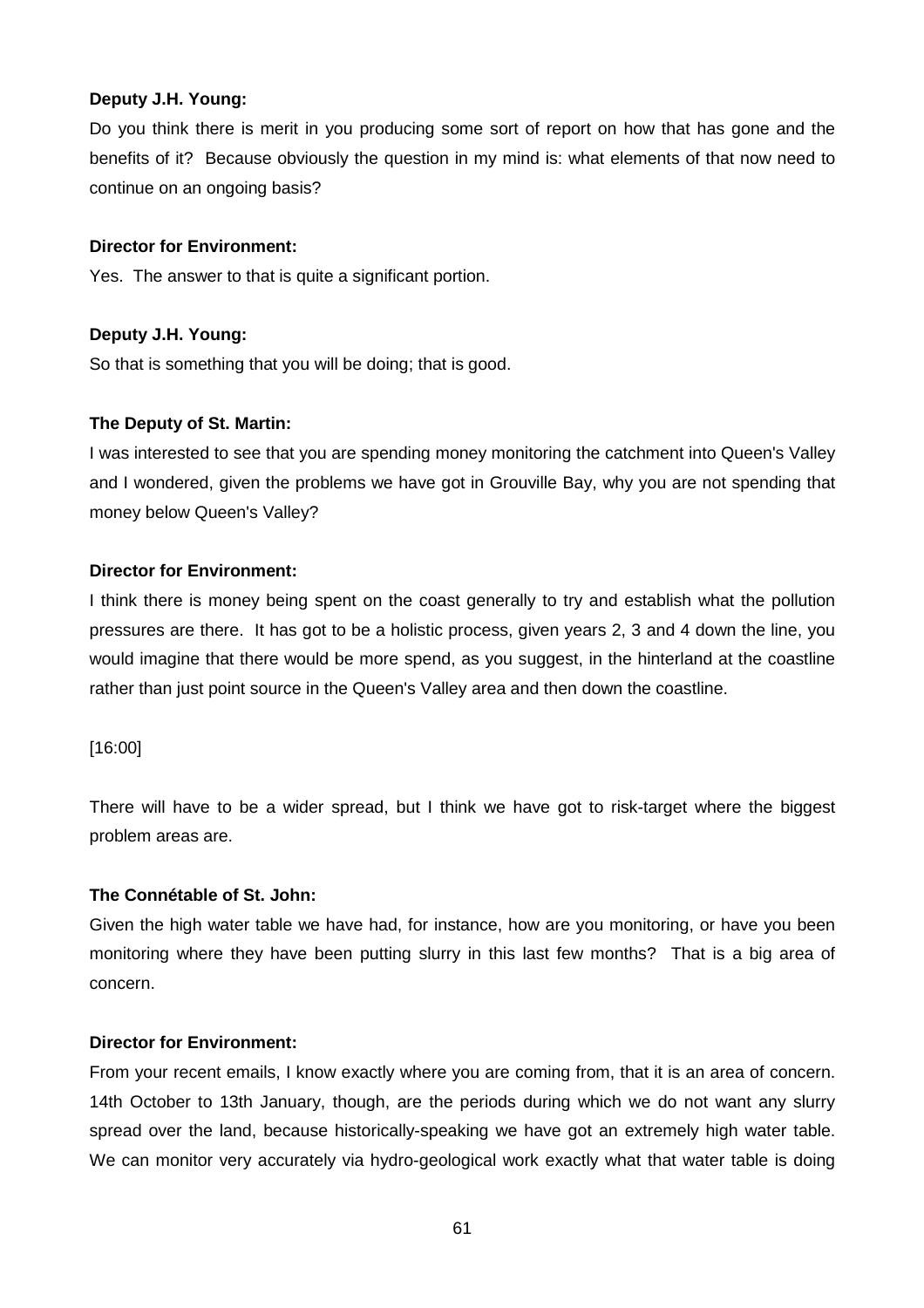**Deputy J.H. Young:**

Do you think there is merit in you producing some sort of report on how that has gone and the benefits of it? Because obviously the question in my mind is: what elements of that now need to continue on an ongoing basis?

**Director for Environment:**

Yes. The answer to that is quite a significant portion.

**Deputy J.H. Young:**

So that is something that you will be doing; that is good.

**The Deputy of St. Martin:**

I was interested to see that you are spending money monitoring the catchment into Queen's Valley and I wondered, given the problems we have got in Grouville Bay, why you are not spending that money below Queen's Valley?

**Director for Environment:**

I think there is money being spent on the coast generally to try and establish what the pollution pressures are there. It has got to be a holistic process, given years 2, 3 and 4 down the line, you would imagine that there would be more spend, as you suggest, in the hinterland at the coastline rather than just point source in the Queen's Valley area and then down the coastline.

[16:00]

There will have to be a wider spread, but I think we have got to risk-target where the biggest problem areas are.

**The Connétable of St. John:**

Given the high water table we have had, for instance, how are you monitoring, or have you been monitoring where they have been putting slurry in this last few months? That is a big area of concern.

**Director for Environment:**

From your recent emails, I know exactly where you are coming from, that it is an area of concern. 14th October to 13th January, though, are the periods during which we do not want any slurry spread over the land, because historically-speaking we have got an extremely high water table. We can monitor very accurately via hydro-geological work exactly what that water table is doing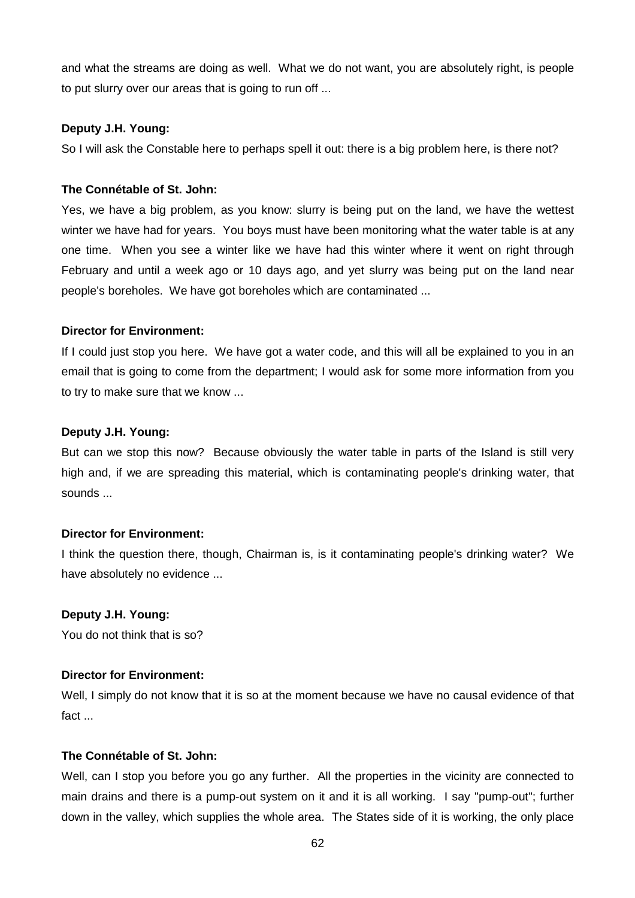and what the streams are doing as well. What we do not want, you are absolutely right, is people to put slurry over our areas that is going to run off ...

**Deputy J.H. Young:**

So I will ask the Constable here to perhaps spell it out: there is a big problem here, is there not?

**The Connétable of St. John:**

Yes, we have a big problem, as you know: slurry is being put on the land, we have the wettest winter we have had for years. You boys must have been monitoring what the water table is at any one time. When you see a winter like we have had this winter where it went on right through February and until a week ago or 10 days ago, and yet slurry was being put on the land near people's boreholes. We have got boreholes which are contaminated ...

**Director for Environment:**

If I could just stop you here. We have got a water code, and this will all be explained to you in an email that is going to come from the department; I would ask for some more information from you to try to make sure that we know ...

**Deputy J.H. Young:**

But can we stop this now? Because obviously the water table in parts of the Island is still very high and, if we are spreading this material, which is contaminating people's drinking water, that sounds ...

**Director for Environment:**

I think the question there, though, Chairman is, is it contaminating people's drinking water? We have absolutely no evidence ...

**Deputy J.H. Young:**

You do not think that is so?

**Director for Environment:**

Well, I simply do not know that it is so at the moment because we have no causal evidence of that fact ...

**The Connétable of St. John:**

Well, can I stop you before you go any further. All the properties in the vicinity are connected to main drains and there is a pump-out system on it and it is all working. I say "pump-out"; further down in the valley, which supplies the whole area. The States side of it is working, the only place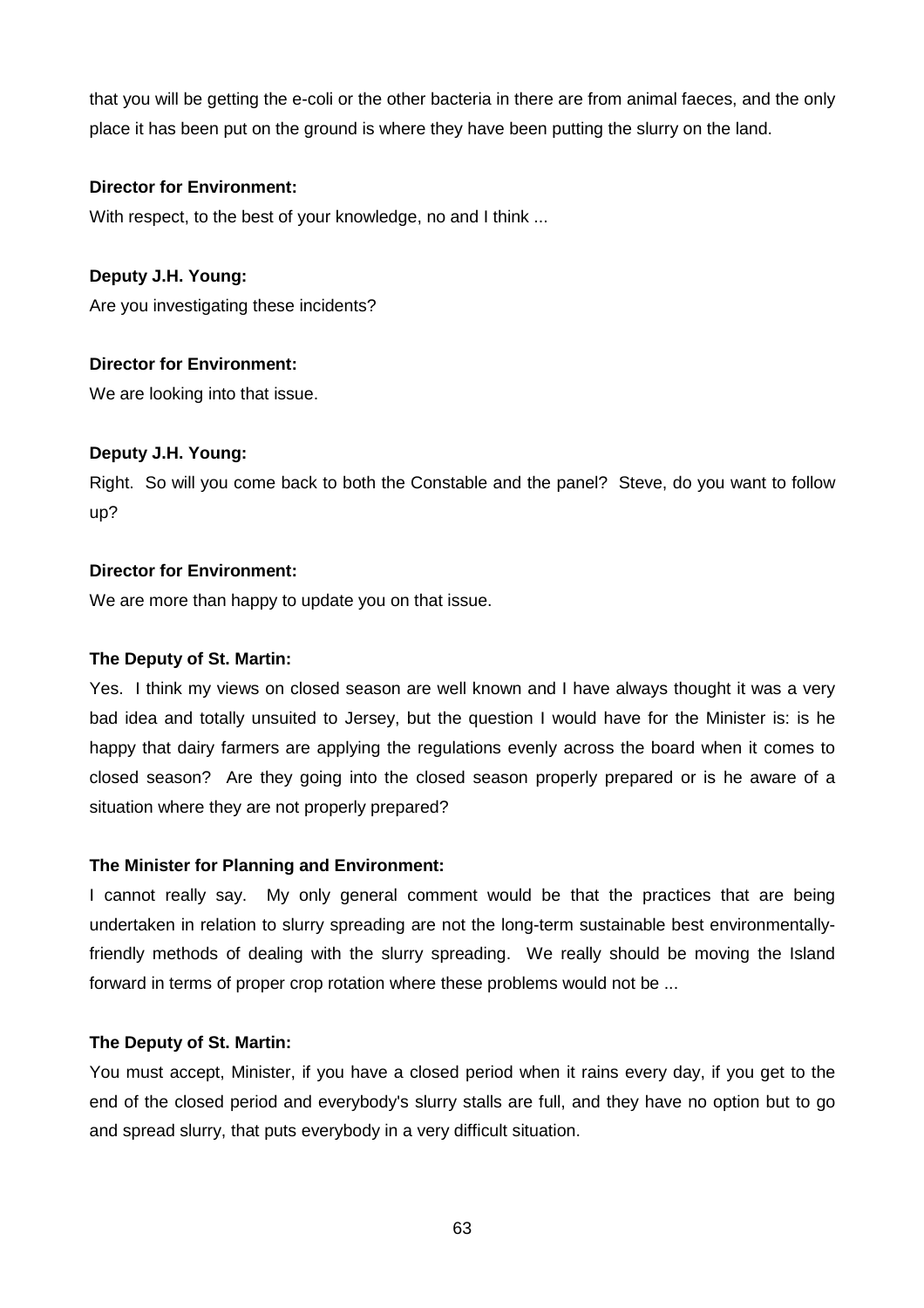that you will be getting the e-coli or the other bacteria in there are from animal faeces, and the only place it has been put on the ground is where they have been putting the slurry on the land.

**Director for Environment:**

With respect, to the best of your knowledge, no and I think ...

**Deputy J.H. Young:**

Are you investigating these incidents?

**Director for Environment:**

We are looking into that issue.

**Deputy J.H. Young:**

Right. So will you come back to both the Constable and the panel? Steve, do you want to follow up?

**Director for Environment:**

We are more than happy to update you on that issue.

**The Deputy of St. Martin:**

Yes. I think my views on closed season are well known and I have always thought it was a very bad idea and totally unsuited to Jersey, but the question I would have for the Minister is: is he happy that dairy farmers are applying the regulations evenly across the board when it comes to closed season? Are they going into the closed season properly prepared or is he aware of a situation where they are not properly prepared?

**The Minister for Planning and Environment:**

I cannot really say. My only general comment would be that the practices that are being undertaken in relation to slurry spreading are not the long-term sustainable best environmentally-friendly methods of dealing with the slurry spreading. We really should be moving the Island forward in terms of proper crop rotation where these problems would not be ...

**The Deputy of St. Martin:**

You must accept, Minister, if you have a closed period when it rains every day, if you get to the end of the closed period and everybody's slurry stalls are full, and they have no option but to go and spread slurry, that puts everybody in a very difficult situation.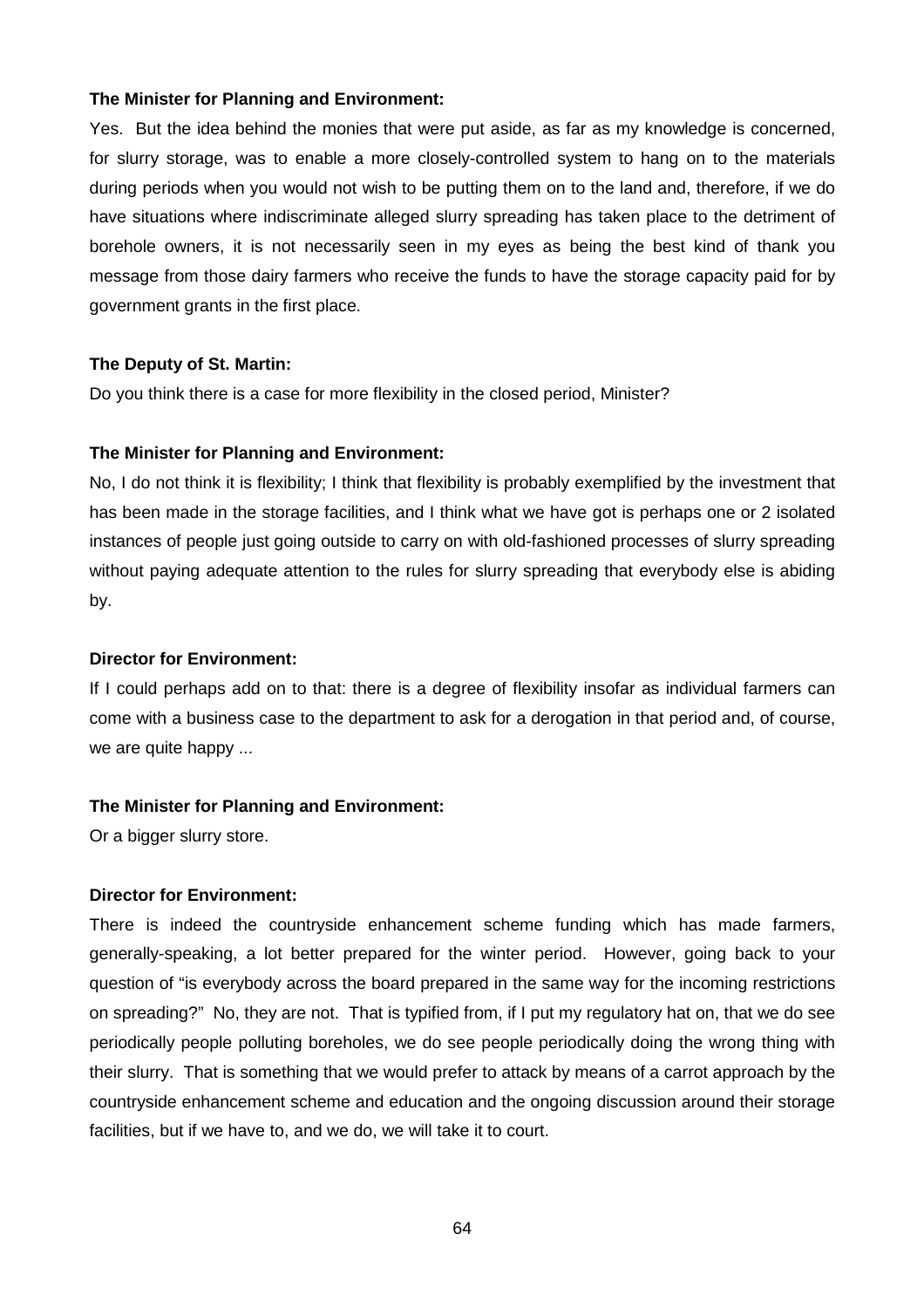**The Minister for Planning and Environment:**

Yes. But the idea behind the monies that were put aside, as far as my knowledge is concerned, for slurry storage, was to enable a more closely-controlled system to hang on to the materials during periods when you would not wish to be putting them on to the land and, therefore, if we do have situations where indiscriminate alleged slurry spreading has taken place to the detriment of borehole owners, it is not necessarily seen in my eyes as being the best kind of thank you message from those dairy farmers who receive the funds to have the storage capacity paid for by government grants in the first place.

**The Deputy of St. Martin:**

Do you think there is a case for more flexibility in the closed period, Minister?

**The Minister for Planning and Environment:**

No, I do not think it is flexibility; I think that flexibility is probably exemplified by the investment that has been made in the storage facilities, and I think what we have got is perhaps one or 2 isolated instances of people just going outside to carry on with old-fashioned processes of slurry spreading without paying adequate attention to the rules for slurry spreading that everybody else is abiding by.

**Director for Environment:**

If I could perhaps add on to that: there is a degree of flexibility insofar as individual farmers can come with a business case to the department to ask for a derogation in that period and, of course, we are quite happy ...

**The Minister for Planning and Environment:**

Or a bigger slurry store.

**Director for Environment:**

There is indeed the countryside enhancement scheme funding which has made farmers, generally-speaking, a lot better prepared for the winter period. However, going back to your question of "is everybody across the board prepared in the same way for the incoming restrictions on spreading?" No, they are not. That is typified from, if I put my regulatory hat on, that we do see periodically people polluting boreholes, we do see people periodically doing the wrong thing with their slurry. That is something that we would prefer to attack by means of a carrot approach by the countryside enhancement scheme and education and the ongoing discussion around their storage facilities, but if we have to, and we do, we will take it to court.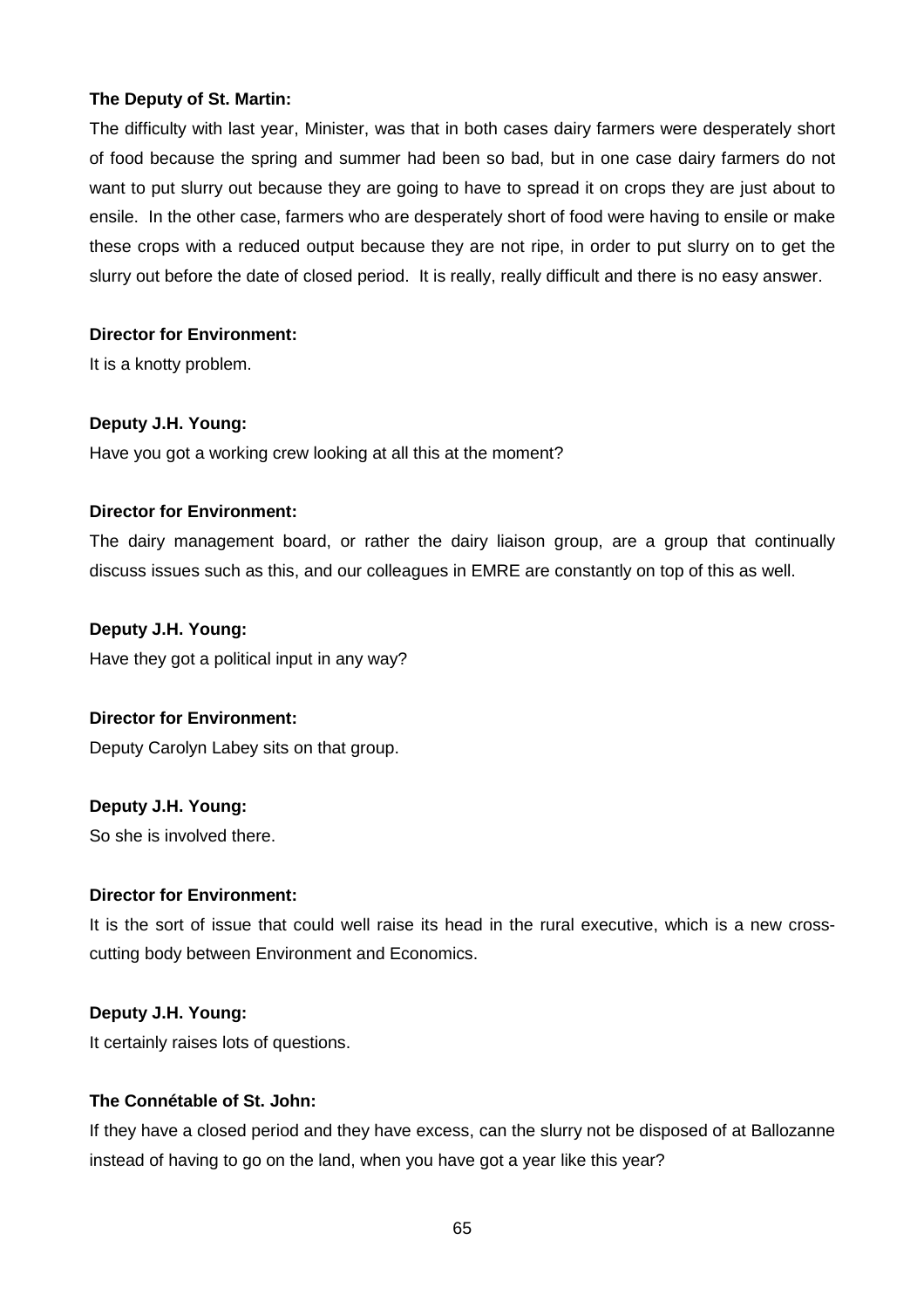**The Deputy of St. Martin:**

The difficulty with last year, Minister, was that in both cases dairy farmers were desperately short of food because the spring and summer had been so bad, but in one case dairy farmers do not want to put slurry out because they are going to have to spread it on crops they are just about to ensile. In the other case, farmers who are desperately short of food were having to ensile or make these crops with a reduced output because they are not ripe, in order to put slurry on to get the slurry out before the date of closed period. It is really, really difficult and there is no easy answer.

**Director for Environment:**

It is a knotty problem.

**Deputy J.H. Young:**

Have you got a working crew looking at all this at the moment?

**Director for Environment:**

The dairy management board, or rather the dairy liaison group, are a group that continually discuss issues such as this, and our colleagues in EMRE are constantly on top of this as well.

**Deputy J.H. Young:**

Have they got a political input in any way?

**Director for Environment:**

Deputy Carolyn Labey sits on that group.

**Deputy J.H. Young:**

So she is involved there.

**Director for Environment:**

It is the sort of issue that could well raise its head in the rural executive, which is a new cross-cutting body between Environment and Economics.

**Deputy J.H. Young:**

It certainly raises lots of questions.

**The Connétable of St. John:**

If they have a closed period and they have excess, can the slurry not be disposed of at Ballozanne instead of having to go on the land, when you have got a year like this year?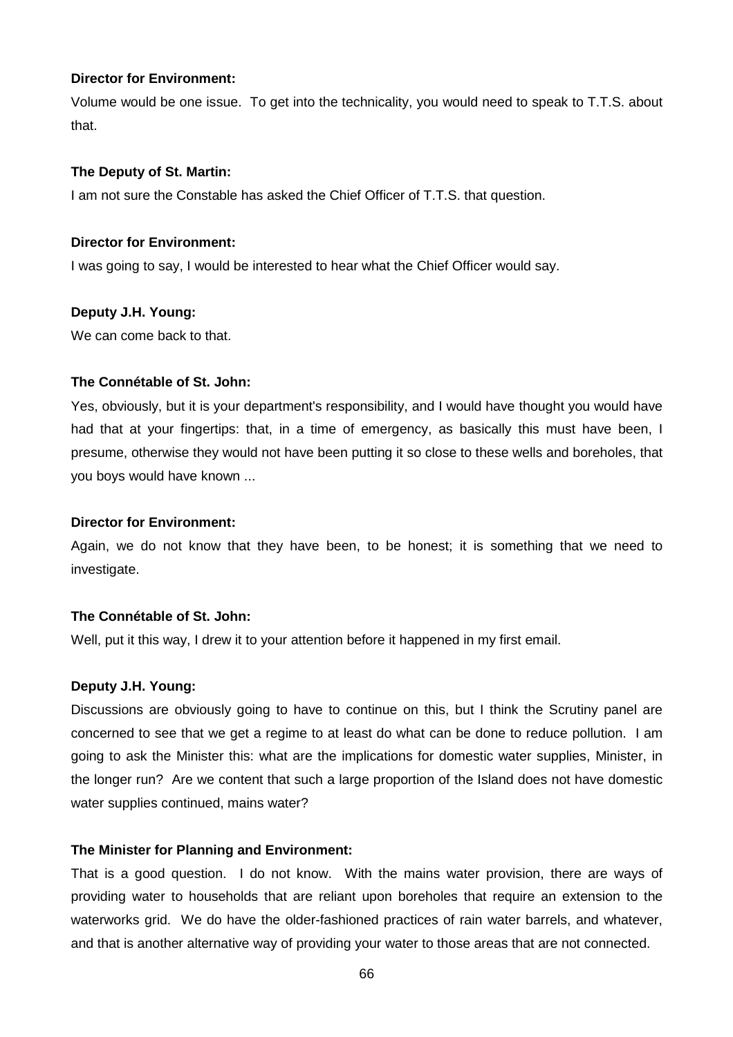**Director for Environment:**

Volume would be one issue. To get into the technicality, you would need to speak to T.T.S. about that.

**The Deputy of St. Martin:**

I am not sure the Constable has asked the Chief Officer of T.T.S. that question.

**Director for Environment:**

I was going to say, I would be interested to hear what the Chief Officer would say.

**Deputy J.H. Young:**

We can come back to that.

**The Connétable of St. John:**

Yes, obviously, but it is your department's responsibility, and I would have thought you would have had that at your fingertips: that, in a time of emergency, as basically this must have been, I presume, otherwise they would not have been putting it so close to these wells and boreholes, that you boys would have known ...

**Director for Environment:**

Again, we do not know that they have been, to be honest; it is something that we need to investigate.

**The Connétable of St. John:**

Well, put it this way, I drew it to your attention before it happened in my first email.

**Deputy J.H. Young:**

Discussions are obviously going to have to continue on this, but I think the Scrutiny panel are concerned to see that we get a regime to at least do what can be done to reduce pollution. I am going to ask the Minister this: what are the implications for domestic water supplies, Minister, in the longer run? Are we content that such a large proportion of the Island does not have domestic water supplies continued, mains water?

**The Minister for Planning and Environment:**

That is a good question. I do not know. With the mains water provision, there are ways of providing water to households that are reliant upon boreholes that require an extension to the waterworks grid. We do have the older-fashioned practices of rain water barrels, and whatever, and that is another alternative way of providing your water to those areas that are not connected.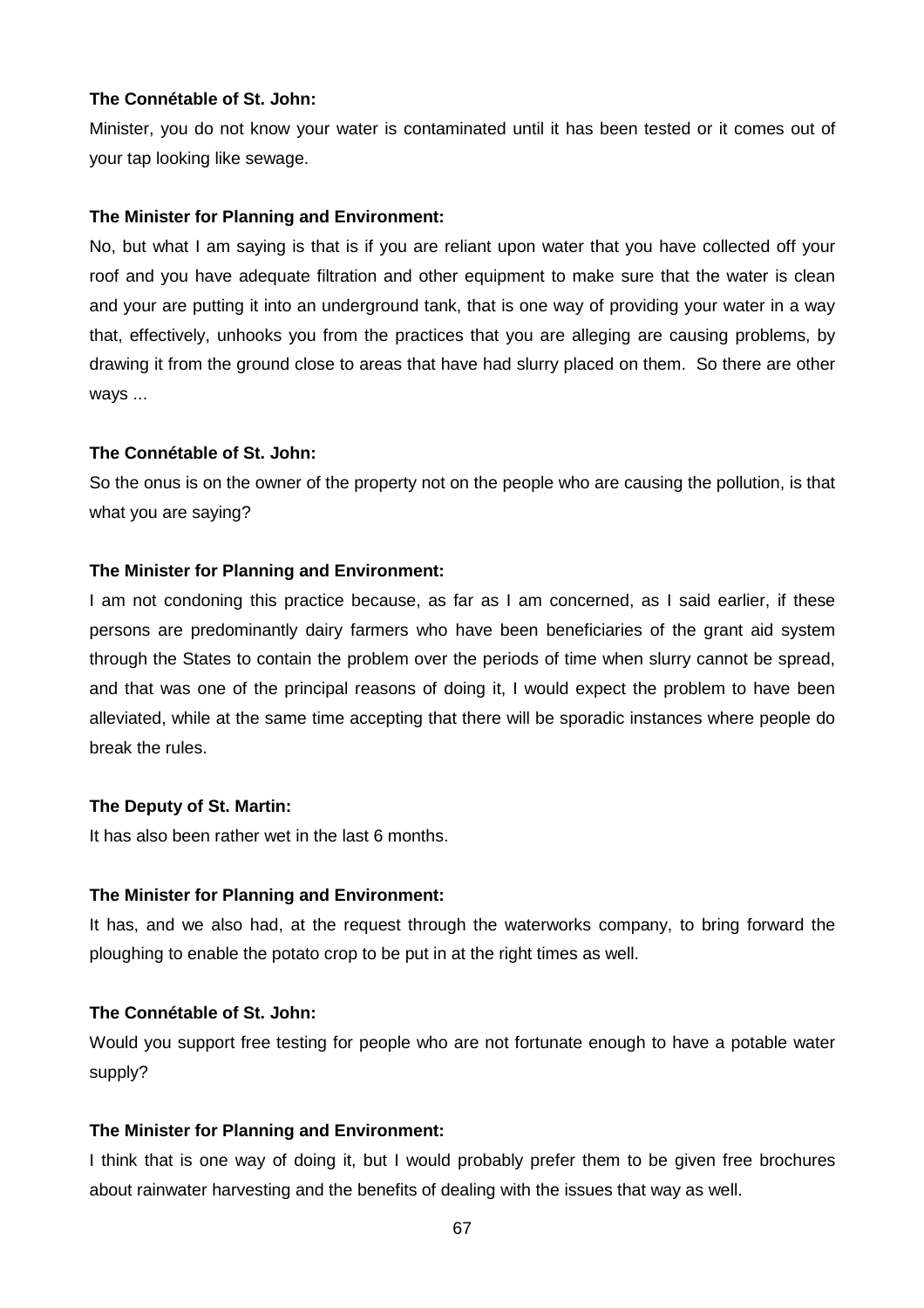**The Connétable of St. John:**

Minister, you do not know your water is contaminated until it has been tested or it comes out of your tap looking like sewage.

**The Minister for Planning and Environment:**

No, but what I am saying is that is if you are reliant upon water that you have collected off your roof and you have adequate filtration and other equipment to make sure that the water is clean and your are putting it into an underground tank, that is one way of providing your water in a way that, effectively, unhooks you from the practices that you are alleging are causing problems, by drawing it from the ground close to areas that have had slurry placed on them. So there are other ways ...

**The Connétable of St. John:**

So the onus is on the owner of the property not on the people who are causing the pollution, is that what you are saying?

**The Minister for Planning and Environment:**

I am not condoning this practice because, as far as I am concerned, as I said earlier, if these persons are predominantly dairy farmers who have been beneficiaries of the grant aid system through the States to contain the problem over the periods of time when slurry cannot be spread, and that was one of the principal reasons of doing it, I would expect the problem to have been alleviated, while at the same time accepting that there will be sporadic instances where people do break the rules.

**The Deputy of St. Martin:**

It has also been rather wet in the last 6 months.

**The Minister for Planning and Environment:**

It has, and we also had, at the request through the waterworks company, to bring forward the ploughing to enable the potato crop to be put in at the right times as well.

**The Connétable of St. John:**

Would you support free testing for people who are not fortunate enough to have a potable water supply?

**The Minister for Planning and Environment:**

I think that is one way of doing it, but I would probably prefer them to be given free brochures about rainwater harvesting and the benefits of dealing with the issues that way as well.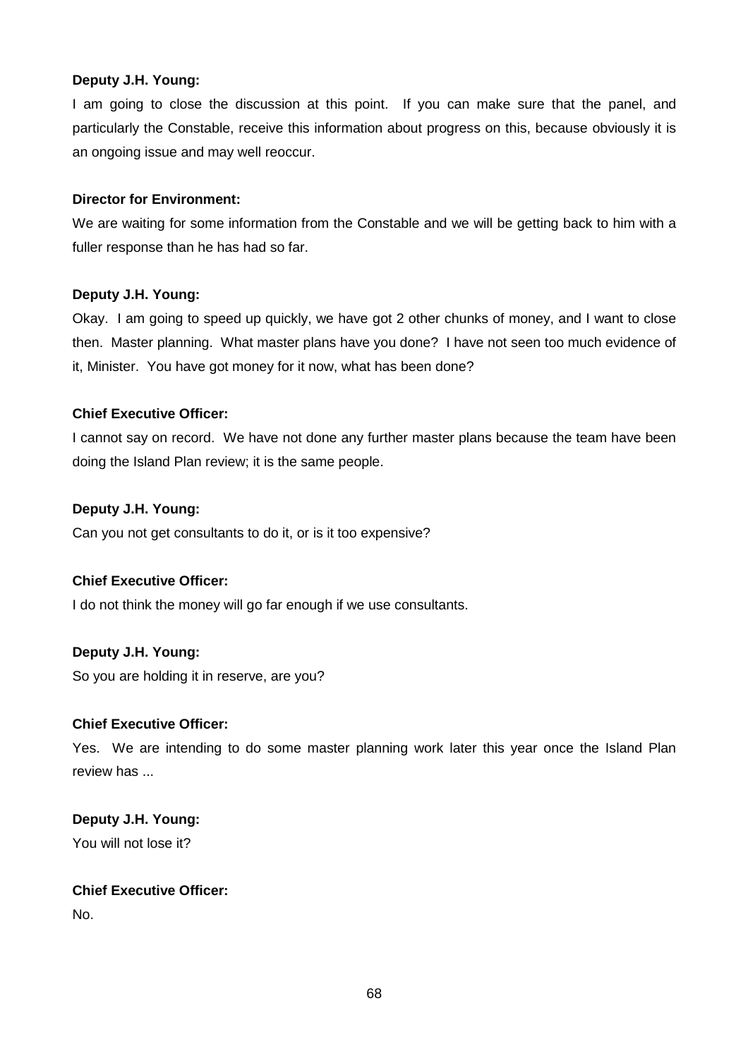**Deputy J.H. Young:**

I am going to close the discussion at this point. If you can make sure that the panel, and particularly the Constable, receive this information about progress on this, because obviously it is an ongoing issue and may well reoccur.

**Director for Environment:**

We are waiting for some information from the Constable and we will be getting back to him with a fuller response than he has had so far.

**Deputy J.H. Young:**

Okay. I am going to speed up quickly, we have got 2 other chunks of money, and I want to close then. Master planning. What master plans have you done? I have not seen too much evidence of it, Minister. You have got money for it now, what has been done?

**Chief Executive Officer:**

I cannot say on record. We have not done any further master plans because the team have been doing the Island Plan review; it is the same people.

**Deputy J.H. Young:**

Can you not get consultants to do it, or is it too expensive?

**Chief Executive Officer:**

I do not think the money will go far enough if we use consultants.

**Deputy J.H. Young:**

So you are holding it in reserve, are you?

**Chief Executive Officer:**

Yes. We are intending to do some master planning work later this year once the Island Plan review has ...

**Deputy J.H. Young:**

You will not lose it?

**Chief Executive Officer:**

No.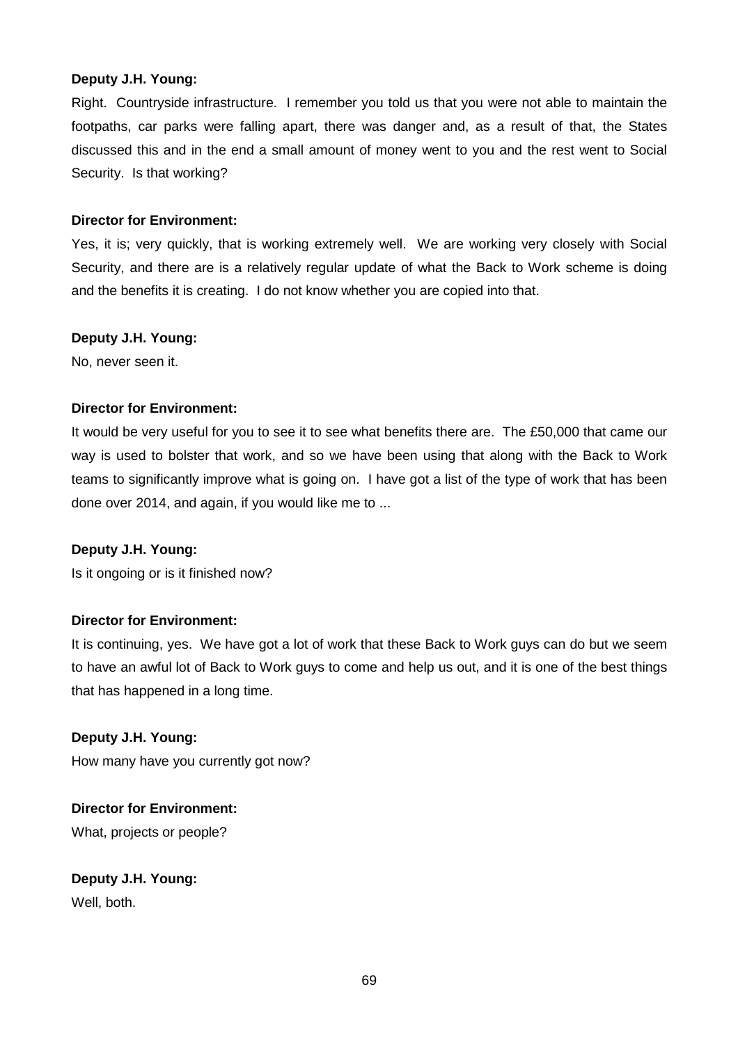**Deputy J.H. Young:**

Right. Countryside infrastructure. I remember you told us that you were not able to maintain the footpaths, car parks were falling apart, there was danger and, as a result of that, the States discussed this and in the end a small amount of money went to you and the rest went to Social Security. Is that working?

**Director for Environment:**

Yes, it is; very quickly, that is working extremely well. We are working very closely with Social Security, and there are is a relatively regular update of what the Back to Work scheme is doing and the benefits it is creating. I do not know whether you are copied into that.

**Deputy J.H. Young:**

No, never seen it.

**Director for Environment:**

It would be very useful for you to see it to see what benefits there are. The £50,000 that came our way is used to bolster that work, and so we have been using that along with the Back to Work teams to significantly improve what is going on. I have got a list of the type of work that has been done over 2014, and again, if you would like me to ...

**Deputy J.H. Young:**

Is it ongoing or is it finished now?

**Director for Environment:**

It is continuing, yes. We have got a lot of work that these Back to Work guys can do but we seem to have an awful lot of Back to Work guys to come and help us out, and it is one of the best things that has happened in a long time.

**Deputy J.H. Young:**

How many have you currently got now?

**Director for Environment:**

What, projects or people?

**Deputy J.H. Young:**

Well, both.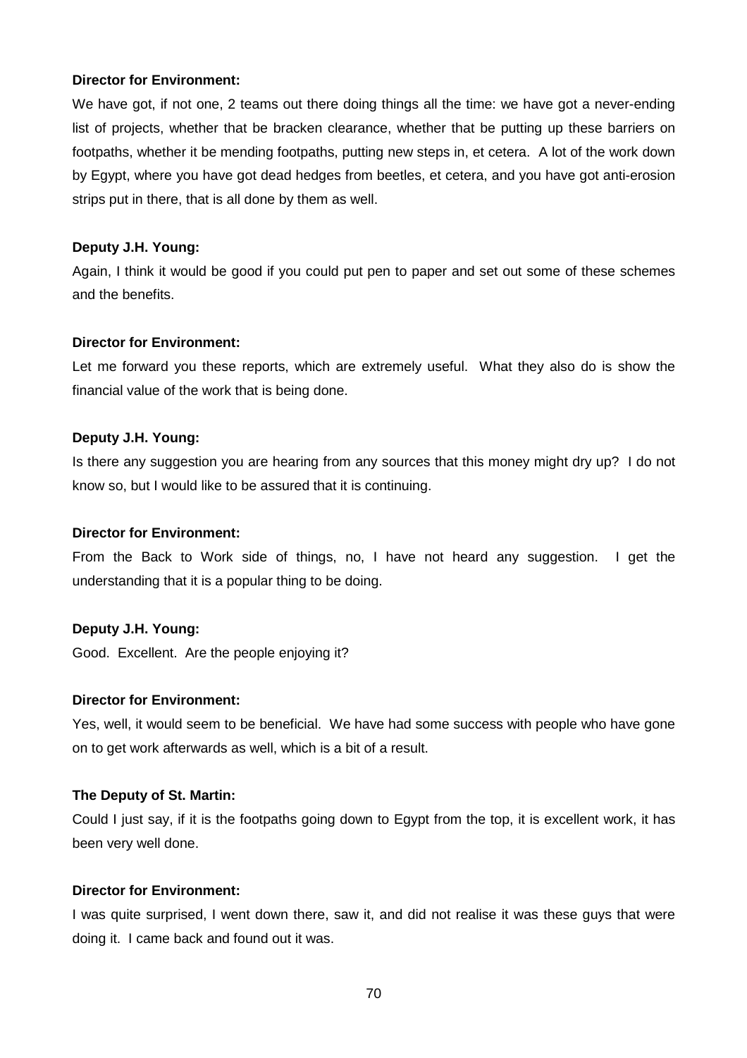**Director for Environment:**

We have got, if not one, 2 teams out there doing things all the time: we have got a never-ending list of projects, whether that be bracken clearance, whether that be putting up these barriers on footpaths, whether it be mending footpaths, putting new steps in, et cetera. A lot of the work down by Egypt, where you have got dead hedges from beetles, et cetera, and you have got anti-erosion strips put in there, that is all done by them as well.

**Deputy J.H. Young:**

Again, I think it would be good if you could put pen to paper and set out some of these schemes and the benefits.

**Director for Environment:**

Let me forward you these reports, which are extremely useful. What they also do is show the financial value of the work that is being done.

**Deputy J.H. Young:**

Is there any suggestion you are hearing from any sources that this money might dry up? I do not know so, but I would like to be assured that it is continuing.

**Director for Environment:**

From the Back to Work side of things, no, I have not heard any suggestion. I get the understanding that it is a popular thing to be doing.

**Deputy J.H. Young:**

Good. Excellent. Are the people enjoying it?

**Director for Environment:**

Yes, well, it would seem to be beneficial. We have had some success with people who have gone on to get work afterwards as well, which is a bit of a result.

**The Deputy of St. Martin:**

Could I just say, if it is the footpaths going down to Egypt from the top, it is excellent work, it has been very well done.

**Director for Environment:**

I was quite surprised, I went down there, saw it, and did not realise it was these guys that were doing it. I came back and found out it was.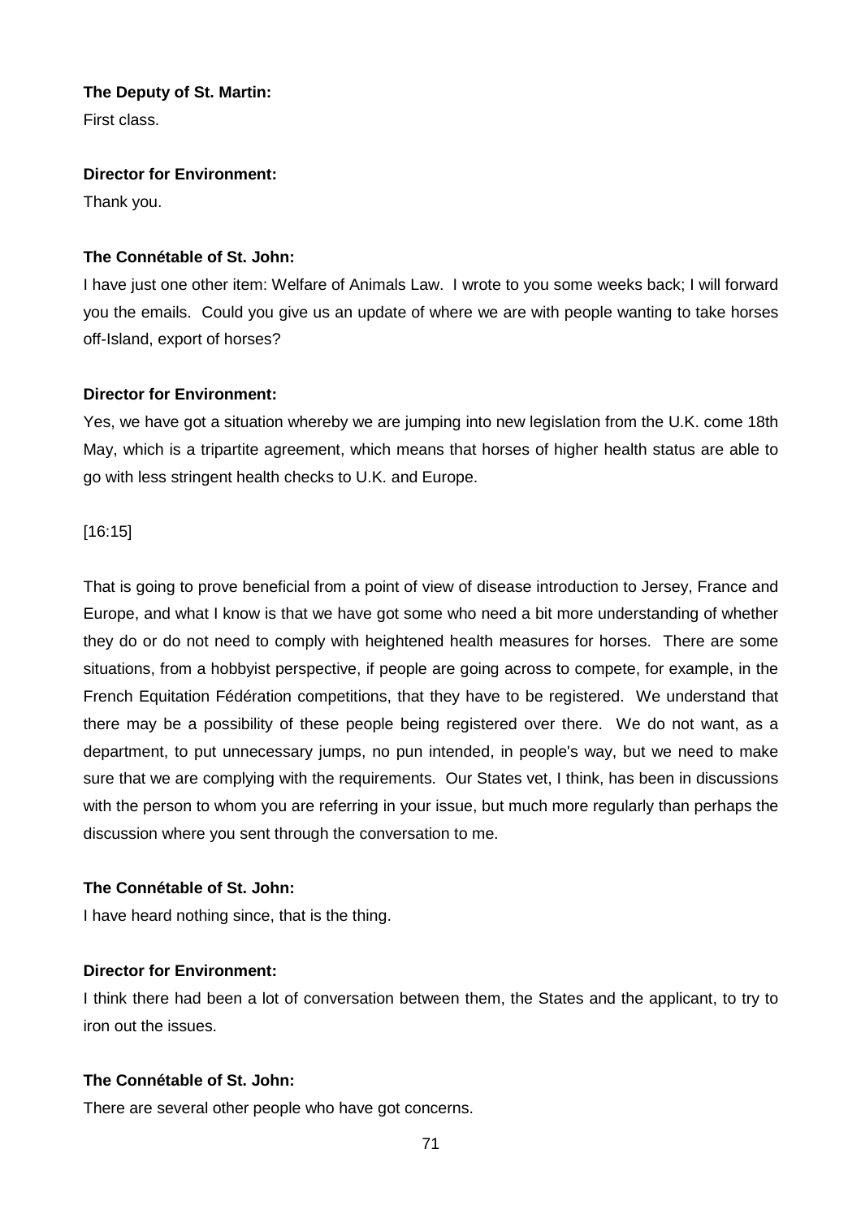**The Deputy of St. Martin:**

First class.

**Director for Environment:**

Thank you.

**The Connétable of St. John:**

I have just one other item: Welfare of Animals Law. I wrote to you some weeks back; I will forward you the emails. Could you give us an update of where we are with people wanting to take horses off-Island, export of horses?

**Director for Environment:**

Yes, we have got a situation whereby we are jumping into new legislation from the U.K. come 18th May, which is a tripartite agreement, which means that horses of higher health status are able to go with less stringent health checks to U.K. and Europe.

[16:15]

That is going to prove beneficial from a point of view of disease introduction to Jersey, France and Europe, and what I know is that we have got some who need a bit more understanding of whether they do or do not need to comply with heightened health measures for horses. There are some situations, from a hobbyist perspective, if people are going across to compete, for example, in the French Equitation Fédération competitions, that they have to be registered. We understand that there may be a possibility of these people being registered over there. We do not want, as a department, to put unnecessary jumps, no pun intended, in people's way, but we need to make sure that we are complying with the requirements. Our States vet, I think, has been in discussions with the person to whom you are referring in your issue, but much more regularly than perhaps the discussion where you sent through the conversation to me.

**The Connétable of St. John:**

I have heard nothing since, that is the thing.

**Director for Environment:**

I think there had been a lot of conversation between them, the States and the applicant, to try to iron out the issues.

**The Connétable of St. John:**

There are several other people who have got concerns.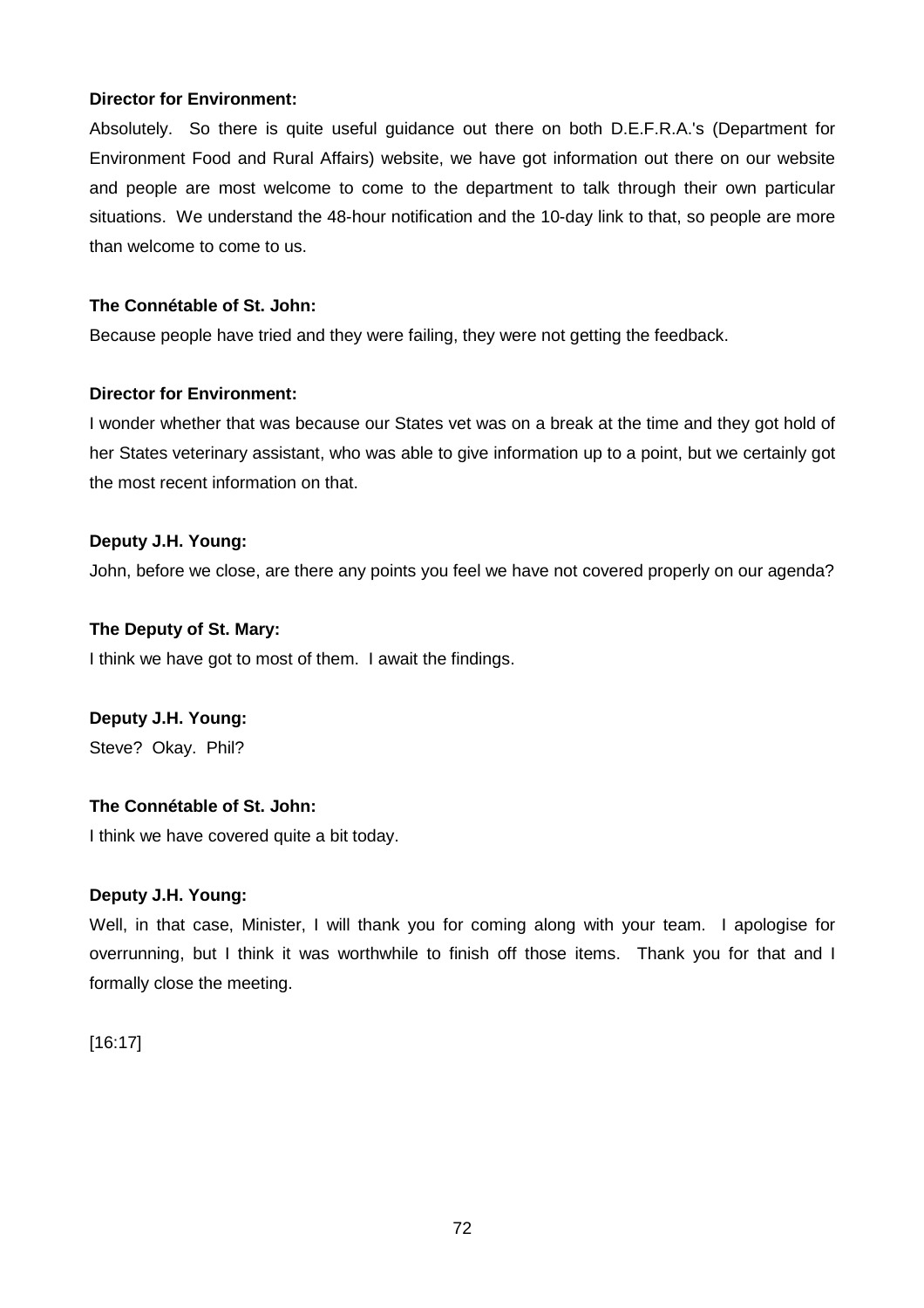**Director for Environment:**

Absolutely. So there is quite useful guidance out there on both D.E.F.R.A.'s (Department for Environment Food and Rural Affairs) website, we have got information out there on our website and people are most welcome to come to the department to talk through their own particular situations. We understand the 48-hour notification and the 10-day link to that, so people are more than welcome to come to us.

**The Connétable of St. John:**

Because people have tried and they were failing, they were not getting the feedback.

**Director for Environment:**

I wonder whether that was because our States vet was on a break at the time and they got hold of her States veterinary assistant, who was able to give information up to a point, but we certainly got the most recent information on that.

**Deputy J.H. Young:**

John, before we close, are there any points you feel we have not covered properly on our agenda?

**The Deputy of St. Mary:**

I think we have got to most of them. I await the findings.

**Deputy J.H. Young:**

Steve? Okay. Phil?

**The Connétable of St. John:**

I think we have covered quite a bit today.

**Deputy J.H. Young:**

Well, in that case, Minister, I will thank you for coming along with your team. I apologise for overrunning, but I think it was worthwhile to finish off those items. Thank you for that and I formally close the meeting.

[16:17]